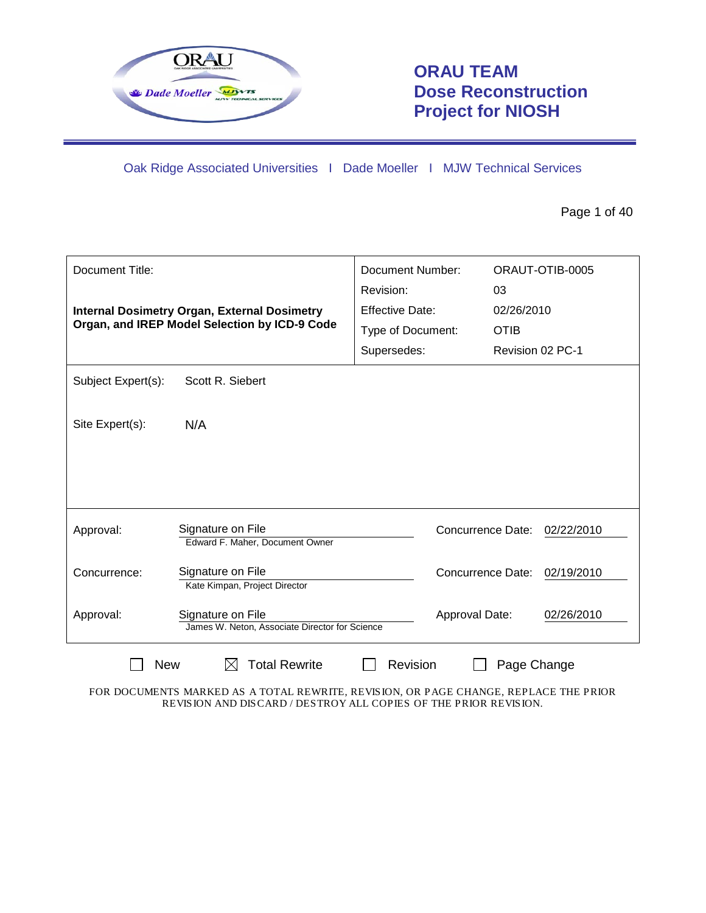# ORAU TEAM Dose Reconstruction Project for NIOSH

Oak Ridge Associated Universities I Dade Moeller I MJW Technical Services

| Document Title: | | Document Number: | ORAUT-OTIB-0005 |
|---|---|---|---|
| **Internal Dosimetry Organ, External Dosimetry Organ, and IREP Model Selection by ICD-9 Code** | | Revision: | 03 |
| | | Effective Date: | 02/26/2010 |
| | | Type of Document: | OTIB |
| | | Supersedes: | Revision 02 PC-1 |

Subject Expert(s): Scott R. Siebert

Site Expert(s): N/A

| | | | |
|---|---|---|---|
| Approval: | Signature on File<br>Edward F. Maher, Document Owner | Concurrence Date: | 02/22/2010 |
| Concurrence: | Signature on File<br>Kate Kimpan, Project Director | Concurrence Date: | 02/19/2010 |
| Approval: | Signature on File<br>James W. Neton, Associate Director for Science | Approval Date: | 02/26/2010 |

☐ New ☒ Total Rewrite ☐ Revision ☐ Page Change

FOR DOCUMENTS MARKED AS A TOTAL REWRITE, REVISION, OR PAGE CHANGE, REPLACE THE PRIOR REVISION AND DISCARD / DESTROY ALL COPIES OF THE PRIOR REVISION.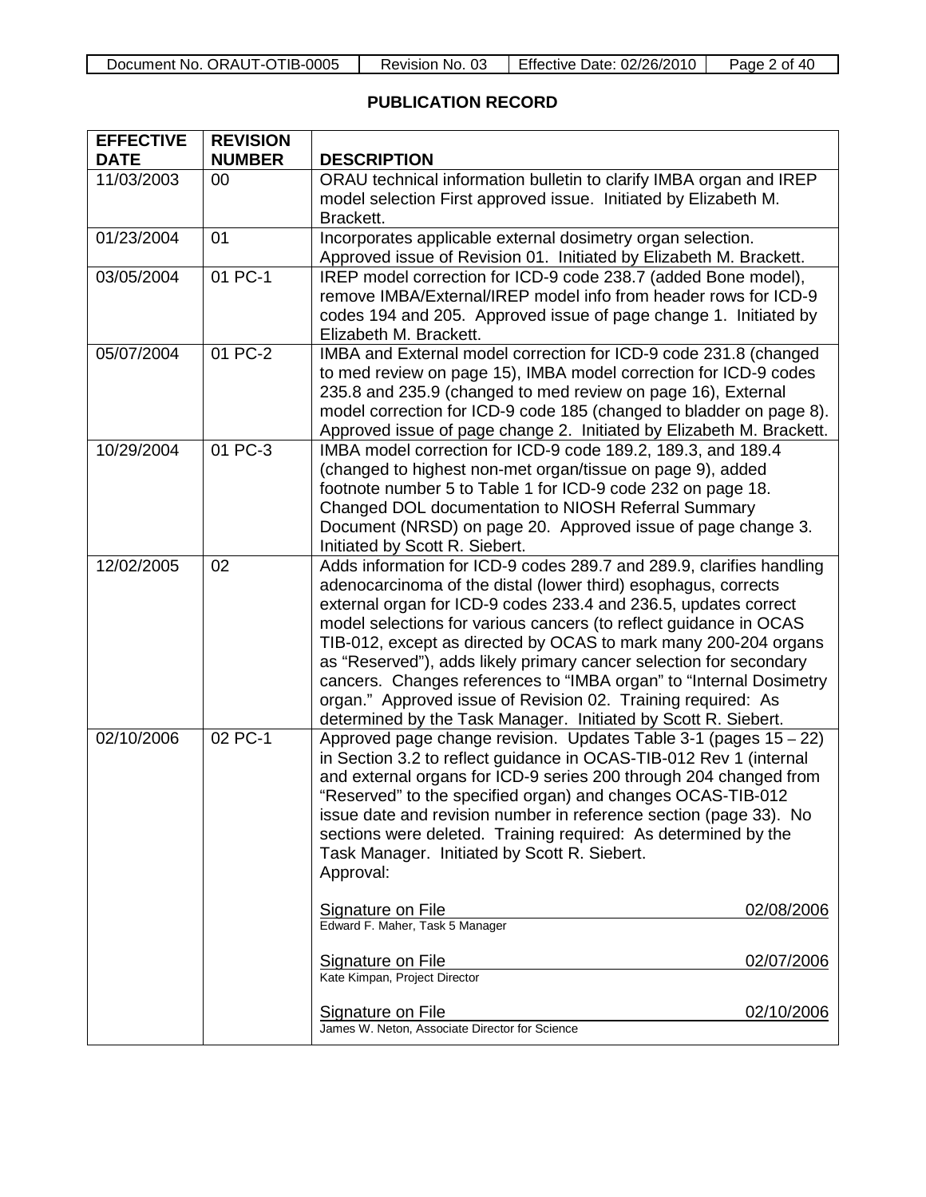## PUBLICATION RECORD

| EFFECTIVE DATE | REVISION NUMBER | DESCRIPTION |
|---|---|---|
| 11/03/2003 | 00 | ORAU technical information bulletin to clarify IMBA organ and IREP model selection First approved issue. Initiated by Elizabeth M. Brackett. |
| 01/23/2004 | 01 | Incorporates applicable external dosimetry organ selection. Approved issue of Revision 01. Initiated by Elizabeth M. Brackett. |
| 03/05/2004 | 01 PC-1 | IREP model correction for ICD-9 code 238.7 (added Bone model), remove IMBA/External/IREP model info from header rows for ICD-9 codes 194 and 205. Approved issue of page change 1. Initiated by Elizabeth M. Brackett. |
| 05/07/2004 | 01 PC-2 | IMBA and External model correction for ICD-9 code 231.8 (changed to med review on page 15), IMBA model correction for ICD-9 codes 235.8 and 235.9 (changed to med review on page 16), External model correction for ICD-9 code 185 (changed to bladder on page 8). Approved issue of page change 2. Initiated by Elizabeth M. Brackett. |
| 10/29/2004 | 01 PC-3 | IMBA model correction for ICD-9 code 189.2, 189.3, and 189.4 (changed to highest non-met organ/tissue on page 9), added footnote number 5 to Table 1 for ICD-9 code 232 on page 18. Changed DOL documentation to NIOSH Referral Summary Document (NRSD) on page 20. Approved issue of page change 3. Initiated by Scott R. Siebert. |
| 12/02/2005 | 02 | Adds information for ICD-9 codes 289.7 and 289.9, clarifies handling adenocarcinoma of the distal (lower third) esophagus, corrects external organ for ICD-9 codes 233.4 and 236.5, updates correct model selections for various cancers (to reflect guidance in OCAS TIB-012, except as directed by OCAS to mark many 200-204 organs as "Reserved"), adds likely primary cancer selection for secondary cancers. Changes references to "IMBA organ" to "Internal Dosimetry organ." Approved issue of Revision 02. Training required: As determined by the Task Manager. Initiated by Scott R. Siebert. |
| 02/10/2006 | 02 PC-1 | Approved page change revision. Updates Table 3-1 (pages 15 – 22) in Section 3.2 to reflect guidance in OCAS-TIB-012 Rev 1 (internal and external organs for ICD-9 series 200 through 204 changed from "Reserved" to the specified organ) and changes OCAS-TIB-012 issue date and revision number in reference section (page 33). No sections were deleted. Training required: As determined by the Task Manager. Initiated by Scott R. Siebert.<br>Approval:<br><br>Signature on File 02/08/2006<br>Edward F. Maher, Task 5 Manager<br><br>Signature on File 02/07/2006<br>Kate Kimpan, Project Director<br><br>Signature on File 02/10/2006<br>James W. Neton, Associate Director for Science |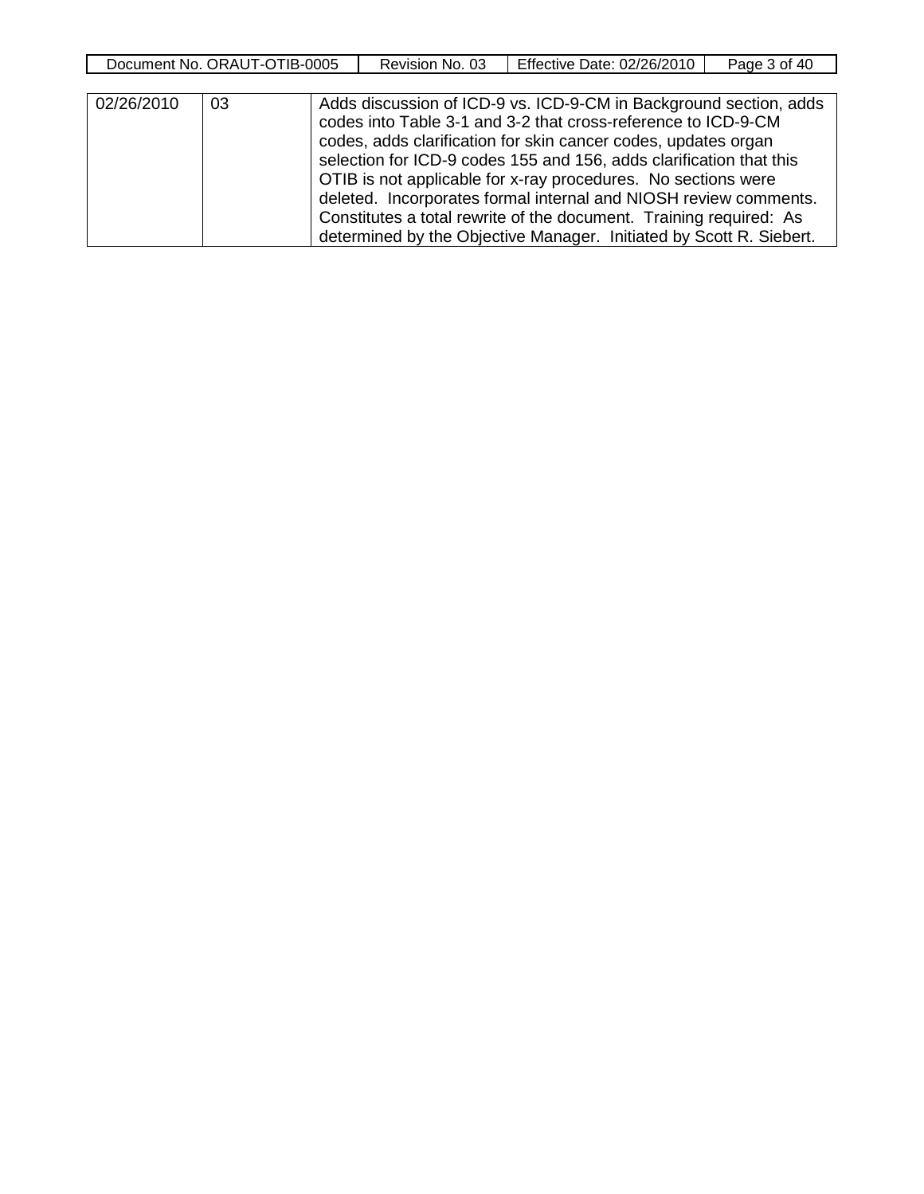| | | |
|---|---|---|
| 02/26/2010 | 03 | Adds discussion of ICD-9 vs. ICD-9-CM in Background section, adds codes into Table 3-1 and 3-2 that cross-reference to ICD-9-CM codes, adds clarification for skin cancer codes, updates organ selection for ICD-9 codes 155 and 156, adds clarification that this OTIB is not applicable for x-ray procedures. No sections were deleted. Incorporates formal internal and NIOSH review comments. Constitutes a total rewrite of the document. Training required: As determined by the Objective Manager. Initiated by Scott R. Siebert. |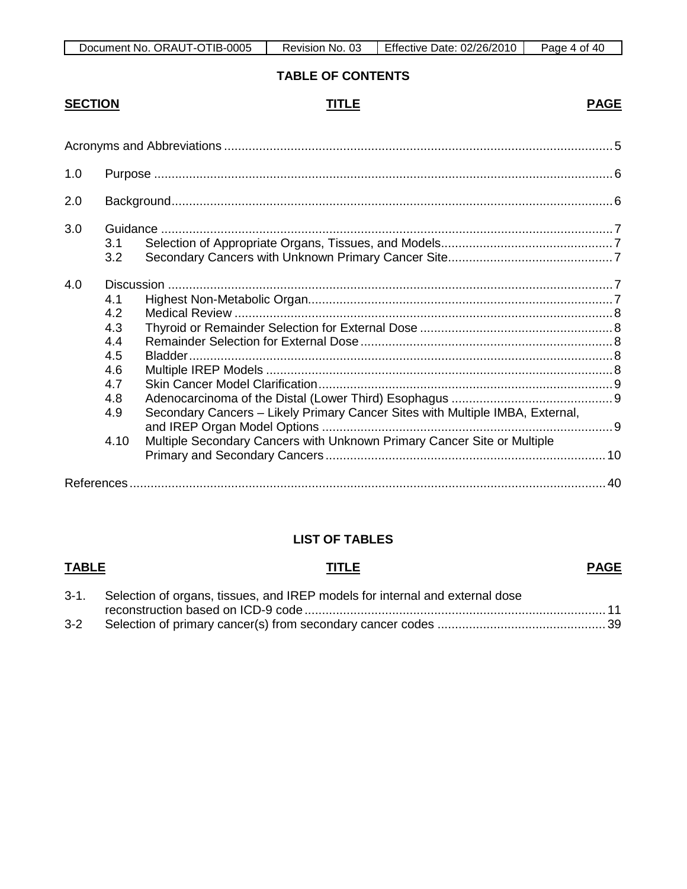## TABLE OF CONTENTS

| SECTION | TITLE | PAGE |
|---|---|---|
| | Acronyms and Abbreviations | 5 |
| 1.0 | Purpose | 6 |
| 2.0 | Background | 6 |
| 3.0 | Guidance | 7 |
| 3.1 | Selection of Appropriate Organs, Tissues, and Models | 7 |
| 3.2 | Secondary Cancers with Unknown Primary Cancer Site | 7 |
| 4.0 | Discussion | 7 |
| 4.1 | Highest Non-Metabolic Organ | 7 |
| 4.2 | Medical Review | 8 |
| 4.3 | Thyroid or Remainder Selection for External Dose | 8 |
| 4.4 | Remainder Selection for External Dose | 8 |
| 4.5 | Bladder | 8 |
| 4.6 | Multiple IREP Models | 8 |
| 4.7 | Skin Cancer Model Clarification | 9 |
| 4.8 | Adenocarcinoma of the Distal (Lower Third) Esophagus | 9 |
| 4.9 | Secondary Cancers – Likely Primary Cancer Sites with Multiple IMBA, External, and IREP Organ Model Options | 9 |
| 4.10 | Multiple Secondary Cancers with Unknown Primary Cancer Site or Multiple Primary and Secondary Cancers | 10 |
| | References | 40 |

## LIST OF TABLES

| TABLE | TITLE | PAGE |
|---|---|---|
| 3-1. | Selection of organs, tissues, and IREP models for internal and external dose reconstruction based on ICD-9 code | 11 |
| 3-2 | Selection of primary cancer(s) from secondary cancer codes | 39 |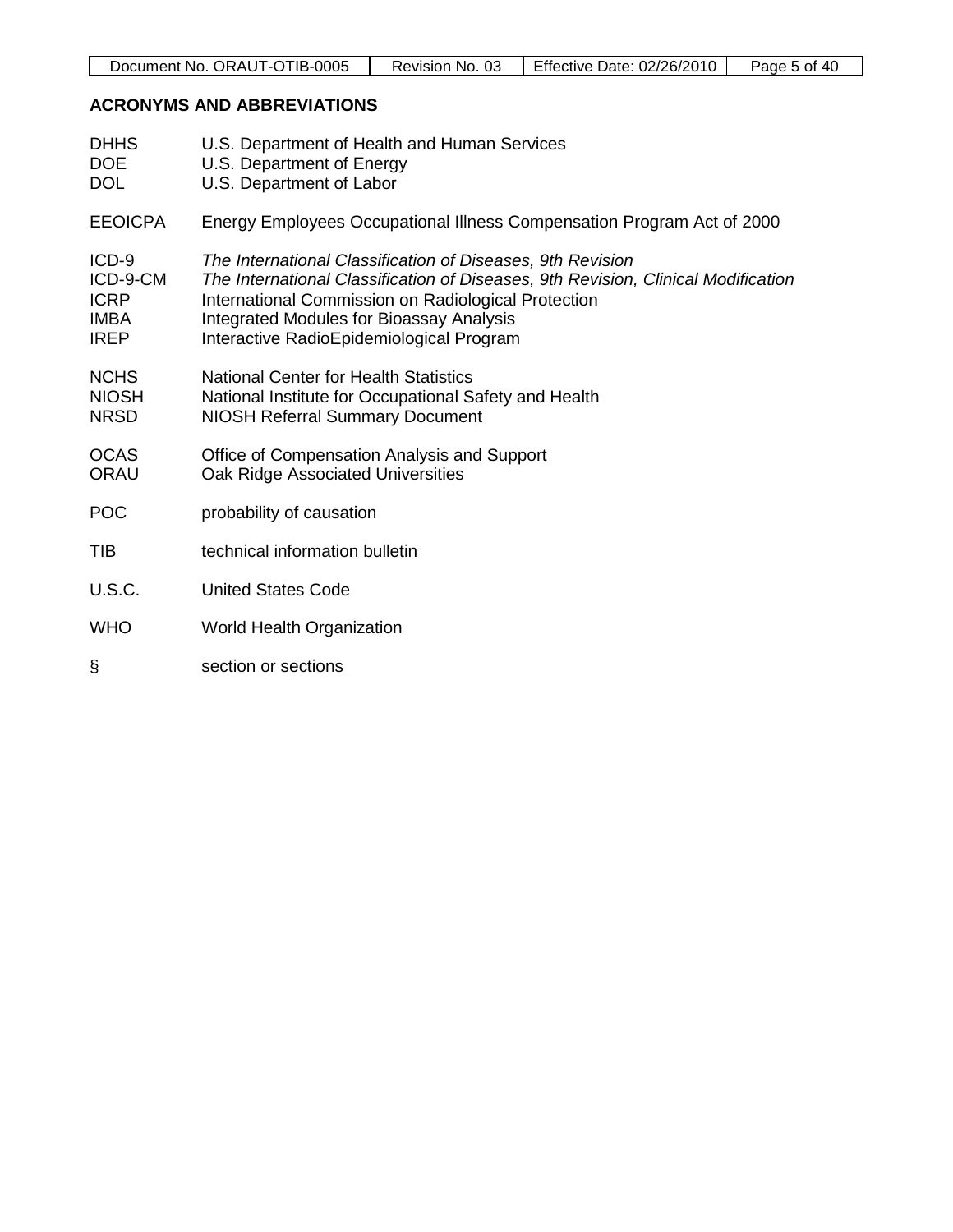## ACRONYMS AND ABBREVIATIONS

| | |
|---|---|
| DHHS | U.S. Department of Health and Human Services |
| DOE | U.S. Department of Energy |
| DOL | U.S. Department of Labor |
| EEOICPA | Energy Employees Occupational Illness Compensation Program Act of 2000 |
| ICD-9 | *The International Classification of Diseases, 9th Revision* |
| ICD-9-CM | *The International Classification of Diseases, 9th Revision, Clinical Modification* |
| ICRP | International Commission on Radiological Protection |
| IMBA | Integrated Modules for Bioassay Analysis |
| IREP | Interactive RadioEpidemiological Program |
| NCHS | National Center for Health Statistics |
| NIOSH | National Institute for Occupational Safety and Health |
| NRSD | NIOSH Referral Summary Document |
| OCAS | Office of Compensation Analysis and Support |
| ORAU | Oak Ridge Associated Universities |
| POC | probability of causation |
| TIB | technical information bulletin |
| U.S.C. | United States Code |
| WHO | World Health Organization |
| § | section or sections |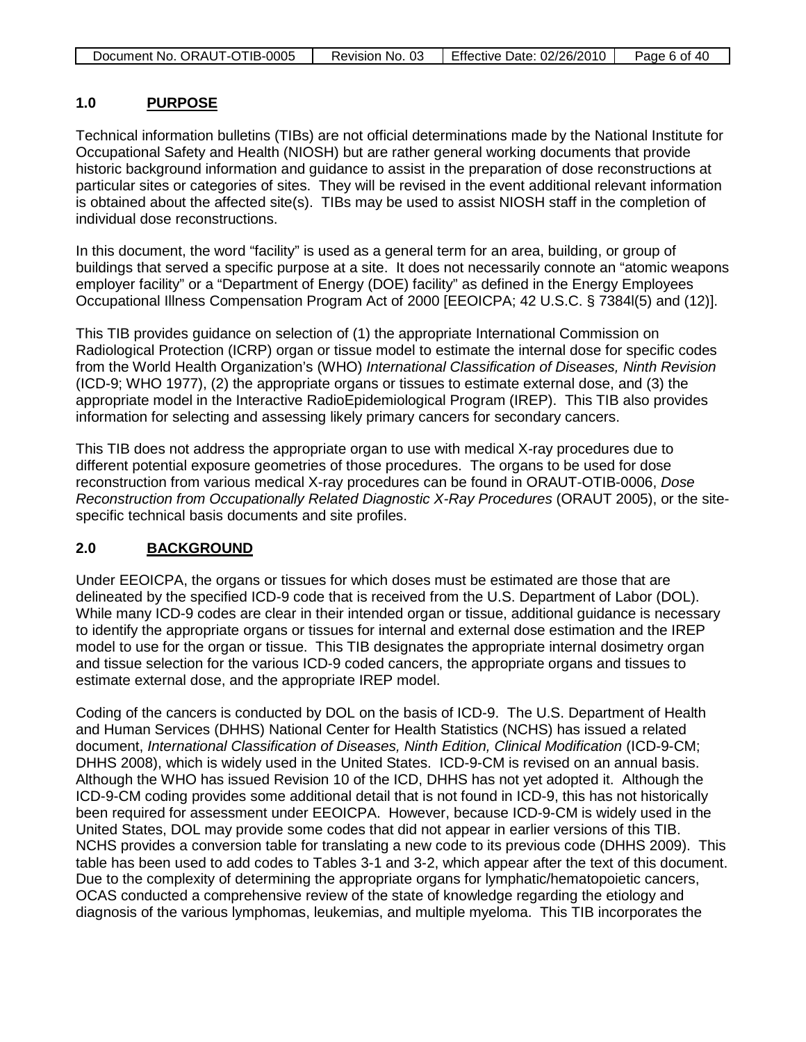## 1.0 PURPOSE

Technical information bulletins (TIBs) are not official determinations made by the National Institute for Occupational Safety and Health (NIOSH) but are rather general working documents that provide historic background information and guidance to assist in the preparation of dose reconstructions at particular sites or categories of sites. They will be revised in the event additional relevant information is obtained about the affected site(s). TIBs may be used to assist NIOSH staff in the completion of individual dose reconstructions.

In this document, the word "facility" is used as a general term for an area, building, or group of buildings that served a specific purpose at a site. It does not necessarily connote an "atomic weapons employer facility" or a "Department of Energy (DOE) facility" as defined in the Energy Employees Occupational Illness Compensation Program Act of 2000 [EEOICPA; 42 U.S.C. § 7384l(5) and (12)].

This TIB provides guidance on selection of (1) the appropriate International Commission on Radiological Protection (ICRP) organ or tissue model to estimate the internal dose for specific codes from the World Health Organization's (WHO) *International Classification of Diseases, Ninth Revision* (ICD-9; WHO 1977), (2) the appropriate organs or tissues to estimate external dose, and (3) the appropriate model in the Interactive RadioEpidemiological Program (IREP). This TIB also provides information for selecting and assessing likely primary cancers for secondary cancers.

This TIB does not address the appropriate organ to use with medical X-ray procedures due to different potential exposure geometries of those procedures. The organs to be used for dose reconstruction from various medical X-ray procedures can be found in ORAUT-OTIB-0006, *Dose Reconstruction from Occupationally Related Diagnostic X-Ray Procedures* (ORAUT 2005), or the site-specific technical basis documents and site profiles.

## 2.0 BACKGROUND

Under EEOICPA, the organs or tissues for which doses must be estimated are those that are delineated by the specified ICD-9 code that is received from the U.S. Department of Labor (DOL). While many ICD-9 codes are clear in their intended organ or tissue, additional guidance is necessary to identify the appropriate organs or tissues for internal and external dose estimation and the IREP model to use for the organ or tissue. This TIB designates the appropriate internal dosimetry organ and tissue selection for the various ICD-9 coded cancers, the appropriate organs and tissues to estimate external dose, and the appropriate IREP model.

Coding of the cancers is conducted by DOL on the basis of ICD-9. The U.S. Department of Health and Human Services (DHHS) National Center for Health Statistics (NCHS) has issued a related document, *International Classification of Diseases, Ninth Edition, Clinical Modification* (ICD-9-CM; DHHS 2008), which is widely used in the United States. ICD-9-CM is revised on an annual basis. Although the WHO has issued Revision 10 of the ICD, DHHS has not yet adopted it. Although the ICD-9-CM coding provides some additional detail that is not found in ICD-9, this has not historically been required for assessment under EEOICPA. However, because ICD-9-CM is widely used in the United States, DOL may provide some codes that did not appear in earlier versions of this TIB. NCHS provides a conversion table for translating a new code to its previous code (DHHS 2009). This table has been used to add codes to Tables 3-1 and 3-2, which appear after the text of this document. Due to the complexity of determining the appropriate organs for lymphatic/hematopoietic cancers, OCAS conducted a comprehensive review of the state of knowledge regarding the etiology and diagnosis of the various lymphomas, leukemias, and multiple myeloma. This TIB incorporates the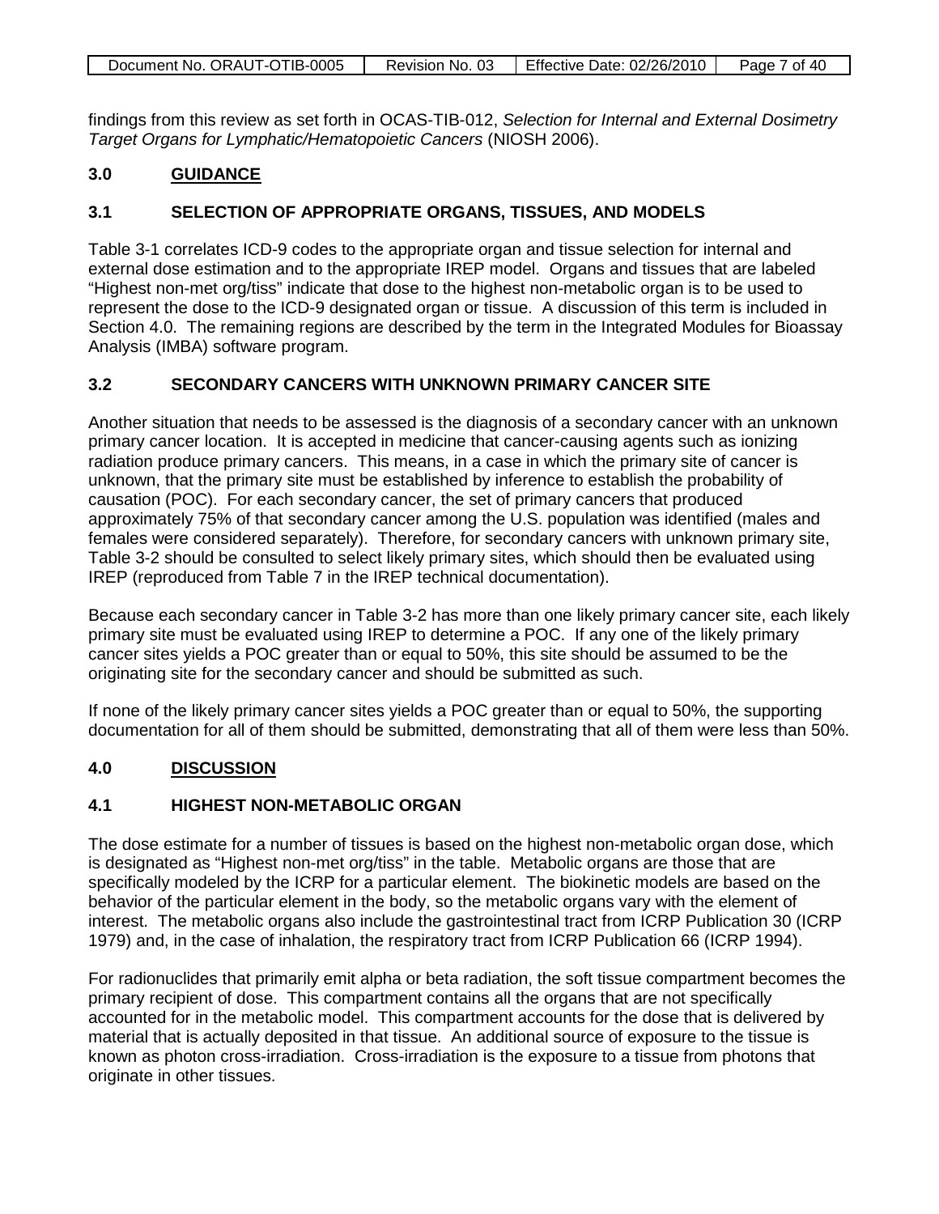findings from this review as set forth in OCAS-TIB-012, *Selection for Internal and External Dosimetry Target Organs for Lymphatic/Hematopoietic Cancers* (NIOSH 2006).

## 3.0 GUIDANCE

### 3.1 SELECTION OF APPROPRIATE ORGANS, TISSUES, AND MODELS

Table 3-1 correlates ICD-9 codes to the appropriate organ and tissue selection for internal and external dose estimation and to the appropriate IREP model. Organs and tissues that are labeled "Highest non-met org/tiss" indicate that dose to the highest non-metabolic organ is to be used to represent the dose to the ICD-9 designated organ or tissue. A discussion of this term is included in Section 4.0. The remaining regions are described by the term in the Integrated Modules for Bioassay Analysis (IMBA) software program.

### 3.2 SECONDARY CANCERS WITH UNKNOWN PRIMARY CANCER SITE

Another situation that needs to be assessed is the diagnosis of a secondary cancer with an unknown primary cancer location. It is accepted in medicine that cancer-causing agents such as ionizing radiation produce primary cancers. This means, in a case in which the primary site of cancer is unknown, that the primary site must be established by inference to establish the probability of causation (POC). For each secondary cancer, the set of primary cancers that produced approximately 75% of that secondary cancer among the U.S. population was identified (males and females were considered separately). Therefore, for secondary cancers with unknown primary site, Table 3-2 should be consulted to select likely primary sites, which should then be evaluated using IREP (reproduced from Table 7 in the IREP technical documentation).

Because each secondary cancer in Table 3-2 has more than one likely primary cancer site, each likely primary site must be evaluated using IREP to determine a POC. If any one of the likely primary cancer sites yields a POC greater than or equal to 50%, this site should be assumed to be the originating site for the secondary cancer and should be submitted as such.

If none of the likely primary cancer sites yields a POC greater than or equal to 50%, the supporting documentation for all of them should be submitted, demonstrating that all of them were less than 50%.

## 4.0 DISCUSSION

### 4.1 HIGHEST NON-METABOLIC ORGAN

The dose estimate for a number of tissues is based on the highest non-metabolic organ dose, which is designated as "Highest non-met org/tiss" in the table. Metabolic organs are those that are specifically modeled by the ICRP for a particular element. The biokinetic models are based on the behavior of the particular element in the body, so the metabolic organs vary with the element of interest. The metabolic organs also include the gastrointestinal tract from ICRP Publication 30 (ICRP 1979) and, in the case of inhalation, the respiratory tract from ICRP Publication 66 (ICRP 1994).

For radionuclides that primarily emit alpha or beta radiation, the soft tissue compartment becomes the primary recipient of dose. This compartment contains all the organs that are not specifically accounted for in the metabolic model. This compartment accounts for the dose that is delivered by material that is actually deposited in that tissue. An additional source of exposure to the tissue is known as photon cross-irradiation. Cross-irradiation is the exposure to a tissue from photons that originate in other tissues.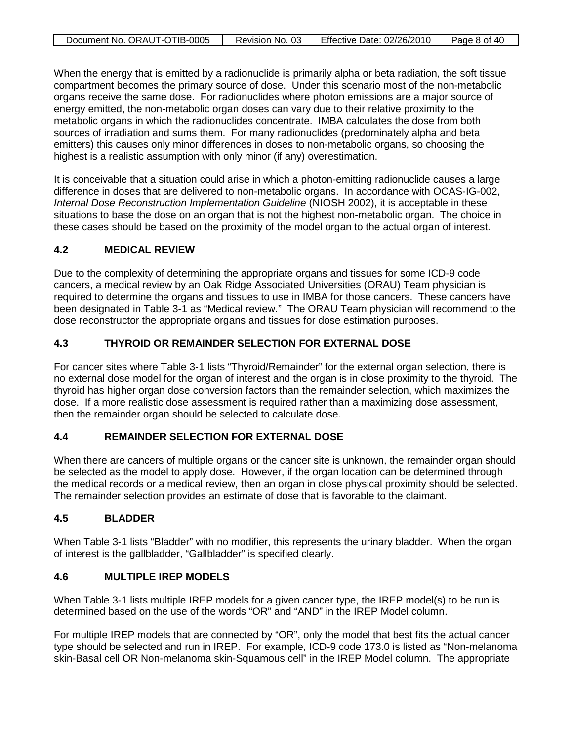When the energy that is emitted by a radionuclide is primarily alpha or beta radiation, the soft tissue compartment becomes the primary source of dose. Under this scenario most of the non-metabolic organs receive the same dose. For radionuclides where photon emissions are a major source of energy emitted, the non-metabolic organ doses can vary due to their relative proximity to the metabolic organs in which the radionuclides concentrate. IMBA calculates the dose from both sources of irradiation and sums them. For many radionuclides (predominately alpha and beta emitters) this causes only minor differences in doses to non-metabolic organs, so choosing the highest is a realistic assumption with only minor (if any) overestimation.

It is conceivable that a situation could arise in which a photon-emitting radionuclide causes a large difference in doses that are delivered to non-metabolic organs. In accordance with OCAS-IG-002, *Internal Dose Reconstruction Implementation Guideline* (NIOSH 2002), it is acceptable in these situations to base the dose on an organ that is not the highest non-metabolic organ. The choice in these cases should be based on the proximity of the model organ to the actual organ of interest.

## 4.2 MEDICAL REVIEW

Due to the complexity of determining the appropriate organs and tissues for some ICD-9 code cancers, a medical review by an Oak Ridge Associated Universities (ORAU) Team physician is required to determine the organs and tissues to use in IMBA for those cancers. These cancers have been designated in Table 3-1 as "Medical review." The ORAU Team physician will recommend to the dose reconstructor the appropriate organs and tissues for dose estimation purposes.

## 4.3 THYROID OR REMAINDER SELECTION FOR EXTERNAL DOSE

For cancer sites where Table 3-1 lists "Thyroid/Remainder" for the external organ selection, there is no external dose model for the organ of interest and the organ is in close proximity to the thyroid. The thyroid has higher organ dose conversion factors than the remainder selection, which maximizes the dose. If a more realistic dose assessment is required rather than a maximizing dose assessment, then the remainder organ should be selected to calculate dose.

## 4.4 REMAINDER SELECTION FOR EXTERNAL DOSE

When there are cancers of multiple organs or the cancer site is unknown, the remainder organ should be selected as the model to apply dose. However, if the organ location can be determined through the medical records or a medical review, then an organ in close physical proximity should be selected. The remainder selection provides an estimate of dose that is favorable to the claimant.

## 4.5 BLADDER

When Table 3-1 lists "Bladder" with no modifier, this represents the urinary bladder. When the organ of interest is the gallbladder, "Gallbladder" is specified clearly.

## 4.6 MULTIPLE IREP MODELS

When Table 3-1 lists multiple IREP models for a given cancer type, the IREP model(s) to be run is determined based on the use of the words "OR" and "AND" in the IREP Model column.

For multiple IREP models that are connected by "OR", only the model that best fits the actual cancer type should be selected and run in IREP. For example, ICD-9 code 173.0 is listed as "Non-melanoma skin-Basal cell OR Non-melanoma skin-Squamous cell" in the IREP Model column. The appropriate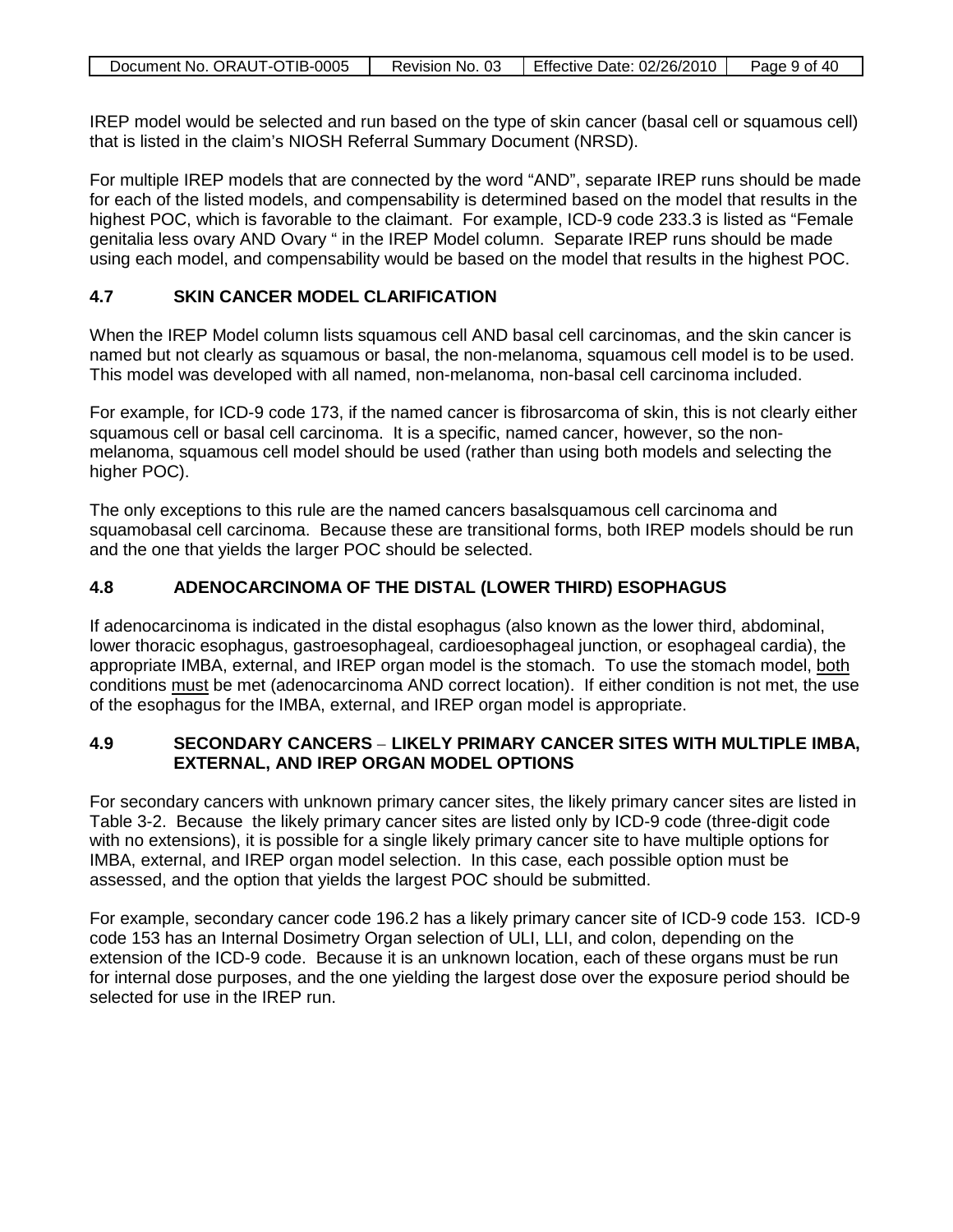IREP model would be selected and run based on the type of skin cancer (basal cell or squamous cell) that is listed in the claim's NIOSH Referral Summary Document (NRSD).

For multiple IREP models that are connected by the word "AND", separate IREP runs should be made for each of the listed models, and compensability is determined based on the model that results in the highest POC, which is favorable to the claimant. For example, ICD-9 code 233.3 is listed as "Female genitalia less ovary AND Ovary " in the IREP Model column. Separate IREP runs should be made using each model, and compensability would be based on the model that results in the highest POC.

## 4.7 SKIN CANCER MODEL CLARIFICATION

When the IREP Model column lists squamous cell AND basal cell carcinomas, and the skin cancer is named but not clearly as squamous or basal, the non-melanoma, squamous cell model is to be used. This model was developed with all named, non-melanoma, non-basal cell carcinoma included.

For example, for ICD-9 code 173, if the named cancer is fibrosarcoma of skin, this is not clearly either squamous cell or basal cell carcinoma. It is a specific, named cancer, however, so the non-melanoma, squamous cell model should be used (rather than using both models and selecting the higher POC).

The only exceptions to this rule are the named cancers basalsquamous cell carcinoma and squamobasal cell carcinoma. Because these are transitional forms, both IREP models should be run and the one that yields the larger POC should be selected.

## 4.8 ADENOCARCINOMA OF THE DISTAL (LOWER THIRD) ESOPHAGUS

If adenocarcinoma is indicated in the distal esophagus (also known as the lower third, abdominal, lower thoracic esophagus, gastroesophageal, cardioesophageal junction, or esophageal cardia), the appropriate IMBA, external, and IREP organ model is the stomach. To use the stomach model, both conditions must be met (adenocarcinoma AND correct location). If either condition is not met, the use of the esophagus for the IMBA, external, and IREP organ model is appropriate.

## 4.9 SECONDARY CANCERS – LIKELY PRIMARY CANCER SITES WITH MULTIPLE IMBA, EXTERNAL, AND IREP ORGAN MODEL OPTIONS

For secondary cancers with unknown primary cancer sites, the likely primary cancer sites are listed in Table 3-2. Because the likely primary cancer sites are listed only by ICD-9 code (three-digit code with no extensions), it is possible for a single likely primary cancer site to have multiple options for IMBA, external, and IREP organ model selection. In this case, each possible option must be assessed, and the option that yields the largest POC should be submitted.

For example, secondary cancer code 196.2 has a likely primary cancer site of ICD-9 code 153. ICD-9 code 153 has an Internal Dosimetry Organ selection of ULI, LLI, and colon, depending on the extension of the ICD-9 code. Because it is an unknown location, each of these organs must be run for internal dose purposes, and the one yielding the largest dose over the exposure period should be selected for use in the IREP run.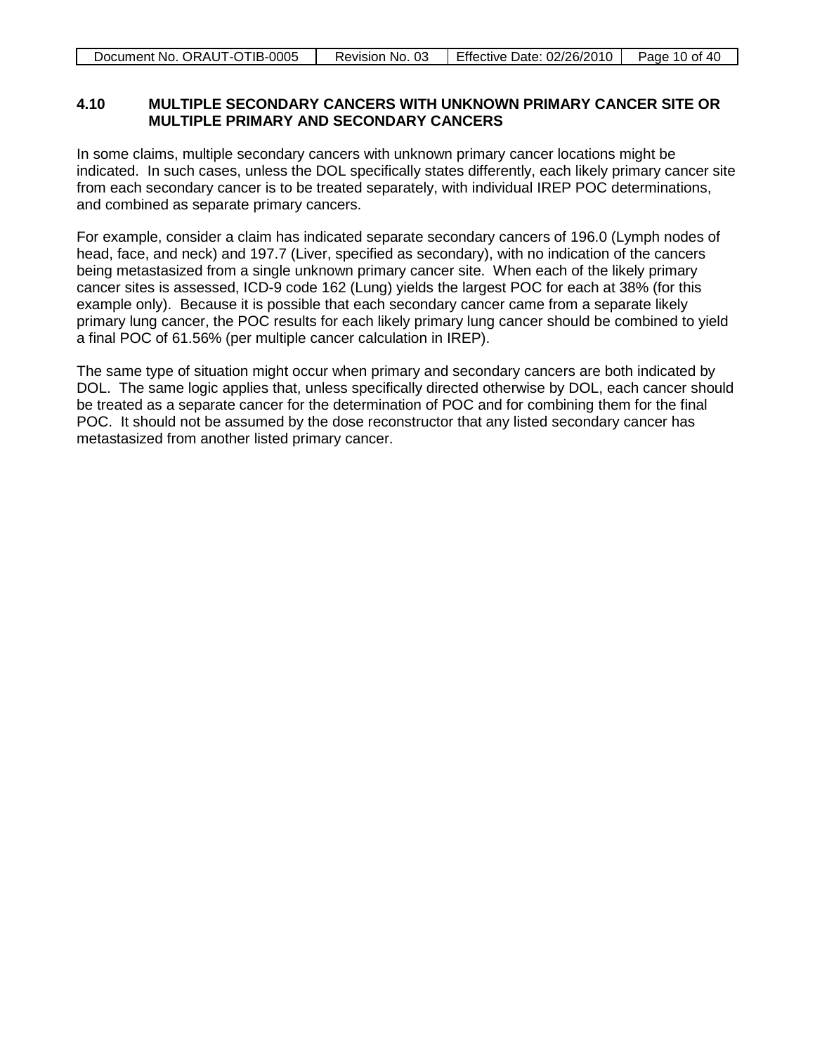## 4.10 MULTIPLE SECONDARY CANCERS WITH UNKNOWN PRIMARY CANCER SITE OR MULTIPLE PRIMARY AND SECONDARY CANCERS

In some claims, multiple secondary cancers with unknown primary cancer locations might be indicated. In such cases, unless the DOL specifically states differently, each likely primary cancer site from each secondary cancer is to be treated separately, with individual IREP POC determinations, and combined as separate primary cancers.

For example, consider a claim has indicated separate secondary cancers of 196.0 (Lymph nodes of head, face, and neck) and 197.7 (Liver, specified as secondary), with no indication of the cancers being metastasized from a single unknown primary cancer site. When each of the likely primary cancer sites is assessed, ICD-9 code 162 (Lung) yields the largest POC for each at 38% (for this example only). Because it is possible that each secondary cancer came from a separate likely primary lung cancer, the POC results for each likely primary lung cancer should be combined to yield a final POC of 61.56% (per multiple cancer calculation in IREP).

The same type of situation might occur when primary and secondary cancers are both indicated by DOL. The same logic applies that, unless specifically directed otherwise by DOL, each cancer should be treated as a separate cancer for the determination of POC and for combining them for the final POC. It should not be assumed by the dose reconstructor that any listed secondary cancer has metastasized from another listed primary cancer.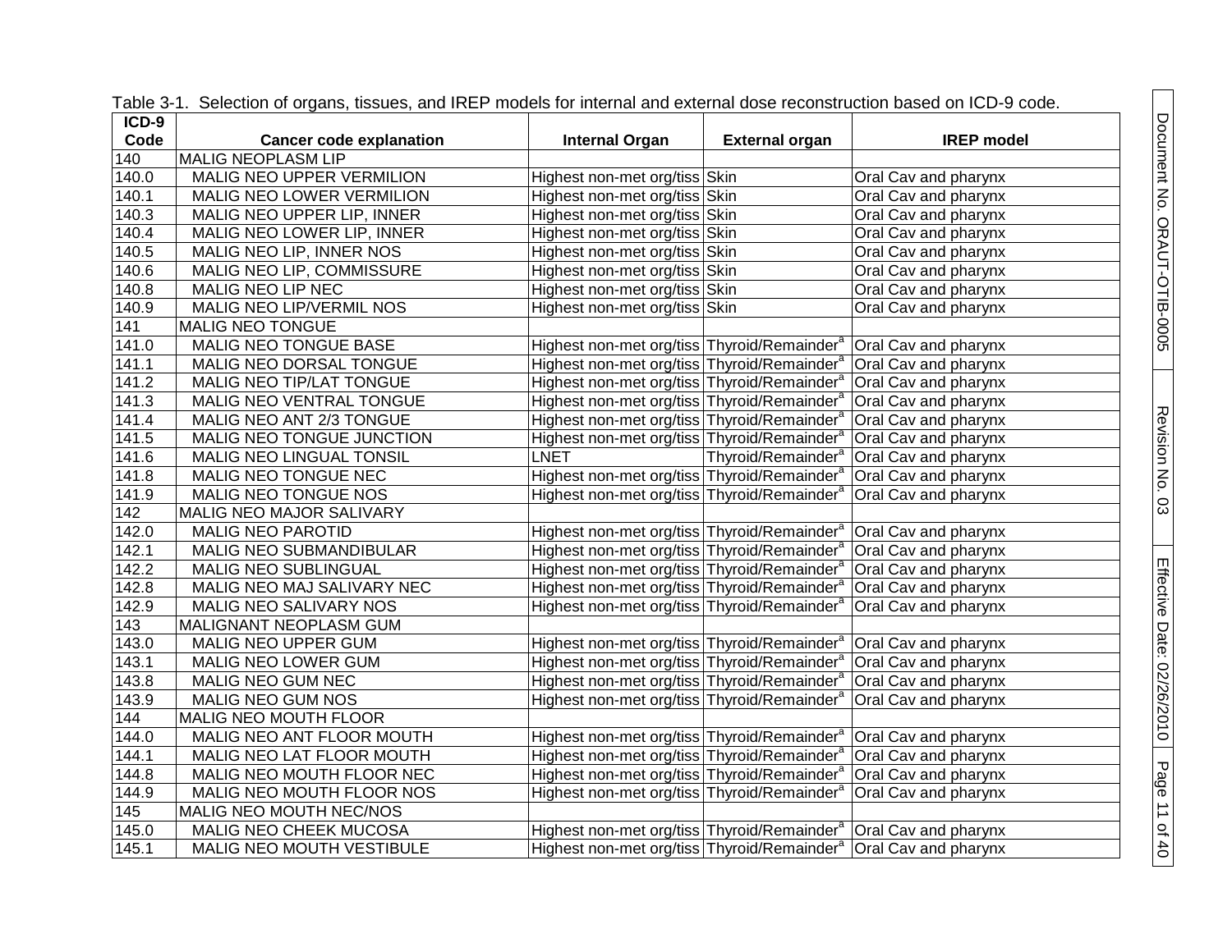Table 3-1. Selection of organs, tissues, and IREP models for internal and external dose reconstruction based on ICD-9 code.

| ICD-9 Code | Cancer code explanation | Internal Organ | External organ | IREP model |
|---|---|---|---|---|
| 140 | MALIG NEOPLASM LIP | | | |
| 140.0 | MALIG NEO UPPER VERMILION | Highest non-met org/tiss | Skin | Oral Cav and pharynx |
| 140.1 | MALIG NEO LOWER VERMILION | Highest non-met org/tiss | Skin | Oral Cav and pharynx |
| 140.3 | MALIG NEO UPPER LIP, INNER | Highest non-met org/tiss | Skin | Oral Cav and pharynx |
| 140.4 | MALIG NEO LOWER LIP, INNER | Highest non-met org/tiss | Skin | Oral Cav and pharynx |
| 140.5 | MALIG NEO LIP, INNER NOS | Highest non-met org/tiss | Skin | Oral Cav and pharynx |
| 140.6 | MALIG NEO LIP, COMMISSURE | Highest non-met org/tiss | Skin | Oral Cav and pharynx |
| 140.8 | MALIG NEO LIP NEC | Highest non-met org/tiss | Skin | Oral Cav and pharynx |
| 140.9 | MALIG NEO LIP/VERMIL NOS | Highest non-met org/tiss | Skin | Oral Cav and pharynx |
| 141 | MALIG NEO TONGUE | | | |
| 141.0 | MALIG NEO TONGUE BASE | Highest non-met org/tiss | Thyroid/Remainder[a] | Oral Cav and pharynx |
| 141.1 | MALIG NEO DORSAL TONGUE | Highest non-met org/tiss | Thyroid/Remainder[a] | Oral Cav and pharynx |
| 141.2 | MALIG NEO TIP/LAT TONGUE | Highest non-met org/tiss | Thyroid/Remainder[a] | Oral Cav and pharynx |
| 141.3 | MALIG NEO VENTRAL TONGUE | Highest non-met org/tiss | Thyroid/Remainder[a] | Oral Cav and pharynx |
| 141.4 | MALIG NEO ANT 2/3 TONGUE | Highest non-met org/tiss | Thyroid/Remainder[a] | Oral Cav and pharynx |
| 141.5 | MALIG NEO TONGUE JUNCTION | Highest non-met org/tiss | Thyroid/Remainder[a] | Oral Cav and pharynx |
| 141.6 | MALIG NEO LINGUAL TONSIL | LNET | Thyroid/Remainder[a] | Oral Cav and pharynx |
| 141.8 | MALIG NEO TONGUE NEC | Highest non-met org/tiss | Thyroid/Remainder[a] | Oral Cav and pharynx |
| 141.9 | MALIG NEO TONGUE NOS | Highest non-met org/tiss | Thyroid/Remainder[a] | Oral Cav and pharynx |
| 142 | MALIG NEO MAJOR SALIVARY | | | |
| 142.0 | MALIG NEO PAROTID | Highest non-met org/tiss | Thyroid/Remainder[a] | Oral Cav and pharynx |
| 142.1 | MALIG NEO SUBMANDIBULAR | Highest non-met org/tiss | Thyroid/Remainder[a] | Oral Cav and pharynx |
| 142.2 | MALIG NEO SUBLINGUAL | Highest non-met org/tiss | Thyroid/Remainder[a] | Oral Cav and pharynx |
| 142.8 | MALIG NEO MAJ SALIVARY NEC | Highest non-met org/tiss | Thyroid/Remainder[a] | Oral Cav and pharynx |
| 142.9 | MALIG NEO SALIVARY NOS | Highest non-met org/tiss | Thyroid/Remainder[a] | Oral Cav and pharynx |
| 143 | MALIGNANT NEOPLASM GUM | | | |
| 143.0 | MALIG NEO UPPER GUM | Highest non-met org/tiss | Thyroid/Remainder[a] | Oral Cav and pharynx |
| 143.1 | MALIG NEO LOWER GUM | Highest non-met org/tiss | Thyroid/Remainder[a] | Oral Cav and pharynx |
| 143.8 | MALIG NEO GUM NEC | Highest non-met org/tiss | Thyroid/Remainder[a] | Oral Cav and pharynx |
| 143.9 | MALIG NEO GUM NOS | Highest non-met org/tiss | Thyroid/Remainder[a] | Oral Cav and pharynx |
| 144 | MALIG NEO MOUTH FLOOR | | | |
| 144.0 | MALIG NEO ANT FLOOR MOUTH | Highest non-met org/tiss | Thyroid/Remainder[a] | Oral Cav and pharynx |
| 144.1 | MALIG NEO LAT FLOOR MOUTH | Highest non-met org/tiss | Thyroid/Remainder[a] | Oral Cav and pharynx |
| 144.8 | MALIG NEO MOUTH FLOOR NEC | Highest non-met org/tiss | Thyroid/Remainder[a] | Oral Cav and pharynx |
| 144.9 | MALIG NEO MOUTH FLOOR NOS | Highest non-met org/tiss | Thyroid/Remainder[a] | Oral Cav and pharynx |
| 145 | MALIG NEO MOUTH NEC/NOS | | | |
| 145.0 | MALIG NEO CHEEK MUCOSA | Highest non-met org/tiss | Thyroid/Remainder[a] | Oral Cav and pharynx |
| 145.1 | MALIG NEO MOUTH VESTIBULE | Highest non-met org/tiss | Thyroid/Remainder[a] | Oral Cav and pharynx |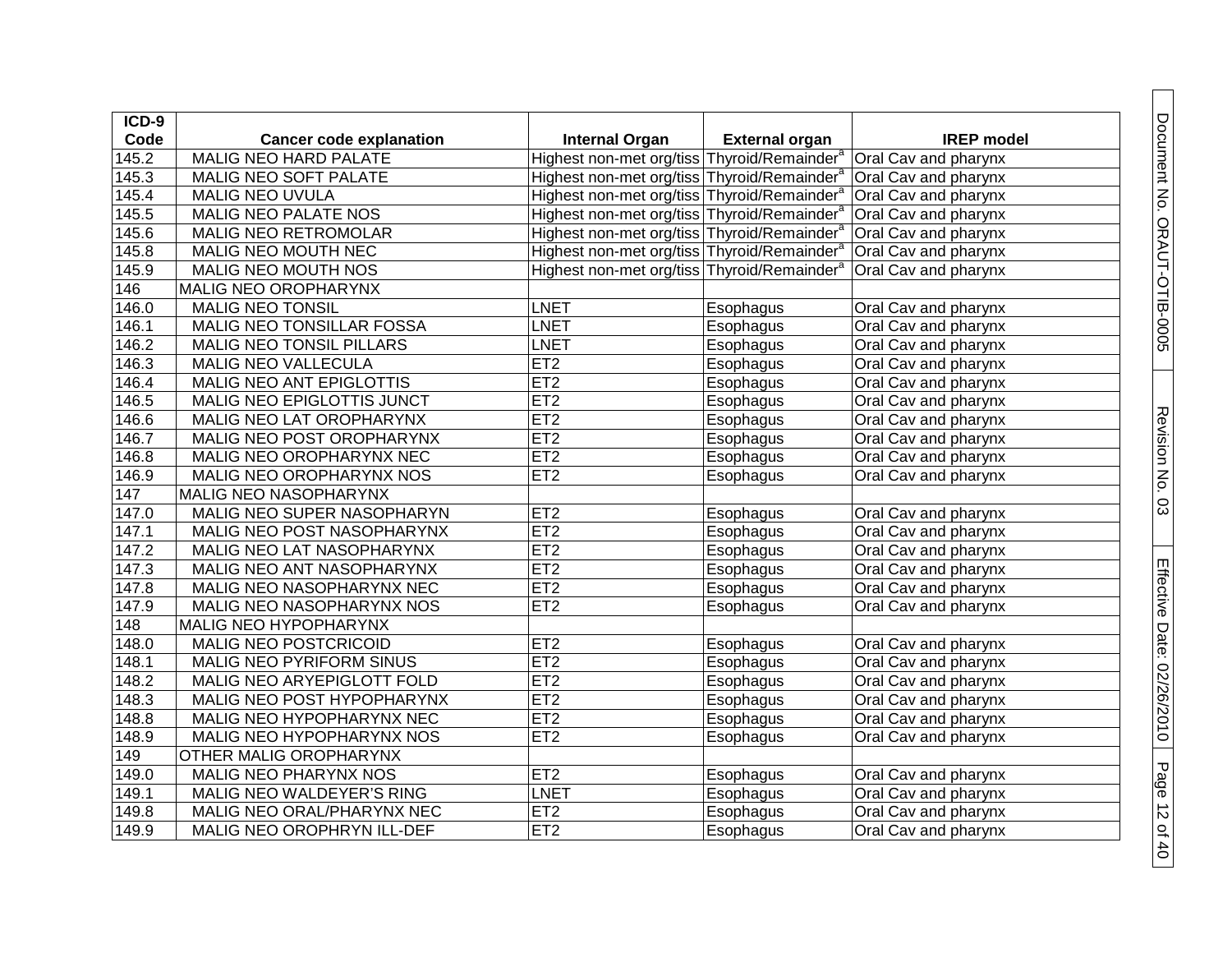| ICD-9 Code | Cancer code explanation | Internal Organ | External organ | IREP model |
|---|---|---|---|---|
| 145.2 | MALIG NEO HARD PALATE | Highest non-met org/tiss | Thyroid/Remainder[a] | Oral Cav and pharynx |
| 145.3 | MALIG NEO SOFT PALATE | Highest non-met org/tiss | Thyroid/Remainder[a] | Oral Cav and pharynx |
| 145.4 | MALIG NEO UVULA | Highest non-met org/tiss | Thyroid/Remainder[a] | Oral Cav and pharynx |
| 145.5 | MALIG NEO PALATE NOS | Highest non-met org/tiss | Thyroid/Remainder[a] | Oral Cav and pharynx |
| 145.6 | MALIG NEO RETROMOLAR | Highest non-met org/tiss | Thyroid/Remainder[a] | Oral Cav and pharynx |
| 145.8 | MALIG NEO MOUTH NEC | Highest non-met org/tiss | Thyroid/Remainder[a] | Oral Cav and pharynx |
| 145.9 | MALIG NEO MOUTH NOS | Highest non-met org/tiss | Thyroid/Remainder[a] | Oral Cav and pharynx |
| 146 | MALIG NEO OROPHARYNX | | | |
| 146.0 | MALIG NEO TONSIL | LNET | Esophagus | Oral Cav and pharynx |
| 146.1 | MALIG NEO TONSILLAR FOSSA | LNET | Esophagus | Oral Cav and pharynx |
| 146.2 | MALIG NEO TONSIL PILLARS | LNET | Esophagus | Oral Cav and pharynx |
| 146.3 | MALIG NEO VALLECULA | ET2 | Esophagus | Oral Cav and pharynx |
| 146.4 | MALIG NEO ANT EPIGLOTTIS | ET2 | Esophagus | Oral Cav and pharynx |
| 146.5 | MALIG NEO EPIGLOTTIS JUNCT | ET2 | Esophagus | Oral Cav and pharynx |
| 146.6 | MALIG NEO LAT OROPHARYNX | ET2 | Esophagus | Oral Cav and pharynx |
| 146.7 | MALIG NEO POST OROPHARYNX | ET2 | Esophagus | Oral Cav and pharynx |
| 146.8 | MALIG NEO OROPHARYNX NEC | ET2 | Esophagus | Oral Cav and pharynx |
| 146.9 | MALIG NEO OROPHARYNX NOS | ET2 | Esophagus | Oral Cav and pharynx |
| 147 | MALIG NEO NASOPHARYNX | | | |
| 147.0 | MALIG NEO SUPER NASOPHARYN | ET2 | Esophagus | Oral Cav and pharynx |
| 147.1 | MALIG NEO POST NASOPHARYNX | ET2 | Esophagus | Oral Cav and pharynx |
| 147.2 | MALIG NEO LAT NASOPHARYNX | ET2 | Esophagus | Oral Cav and pharynx |
| 147.3 | MALIG NEO ANT NASOPHARYNX | ET2 | Esophagus | Oral Cav and pharynx |
| 147.8 | MALIG NEO NASOPHARYNX NEC | ET2 | Esophagus | Oral Cav and pharynx |
| 147.9 | MALIG NEO NASOPHARYNX NOS | ET2 | Esophagus | Oral Cav and pharynx |
| 148 | MALIG NEO HYPOPHARYNX | | | |
| 148.0 | MALIG NEO POSTCRICOID | ET2 | Esophagus | Oral Cav and pharynx |
| 148.1 | MALIG NEO PYRIFORM SINUS | ET2 | Esophagus | Oral Cav and pharynx |
| 148.2 | MALIG NEO ARYEPIGLOTT FOLD | ET2 | Esophagus | Oral Cav and pharynx |
| 148.3 | MALIG NEO POST HYPOPHARYNX | ET2 | Esophagus | Oral Cav and pharynx |
| 148.8 | MALIG NEO HYPOPHARYNX NEC | ET2 | Esophagus | Oral Cav and pharynx |
| 148.9 | MALIG NEO HYPOPHARYNX NOS | ET2 | Esophagus | Oral Cav and pharynx |
| 149 | OTHER MALIG OROPHARYNX | | | |
| 149.0 | MALIG NEO PHARYNX NOS | ET2 | Esophagus | Oral Cav and pharynx |
| 149.1 | MALIG NEO WALDEYER'S RING | LNET | Esophagus | Oral Cav and pharynx |
| 149.8 | MALIG NEO ORAL/PHARYNX NEC | ET2 | Esophagus | Oral Cav and pharynx |
| 149.9 | MALIG NEO OROPHRYN ILL-DEF | ET2 | Esophagus | Oral Cav and pharynx |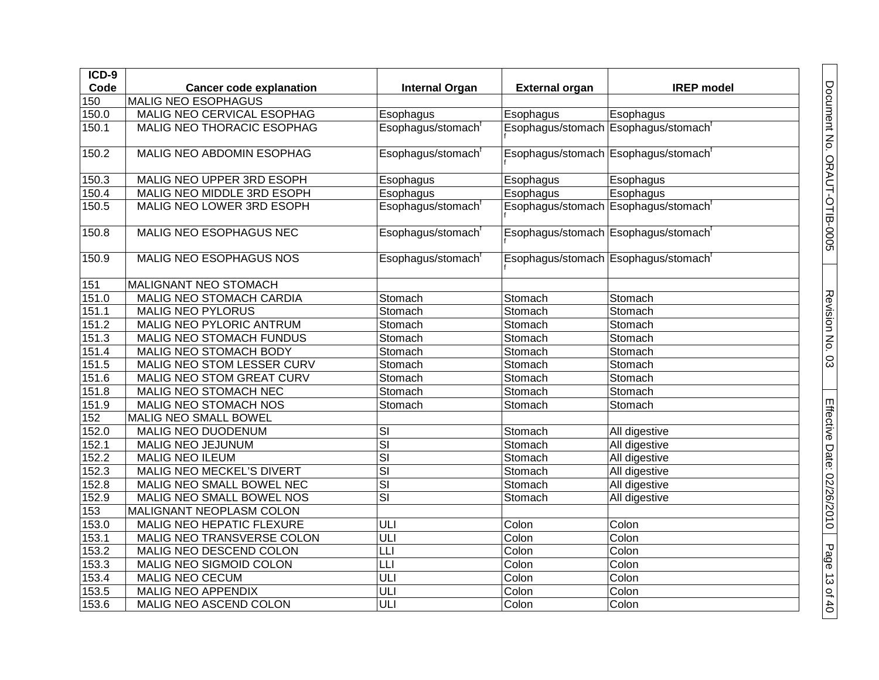| ICD-9 Code | Cancer code explanation | Internal Organ | External organ | IREP model |
|---|---|---|---|---|
| 150 | MALIG NEO ESOPHAGUS | | | |
| 150.0 | MALIG NEO CERVICAL ESOPHAG | Esophagus | Esophagus | Esophagus |
| 150.1 | MALIG NEO THORACIC ESOPHAG | Esophagus/stomach[f] | Esophagus/stomach[f] | Esophagus/stomach[f] |
| 150.2 | MALIG NEO ABDOMIN ESOPHAG | Esophagus/stomach[f] | Esophagus/stomach[f] | Esophagus/stomach[f] |
| 150.3 | MALIG NEO UPPER 3RD ESOPH | Esophagus | Esophagus | Esophagus |
| 150.4 | MALIG NEO MIDDLE 3RD ESOPH | Esophagus | Esophagus | Esophagus |
| 150.5 | MALIG NEO LOWER 3RD ESOPH | Esophagus/stomach[f] | Esophagus/stomach[f] | Esophagus/stomach[f] |
| 150.8 | MALIG NEO ESOPHAGUS NEC | Esophagus/stomach[f] | Esophagus/stomach[f] | Esophagus/stomach[f] |
| 150.9 | MALIG NEO ESOPHAGUS NOS | Esophagus/stomach[f] | Esophagus/stomach[f] | Esophagus/stomach[f] |
| 151 | MALIGNANT NEO STOMACH | | | |
| 151.0 | MALIG NEO STOMACH CARDIA | Stomach | Stomach | Stomach |
| 151.1 | MALIG NEO PYLORUS | Stomach | Stomach | Stomach |
| 151.2 | MALIG NEO PYLORIC ANTRUM | Stomach | Stomach | Stomach |
| 151.3 | MALIG NEO STOMACH FUNDUS | Stomach | Stomach | Stomach |
| 151.4 | MALIG NEO STOMACH BODY | Stomach | Stomach | Stomach |
| 151.5 | MALIG NEO STOM LESSER CURV | Stomach | Stomach | Stomach |
| 151.6 | MALIG NEO STOM GREAT CURV | Stomach | Stomach | Stomach |
| 151.8 | MALIG NEO STOMACH NEC | Stomach | Stomach | Stomach |
| 151.9 | MALIG NEO STOMACH NOS | Stomach | Stomach | Stomach |
| 152 | MALIG NEO SMALL BOWEL | | | |
| 152.0 | MALIG NEO DUODENUM | SI | Stomach | All digestive |
| 152.1 | MALIG NEO JEJUNUM | SI | Stomach | All digestive |
| 152.2 | MALIG NEO ILEUM | SI | Stomach | All digestive |
| 152.3 | MALIG NEO MECKEL'S DIVERT | SI | Stomach | All digestive |
| 152.8 | MALIG NEO SMALL BOWEL NEC | SI | Stomach | All digestive |
| 152.9 | MALIG NEO SMALL BOWEL NOS | SI | Stomach | All digestive |
| 153 | MALIGNANT NEOPLASM COLON | | | |
| 153.0 | MALIG NEO HEPATIC FLEXURE | ULI | Colon | Colon |
| 153.1 | MALIG NEO TRANSVERSE COLON | ULI | Colon | Colon |
| 153.2 | MALIG NEO DESCEND COLON | LLI | Colon | Colon |
| 153.3 | MALIG NEO SIGMOID COLON | LLI | Colon | Colon |
| 153.4 | MALIG NEO CECUM | ULI | Colon | Colon |
| 153.5 | MALIG NEO APPENDIX | ULI | Colon | Colon |
| 153.6 | MALIG NEO ASCEND COLON | ULI | Colon | Colon |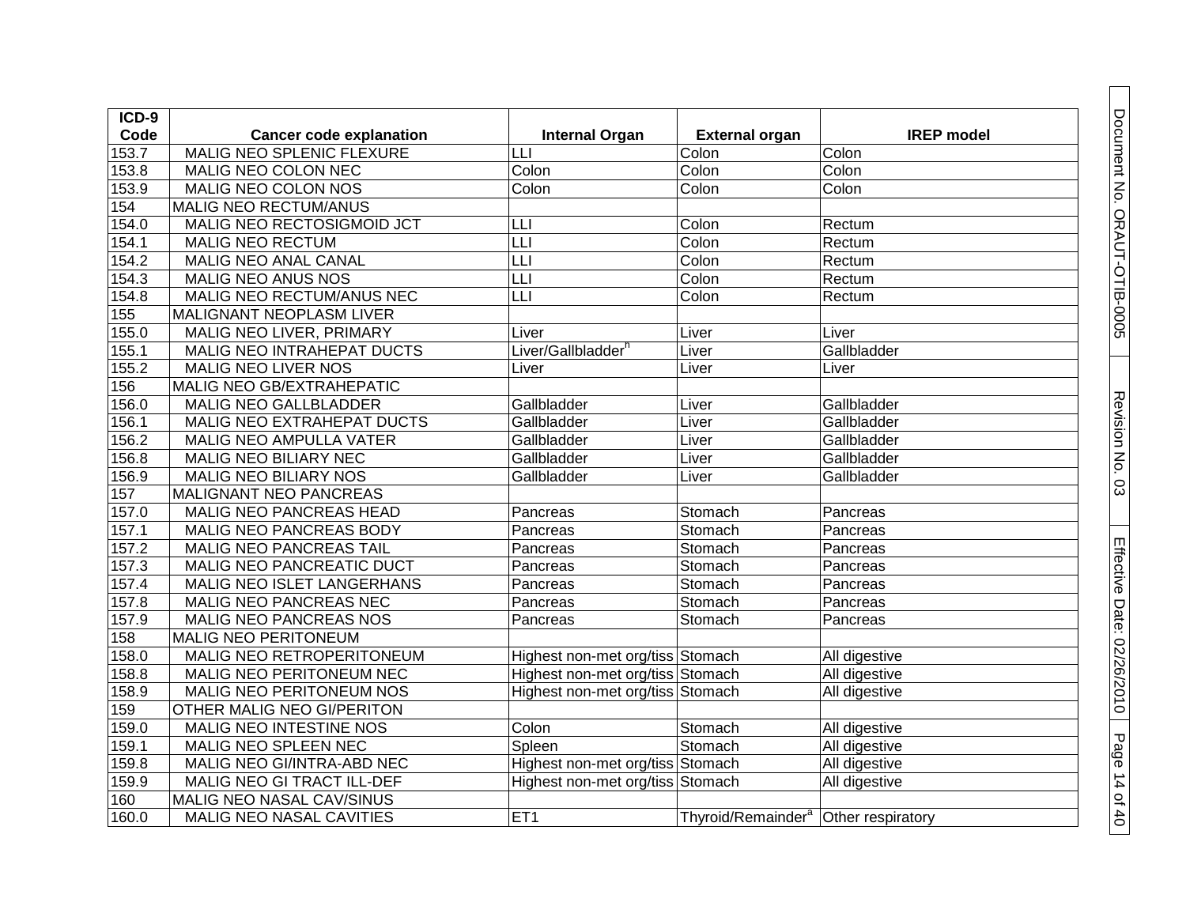| ICD-9 Code | Cancer code explanation | Internal Organ | External organ | IREP model |
|---|---|---|---|---|
| 153.7 | MALIG NEO SPLENIC FLEXURE | LLI | Colon | Colon |
| 153.8 | MALIG NEO COLON NEC | Colon | Colon | Colon |
| 153.9 | MALIG NEO COLON NOS | Colon | Colon | Colon |
| 154 | MALIG NEO RECTUM/ANUS | | | |
| 154.0 | MALIG NEO RECTOSIGMOID JCT | LLI | Colon | Rectum |
| 154.1 | MALIG NEO RECTUM | LLI | Colon | Rectum |
| 154.2 | MALIG NEO ANAL CANAL | LLI | Colon | Rectum |
| 154.3 | MALIG NEO ANUS NOS | LLI | Colon | Rectum |
| 154.8 | MALIG NEO RECTUM/ANUS NEC | LLI | Colon | Rectum |
| 155 | MALIGNANT NEOPLASM LIVER | | | |
| 155.0 | MALIG NEO LIVER, PRIMARY | Liver | Liver | Liver |
| 155.1 | MALIG NEO INTRAHEPAT DUCTS | Liver/Gallbladder[h] | Liver | Gallbladder |
| 155.2 | MALIG NEO LIVER NOS | Liver | Liver | Liver |
| 156 | MALIG NEO GB/EXTRAHEPATIC | | | |
| 156.0 | MALIG NEO GALLBLADDER | Gallbladder | Liver | Gallbladder |
| 156.1 | MALIG NEO EXTRAHEPAT DUCTS | Gallbladder | Liver | Gallbladder |
| 156.2 | MALIG NEO AMPULLA VATER | Gallbladder | Liver | Gallbladder |
| 156.8 | MALIG NEO BILIARY NEC | Gallbladder | Liver | Gallbladder |
| 156.9 | MALIG NEO BILIARY NOS | Gallbladder | Liver | Gallbladder |
| 157 | MALIGNANT NEO PANCREAS | | | |
| 157.0 | MALIG NEO PANCREAS HEAD | Pancreas | Stomach | Pancreas |
| 157.1 | MALIG NEO PANCREAS BODY | Pancreas | Stomach | Pancreas |
| 157.2 | MALIG NEO PANCREAS TAIL | Pancreas | Stomach | Pancreas |
| 157.3 | MALIG NEO PANCREATIC DUCT | Pancreas | Stomach | Pancreas |
| 157.4 | MALIG NEO ISLET LANGERHANS | Pancreas | Stomach | Pancreas |
| 157.8 | MALIG NEO PANCREAS NEC | Pancreas | Stomach | Pancreas |
| 157.9 | MALIG NEO PANCREAS NOS | Pancreas | Stomach | Pancreas |
| 158 | MALIG NEO PERITONEUM | | | |
| 158.0 | MALIG NEO RETROPERITONEUM | Highest non-met org/tiss | Stomach | All digestive |
| 158.8 | MALIG NEO PERITONEUM NEC | Highest non-met org/tiss | Stomach | All digestive |
| 158.9 | MALIG NEO PERITONEUM NOS | Highest non-met org/tiss | Stomach | All digestive |
| 159 | OTHER MALIG NEO GI/PERITON | | | |
| 159.0 | MALIG NEO INTESTINE NOS | Colon | Stomach | All digestive |
| 159.1 | MALIG NEO SPLEEN NEC | Spleen | Stomach | All digestive |
| 159.8 | MALIG NEO GI/INTRA-ABD NEC | Highest non-met org/tiss | Stomach | All digestive |
| 159.9 | MALIG NEO GI TRACT ILL-DEF | Highest non-met org/tiss | Stomach | All digestive |
| 160 | MALIG NEO NASAL CAV/SINUS | | | |
| 160.0 | MALIG NEO NASAL CAVITIES | ET1 | Thyroid/Remainder[a] | Other respiratory |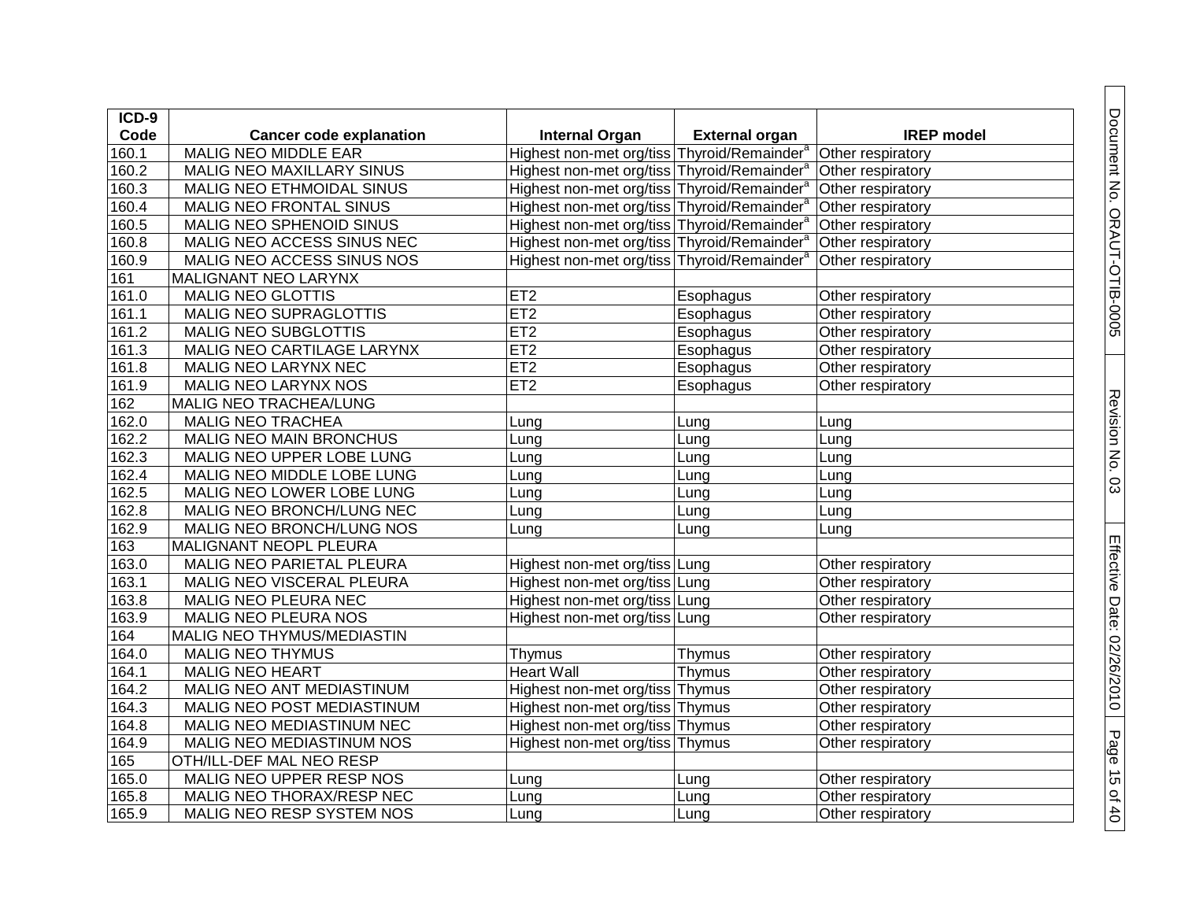| ICD-9 Code | Cancer code explanation | Internal Organ | External organ | IREP model |
|---|---|---|---|---|
| 160.1 | MALIG NEO MIDDLE EAR | Highest non-met org/tiss | Thyroid/Remainder[a] | Other respiratory |
| 160.2 | MALIG NEO MAXILLARY SINUS | Highest non-met org/tiss | Thyroid/Remainder[a] | Other respiratory |
| 160.3 | MALIG NEO ETHMOIDAL SINUS | Highest non-met org/tiss | Thyroid/Remainder[a] | Other respiratory |
| 160.4 | MALIG NEO FRONTAL SINUS | Highest non-met org/tiss | Thyroid/Remainder[a] | Other respiratory |
| 160.5 | MALIG NEO SPHENOID SINUS | Highest non-met org/tiss | Thyroid/Remainder[a] | Other respiratory |
| 160.8 | MALIG NEO ACCESS SINUS NEC | Highest non-met org/tiss | Thyroid/Remainder[a] | Other respiratory |
| 160.9 | MALIG NEO ACCESS SINUS NOS | Highest non-met org/tiss | Thyroid/Remainder[a] | Other respiratory |
| 161 | MALIGNANT NEO LARYNX | | | |
| 161.0 | MALIG NEO GLOTTIS | ET2 | Esophagus | Other respiratory |
| 161.1 | MALIG NEO SUPRAGLOTTIS | ET2 | Esophagus | Other respiratory |
| 161.2 | MALIG NEO SUBGLOTTIS | ET2 | Esophagus | Other respiratory |
| 161.3 | MALIG NEO CARTILAGE LARYNX | ET2 | Esophagus | Other respiratory |
| 161.8 | MALIG NEO LARYNX NEC | ET2 | Esophagus | Other respiratory |
| 161.9 | MALIG NEO LARYNX NOS | ET2 | Esophagus | Other respiratory |
| 162 | MALIG NEO TRACHEA/LUNG | | | |
| 162.0 | MALIG NEO TRACHEA | Lung | Lung | Lung |
| 162.2 | MALIG NEO MAIN BRONCHUS | Lung | Lung | Lung |
| 162.3 | MALIG NEO UPPER LOBE LUNG | Lung | Lung | Lung |
| 162.4 | MALIG NEO MIDDLE LOBE LUNG | Lung | Lung | Lung |
| 162.5 | MALIG NEO LOWER LOBE LUNG | Lung | Lung | Lung |
| 162.8 | MALIG NEO BRONCH/LUNG NEC | Lung | Lung | Lung |
| 162.9 | MALIG NEO BRONCH/LUNG NOS | Lung | Lung | Lung |
| 163 | MALIGNANT NEOPL PLEURA | | | |
| 163.0 | MALIG NEO PARIETAL PLEURA | Highest non-met org/tiss | Lung | Other respiratory |
| 163.1 | MALIG NEO VISCERAL PLEURA | Highest non-met org/tiss | Lung | Other respiratory |
| 163.8 | MALIG NEO PLEURA NEC | Highest non-met org/tiss | Lung | Other respiratory |
| 163.9 | MALIG NEO PLEURA NOS | Highest non-met org/tiss | Lung | Other respiratory |
| 164 | MALIG NEO THYMUS/MEDIASTIN | | | |
| 164.0 | MALIG NEO THYMUS | Thymus | Thymus | Other respiratory |
| 164.1 | MALIG NEO HEART | Heart Wall | Thymus | Other respiratory |
| 164.2 | MALIG NEO ANT MEDIASTINUM | Highest non-met org/tiss | Thymus | Other respiratory |
| 164.3 | MALIG NEO POST MEDIASTINUM | Highest non-met org/tiss | Thymus | Other respiratory |
| 164.8 | MALIG NEO MEDIASTINUM NEC | Highest non-met org/tiss | Thymus | Other respiratory |
| 164.9 | MALIG NEO MEDIASTINUM NOS | Highest non-met org/tiss | Thymus | Other respiratory |
| 165 | OTH/ILL-DEF MAL NEO RESP | | | |
| 165.0 | MALIG NEO UPPER RESP NOS | Lung | Lung | Other respiratory |
| 165.8 | MALIG NEO THORAX/RESP NEC | Lung | Lung | Other respiratory |
| 165.9 | MALIG NEO RESP SYSTEM NOS | Lung | Lung | Other respiratory |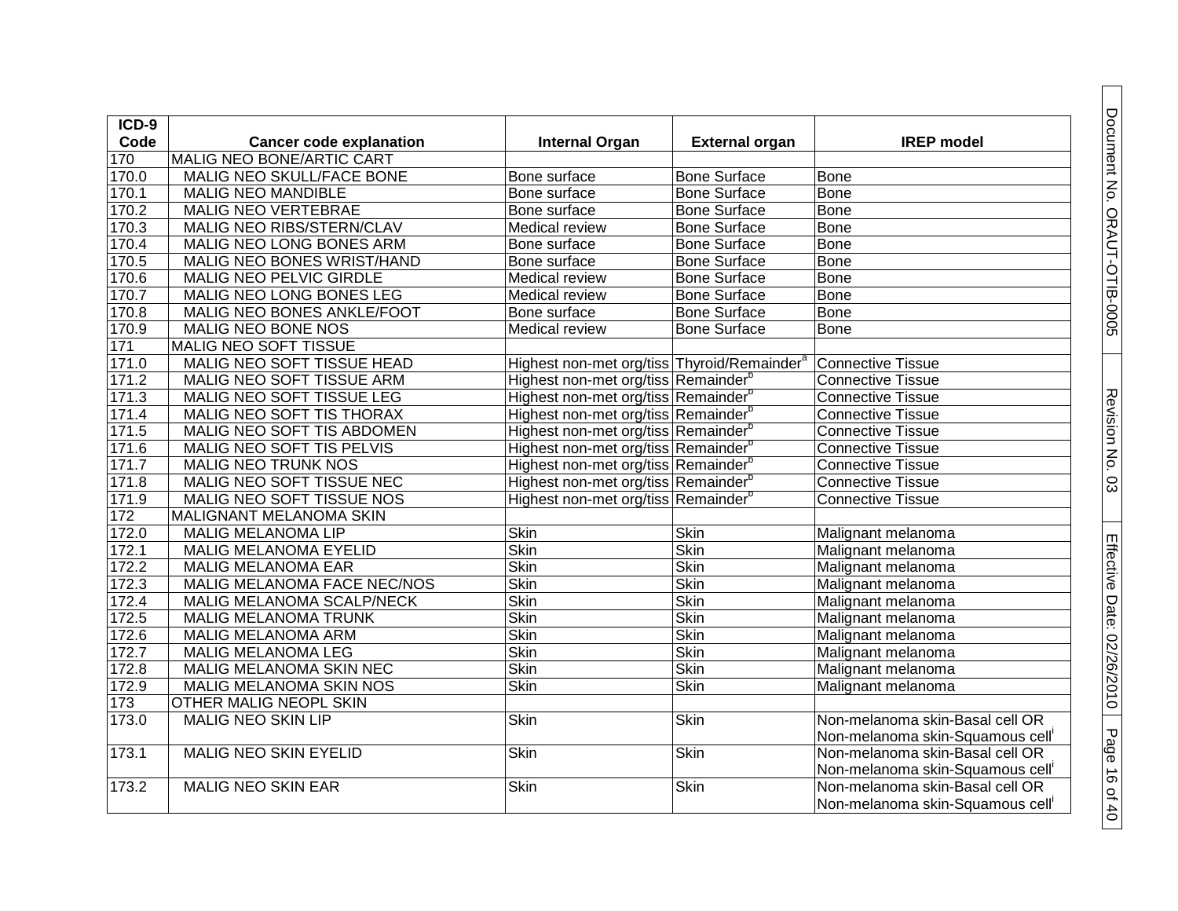| ICD-9 Code | Cancer code explanation | Internal Organ | External organ | IREP model |
|---|---|---|---|---|
| 170 | MALIG NEO BONE/ARTIC CART | | | |
| 170.0 | MALIG NEO SKULL/FACE BONE | Bone surface | Bone Surface | Bone |
| 170.1 | MALIG NEO MANDIBLE | Bone surface | Bone Surface | Bone |
| 170.2 | MALIG NEO VERTEBRAE | Bone surface | Bone Surface | Bone |
| 170.3 | MALIG NEO RIBS/STERN/CLAV | Medical review | Bone Surface | Bone |
| 170.4 | MALIG NEO LONG BONES ARM | Bone surface | Bone Surface | Bone |
| 170.5 | MALIG NEO BONES WRIST/HAND | Bone surface | Bone Surface | Bone |
| 170.6 | MALIG NEO PELVIC GIRDLE | Medical review | Bone Surface | Bone |
| 170.7 | MALIG NEO LONG BONES LEG | Medical review | Bone Surface | Bone |
| 170.8 | MALIG NEO BONES ANKLE/FOOT | Bone surface | Bone Surface | Bone |
| 170.9 | MALIG NEO BONE NOS | Medical review | Bone Surface | Bone |
| 171 | MALIG NEO SOFT TISSUE | | | |
| 171.0 | MALIG NEO SOFT TISSUE HEAD | Highest non-met org/tiss | Thyroid/Remainder[a] | Connective Tissue |
| 171.2 | MALIG NEO SOFT TISSUE ARM | Highest non-met org/tiss | Remainder[b] | Connective Tissue |
| 171.3 | MALIG NEO SOFT TISSUE LEG | Highest non-met org/tiss | Remainder[b] | Connective Tissue |
| 171.4 | MALIG NEO SOFT TIS THORAX | Highest non-met org/tiss | Remainder[b] | Connective Tissue |
| 171.5 | MALIG NEO SOFT TIS ABDOMEN | Highest non-met org/tiss | Remainder[b] | Connective Tissue |
| 171.6 | MALIG NEO SOFT TIS PELVIS | Highest non-met org/tiss | Remainder[b] | Connective Tissue |
| 171.7 | MALIG NEO TRUNK NOS | Highest non-met org/tiss | Remainder[b] | Connective Tissue |
| 171.8 | MALIG NEO SOFT TISSUE NEC | Highest non-met org/tiss | Remainder[b] | Connective Tissue |
| 171.9 | MALIG NEO SOFT TISSUE NOS | Highest non-met org/tiss | Remainder[b] | Connective Tissue |
| 172 | MALIGNANT MELANOMA SKIN | | | |
| 172.0 | MALIG MELANOMA LIP | Skin | Skin | Malignant melanoma |
| 172.1 | MALIG MELANOMA EYELID | Skin | Skin | Malignant melanoma |
| 172.2 | MALIG MELANOMA EAR | Skin | Skin | Malignant melanoma |
| 172.3 | MALIG MELANOMA FACE NEC/NOS | Skin | Skin | Malignant melanoma |
| 172.4 | MALIG MELANOMA SCALP/NECK | Skin | Skin | Malignant melanoma |
| 172.5 | MALIG MELANOMA TRUNK | Skin | Skin | Malignant melanoma |
| 172.6 | MALIG MELANOMA ARM | Skin | Skin | Malignant melanoma |
| 172.7 | MALIG MELANOMA LEG | Skin | Skin | Malignant melanoma |
| 172.8 | MALIG MELANOMA SKIN NEC | Skin | Skin | Malignant melanoma |
| 172.9 | MALIG MELANOMA SKIN NOS | Skin | Skin | Malignant melanoma |
| 173 | OTHER MALIG NEOPL SKIN | | | |
| 173.0 | MALIG NEO SKIN LIP | Skin | Skin | Non-melanoma skin-Basal cell OR Non-melanoma skin-Squamous cell[i] |
| 173.1 | MALIG NEO SKIN EYELID | Skin | Skin | Non-melanoma skin-Basal cell OR Non-melanoma skin-Squamous cell[i] |
| 173.2 | MALIG NEO SKIN EAR | Skin | Skin | Non-melanoma skin-Basal cell OR Non-melanoma skin-Squamous cell[i] |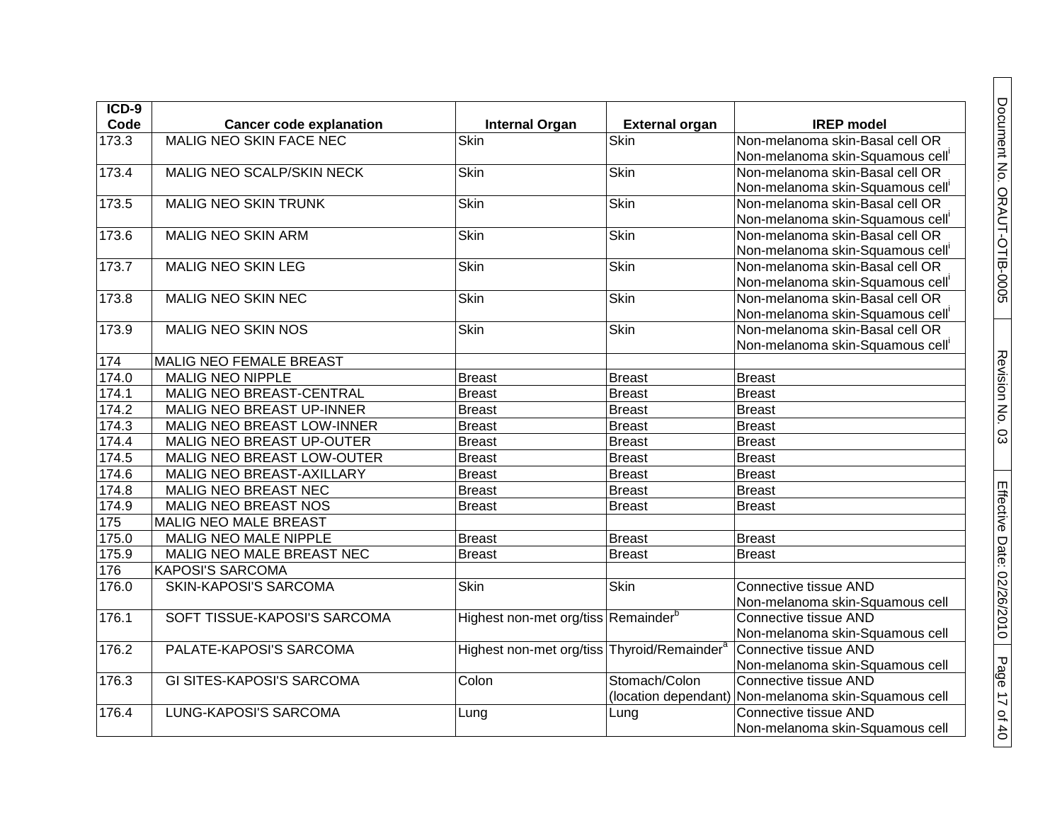| ICD-9 Code | Cancer code explanation | Internal Organ | External organ | IREP model |
|---|---|---|---|---|
| 173.3 | MALIG NEO SKIN FACE NEC | Skin | Skin | Non-melanoma skin-Basal cell OR Non-melanoma skin-Squamous cell[i] |
| 173.4 | MALIG NEO SCALP/SKIN NECK | Skin | Skin | Non-melanoma skin-Basal cell OR Non-melanoma skin-Squamous cell[i] |
| 173.5 | MALIG NEO SKIN TRUNK | Skin | Skin | Non-melanoma skin-Basal cell OR Non-melanoma skin-Squamous cell[i] |
| 173.6 | MALIG NEO SKIN ARM | Skin | Skin | Non-melanoma skin-Basal cell OR Non-melanoma skin-Squamous cell[i] |
| 173.7 | MALIG NEO SKIN LEG | Skin | Skin | Non-melanoma skin-Basal cell OR Non-melanoma skin-Squamous cell[i] |
| 173.8 | MALIG NEO SKIN NEC | Skin | Skin | Non-melanoma skin-Basal cell OR Non-melanoma skin-Squamous cell[i] |
| 173.9 | MALIG NEO SKIN NOS | Skin | Skin | Non-melanoma skin-Basal cell OR Non-melanoma skin-Squamous cell[i] |
| 174 | MALIG NEO FEMALE BREAST | | | |
| 174.0 | MALIG NEO NIPPLE | Breast | Breast | Breast |
| 174.1 | MALIG NEO BREAST-CENTRAL | Breast | Breast | Breast |
| 174.2 | MALIG NEO BREAST UP-INNER | Breast | Breast | Breast |
| 174.3 | MALIG NEO BREAST LOW-INNER | Breast | Breast | Breast |
| 174.4 | MALIG NEO BREAST UP-OUTER | Breast | Breast | Breast |
| 174.5 | MALIG NEO BREAST LOW-OUTER | Breast | Breast | Breast |
| 174.6 | MALIG NEO BREAST-AXILLARY | Breast | Breast | Breast |
| 174.8 | MALIG NEO BREAST NEC | Breast | Breast | Breast |
| 174.9 | MALIG NEO BREAST NOS | Breast | Breast | Breast |
| 175 | MALIG NEO MALE BREAST | | | |
| 175.0 | MALIG NEO MALE NIPPLE | Breast | Breast | Breast |
| 175.9 | MALIG NEO MALE BREAST NEC | Breast | Breast | Breast |
| 176 | KAPOSI'S SARCOMA | | | |
| 176.0 | SKIN-KAPOSI'S SARCOMA | Skin | Skin | Connective tissue AND Non-melanoma skin-Squamous cell |
| 176.1 | SOFT TISSUE-KAPOSI'S SARCOMA | Highest non-met org/tiss | Remainder[b] | Connective tissue AND Non-melanoma skin-Squamous cell |
| 176.2 | PALATE-KAPOSI'S SARCOMA | Highest non-met org/tiss | Thyroid/Remainder[a] | Connective tissue AND Non-melanoma skin-Squamous cell |
| 176.3 | GI SITES-KAPOSI'S SARCOMA | Colon | Stomach/Colon (location dependant) | Connective tissue AND Non-melanoma skin-Squamous cell |
| 176.4 | LUNG-KAPOSI'S SARCOMA | Lung | Lung | Connective tissue AND Non-melanoma skin-Squamous cell |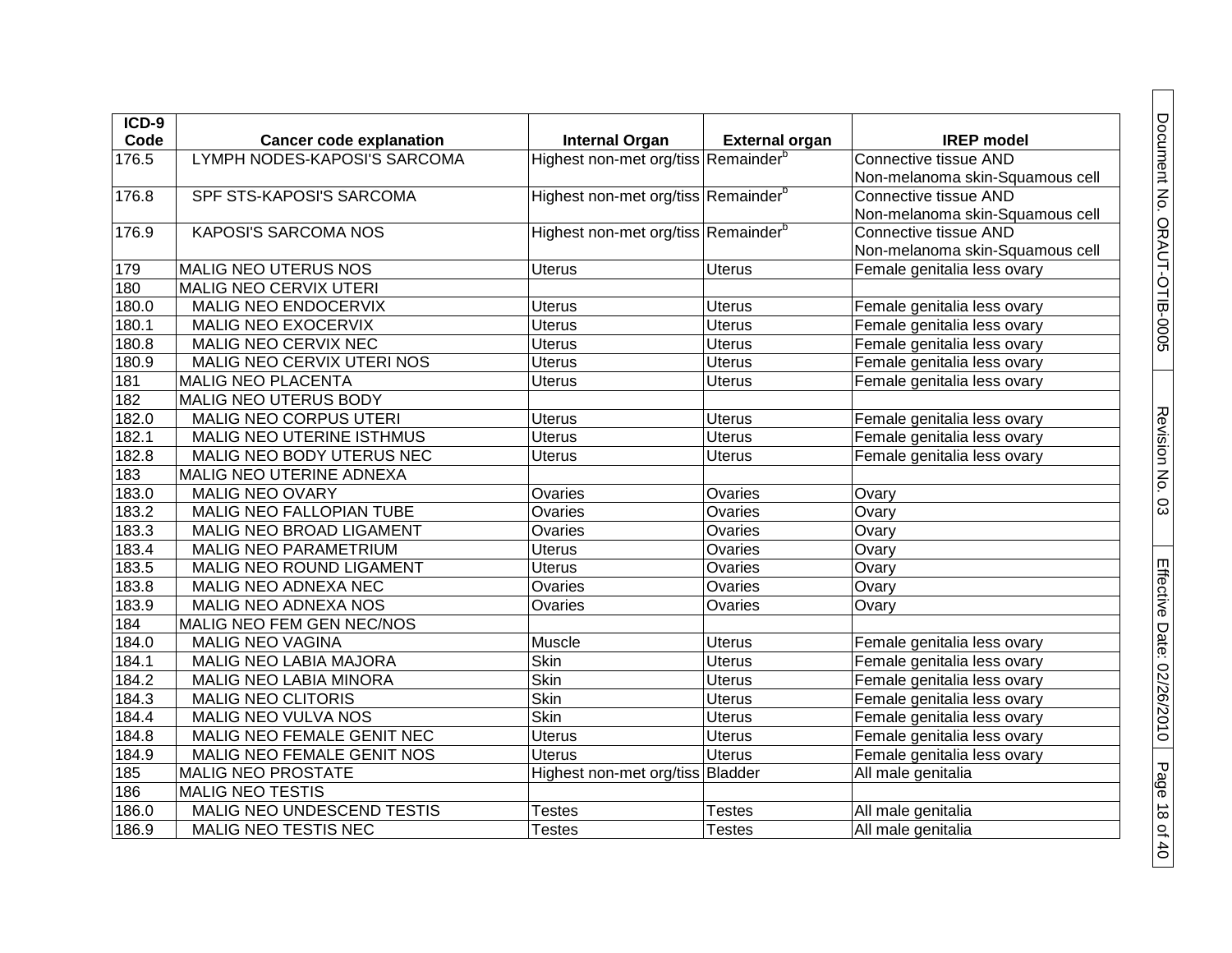| ICD-9 Code | Cancer code explanation | Internal Organ | External organ | IREP model |
|---|---|---|---|---|
| 176.5 | LYMPH NODES-KAPOSI'S SARCOMA | Highest non-met org/tiss | Remainder[b] | Connective tissue AND Non-melanoma skin-Squamous cell |
| 176.8 | SPF STS-KAPOSI'S SARCOMA | Highest non-met org/tiss | Remainder[b] | Connective tissue AND Non-melanoma skin-Squamous cell |
| 176.9 | KAPOSI'S SARCOMA NOS | Highest non-met org/tiss | Remainder[b] | Connective tissue AND Non-melanoma skin-Squamous cell |
| 179 | MALIG NEO UTERUS NOS | Uterus | Uterus | Female genitalia less ovary |
| 180 | MALIG NEO CERVIX UTERI | | | |
| 180.0 | MALIG NEO ENDOCERVIX | Uterus | Uterus | Female genitalia less ovary |
| 180.1 | MALIG NEO EXOCERVIX | Uterus | Uterus | Female genitalia less ovary |
| 180.8 | MALIG NEO CERVIX NEC | Uterus | Uterus | Female genitalia less ovary |
| 180.9 | MALIG NEO CERVIX UTERI NOS | Uterus | Uterus | Female genitalia less ovary |
| 181 | MALIG NEO PLACENTA | Uterus | Uterus | Female genitalia less ovary |
| 182 | MALIG NEO UTERUS BODY | | | |
| 182.0 | MALIG NEO CORPUS UTERI | Uterus | Uterus | Female genitalia less ovary |
| 182.1 | MALIG NEO UTERINE ISTHMUS | Uterus | Uterus | Female genitalia less ovary |
| 182.8 | MALIG NEO BODY UTERUS NEC | Uterus | Uterus | Female genitalia less ovary |
| 183 | MALIG NEO UTERINE ADNEXA | | | |
| 183.0 | MALIG NEO OVARY | Ovaries | Ovaries | Ovary |
| 183.2 | MALIG NEO FALLOPIAN TUBE | Ovaries | Ovaries | Ovary |
| 183.3 | MALIG NEO BROAD LIGAMENT | Ovaries | Ovaries | Ovary |
| 183.4 | MALIG NEO PARAMETRIUM | Uterus | Ovaries | Ovary |
| 183.5 | MALIG NEO ROUND LIGAMENT | Uterus | Ovaries | Ovary |
| 183.8 | MALIG NEO ADNEXA NEC | Ovaries | Ovaries | Ovary |
| 183.9 | MALIG NEO ADNEXA NOS | Ovaries | Ovaries | Ovary |
| 184 | MALIG NEO FEM GEN NEC/NOS | | | |
| 184.0 | MALIG NEO VAGINA | Muscle | Uterus | Female genitalia less ovary |
| 184.1 | MALIG NEO LABIA MAJORA | Skin | Uterus | Female genitalia less ovary |
| 184.2 | MALIG NEO LABIA MINORA | Skin | Uterus | Female genitalia less ovary |
| 184.3 | MALIG NEO CLITORIS | Skin | Uterus | Female genitalia less ovary |
| 184.4 | MALIG NEO VULVA NOS | Skin | Uterus | Female genitalia less ovary |
| 184.8 | MALIG NEO FEMALE GENIT NEC | Uterus | Uterus | Female genitalia less ovary |
| 184.9 | MALIG NEO FEMALE GENIT NOS | Uterus | Uterus | Female genitalia less ovary |
| 185 | MALIG NEO PROSTATE | Highest non-met org/tiss | Bladder | All male genitalia |
| 186 | MALIG NEO TESTIS | | | |
| 186.0 | MALIG NEO UNDESCEND TESTIS | Testes | Testes | All male genitalia |
| 186.9 | MALIG NEO TESTIS NEC | Testes | Testes | All male genitalia |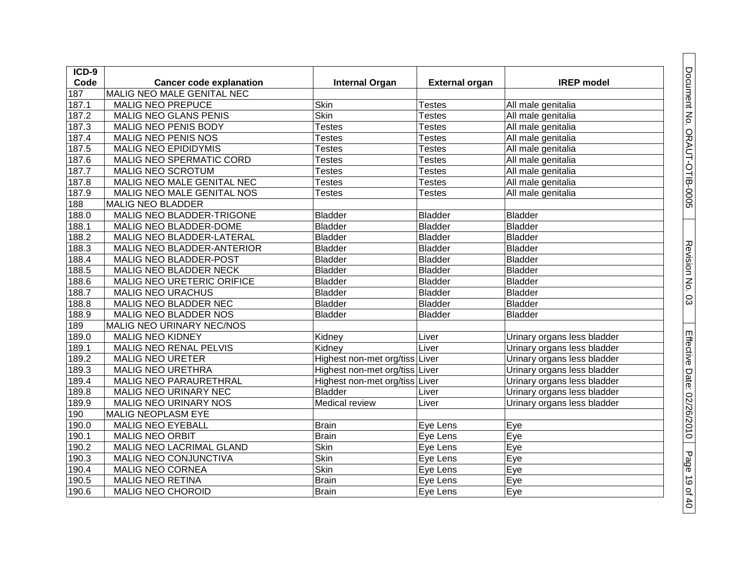| ICD-9 Code | Cancer code explanation | Internal Organ | External organ | IREP model |
|---|---|---|---|---|
| 187 | MALIG NEO MALE GENITAL NEC | | | |
| 187.1 | MALIG NEO PREPUCE | Skin | Testes | All male genitalia |
| 187.2 | MALIG NEO GLANS PENIS | Skin | Testes | All male genitalia |
| 187.3 | MALIG NEO PENIS BODY | Testes | Testes | All male genitalia |
| 187.4 | MALIG NEO PENIS NOS | Testes | Testes | All male genitalia |
| 187.5 | MALIG NEO EPIDIDYMIS | Testes | Testes | All male genitalia |
| 187.6 | MALIG NEO SPERMATIC CORD | Testes | Testes | All male genitalia |
| 187.7 | MALIG NEO SCROTUM | Testes | Testes | All male genitalia |
| 187.8 | MALIG NEO MALE GENITAL NEC | Testes | Testes | All male genitalia |
| 187.9 | MALIG NEO MALE GENITAL NOS | Testes | Testes | All male genitalia |
| 188 | MALIG NEO BLADDER | | | |
| 188.0 | MALIG NEO BLADDER-TRIGONE | Bladder | Bladder | Bladder |
| 188.1 | MALIG NEO BLADDER-DOME | Bladder | Bladder | Bladder |
| 188.2 | MALIG NEO BLADDER-LATERAL | Bladder | Bladder | Bladder |
| 188.3 | MALIG NEO BLADDER-ANTERIOR | Bladder | Bladder | Bladder |
| 188.4 | MALIG NEO BLADDER-POST | Bladder | Bladder | Bladder |
| 188.5 | MALIG NEO BLADDER NECK | Bladder | Bladder | Bladder |
| 188.6 | MALIG NEO URETERIC ORIFICE | Bladder | Bladder | Bladder |
| 188.7 | MALIG NEO URACHUS | Bladder | Bladder | Bladder |
| 188.8 | MALIG NEO BLADDER NEC | Bladder | Bladder | Bladder |
| 188.9 | MALIG NEO BLADDER NOS | Bladder | Bladder | Bladder |
| 189 | MALIG NEO URINARY NEC/NOS | | | |
| 189.0 | MALIG NEO KIDNEY | Kidney | Liver | Urinary organs less bladder |
| 189.1 | MALIG NEO RENAL PELVIS | Kidney | Liver | Urinary organs less bladder |
| 189.2 | MALIG NEO URETER | Highest non-met org/tiss | Liver | Urinary organs less bladder |
| 189.3 | MALIG NEO URETHRA | Highest non-met org/tiss | Liver | Urinary organs less bladder |
| 189.4 | MALIG NEO PARAURETHRAL | Highest non-met org/tiss | Liver | Urinary organs less bladder |
| 189.8 | MALIG NEO URINARY NEC | Bladder | Liver | Urinary organs less bladder |
| 189.9 | MALIG NEO URINARY NOS | Medical review | Liver | Urinary organs less bladder |
| 190 | MALIG NEOPLASM EYE | | | |
| 190.0 | MALIG NEO EYEBALL | Brain | Eye Lens | Eye |
| 190.1 | MALIG NEO ORBIT | Brain | Eye Lens | Eye |
| 190.2 | MALIG NEO LACRIMAL GLAND | Skin | Eye Lens | Eye |
| 190.3 | MALIG NEO CONJUNCTIVA | Skin | Eye Lens | Eye |
| 190.4 | MALIG NEO CORNEA | Skin | Eye Lens | Eye |
| 190.5 | MALIG NEO RETINA | Brain | Eye Lens | Eye |
| 190.6 | MALIG NEO CHOROID | Brain | Eye Lens | Eye |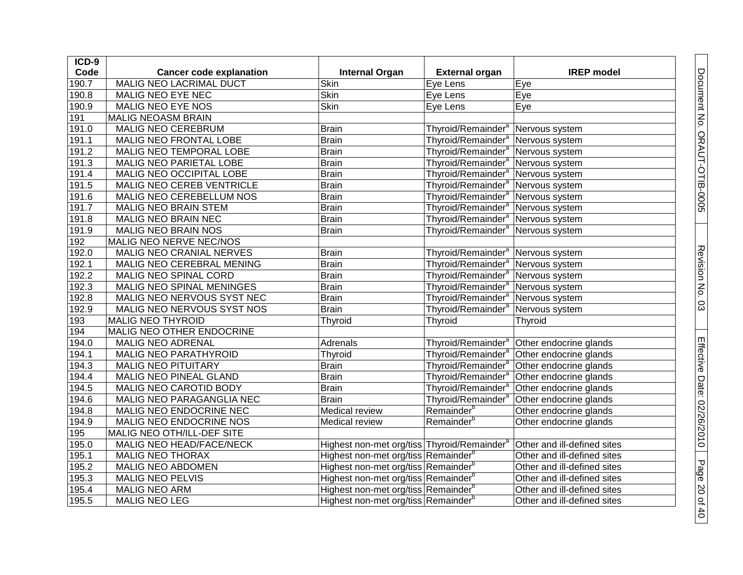| ICD-9 Code | Cancer code explanation | Internal Organ | External organ | IREP model |
|---|---|---|---|---|
| 190.7 | MALIG NEO LACRIMAL DUCT | Skin | Eye Lens | Eye |
| 190.8 | MALIG NEO EYE NEC | Skin | Eye Lens | Eye |
| 190.9 | MALIG NEO EYE NOS | Skin | Eye Lens | Eye |
| 191 | MALIG NEOASM BRAIN | | | |
| 191.0 | MALIG NEO CEREBRUM | Brain | Thyroid/Remainder[a] | Nervous system |
| 191.1 | MALIG NEO FRONTAL LOBE | Brain | Thyroid/Remainder[a] | Nervous system |
| 191.2 | MALIG NEO TEMPORAL LOBE | Brain | Thyroid/Remainder[a] | Nervous system |
| 191.3 | MALIG NEO PARIETAL LOBE | Brain | Thyroid/Remainder[a] | Nervous system |
| 191.4 | MALIG NEO OCCIPITAL LOBE | Brain | Thyroid/Remainder[a] | Nervous system |
| 191.5 | MALIG NEO CEREB VENTRICLE | Brain | Thyroid/Remainder[a] | Nervous system |
| 191.6 | MALIG NEO CEREBELLUM NOS | Brain | Thyroid/Remainder[a] | Nervous system |
| 191.7 | MALIG NEO BRAIN STEM | Brain | Thyroid/Remainder[a] | Nervous system |
| 191.8 | MALIG NEO BRAIN NEC | Brain | Thyroid/Remainder[a] | Nervous system |
| 191.9 | MALIG NEO BRAIN NOS | Brain | Thyroid/Remainder[a] | Nervous system |
| 192 | MALIG NEO NERVE NEC/NOS | | | |
| 192.0 | MALIG NEO CRANIAL NERVES | Brain | Thyroid/Remainder[a] | Nervous system |
| 192.1 | MALIG NEO CEREBRAL MENING | Brain | Thyroid/Remainder[a] | Nervous system |
| 192.2 | MALIG NEO SPINAL CORD | Brain | Thyroid/Remainder[a] | Nervous system |
| 192.3 | MALIG NEO SPINAL MENINGES | Brain | Thyroid/Remainder[a] | Nervous system |
| 192.8 | MALIG NEO NERVOUS SYST NEC | Brain | Thyroid/Remainder[a] | Nervous system |
| 192.9 | MALIG NEO NERVOUS SYST NOS | Brain | Thyroid/Remainder[a] | Nervous system |
| 193 | MALIG NEO THYROID | Thyroid | Thyroid | Thyroid |
| 194 | MALIG NEO OTHER ENDOCRINE | | | |
| 194.0 | MALIG NEO ADRENAL | Adrenals | Thyroid/Remainder[a] | Other endocrine glands |
| 194.1 | MALIG NEO PARATHYROID | Thyroid | Thyroid/Remainder[a] | Other endocrine glands |
| 194.3 | MALIG NEO PITUITARY | Brain | Thyroid/Remainder[a] | Other endocrine glands |
| 194.4 | MALIG NEO PINEAL GLAND | Brain | Thyroid/Remainder[a] | Other endocrine glands |
| 194.5 | MALIG NEO CAROTID BODY | Brain | Thyroid/Remainder[a] | Other endocrine glands |
| 194.6 | MALIG NEO PARAGANGLIA NEC | Brain | Thyroid/Remainder[a] | Other endocrine glands |
| 194.8 | MALIG NEO ENDOCRINE NEC | Medical review | Remainder[b] | Other endocrine glands |
| 194.9 | MALIG NEO ENDOCRINE NOS | Medical review | Remainder[b] | Other endocrine glands |
| 195 | MALIG NEO OTH/ILL-DEF SITE | | | |
| 195.0 | MALIG NEO HEAD/FACE/NECK | Highest non-met org/tiss | Thyroid/Remainder[a] | Other and ill-defined sites |
| 195.1 | MALIG NEO THORAX | Highest non-met org/tiss | Remainder[b] | Other and ill-defined sites |
| 195.2 | MALIG NEO ABDOMEN | Highest non-met org/tiss | Remainder[b] | Other and ill-defined sites |
| 195.3 | MALIG NEO PELVIS | Highest non-met org/tiss | Remainder[b] | Other and ill-defined sites |
| 195.4 | MALIG NEO ARM | Highest non-met org/tiss | Remainder[b] | Other and ill-defined sites |
| 195.5 | MALIG NEO LEG | Highest non-met org/tiss | Remainder[b] | Other and ill-defined sites |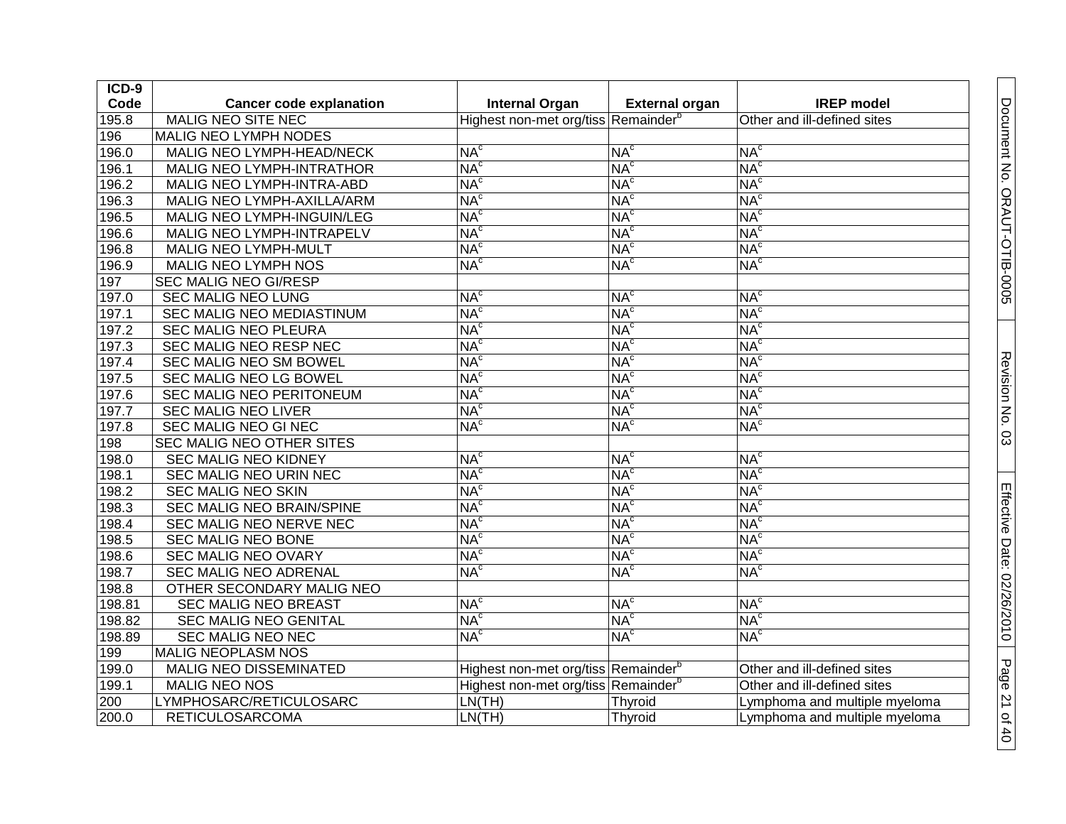| ICD-9 Code | Cancer code explanation | Internal Organ | External organ | IREP model |
|---|---|---|---|---|
| 195.8 | MALIG NEO SITE NEC | Highest non-met org/tiss | Remainder[b] | Other and ill-defined sites |
| 196 | MALIG NEO LYMPH NODES | | | |
| 196.0 | MALIG NEO LYMPH-HEAD/NECK | NA[c] | NA[c] | NA[c] |
| 196.1 | MALIG NEO LYMPH-INTRATHOR | NA[c] | NA[c] | NA[c] |
| 196.2 | MALIG NEO LYMPH-INTRA-ABD | NA[c] | NA[c] | NA[c] |
| 196.3 | MALIG NEO LYMPH-AXILLA/ARM | NA[c] | NA[c] | NA[c] |
| 196.5 | MALIG NEO LYMPH-INGUIN/LEG | NA[c] | NA[c] | NA[c] |
| 196.6 | MALIG NEO LYMPH-INTRAPELV | NA[c] | NA[c] | NA[c] |
| 196.8 | MALIG NEO LYMPH-MULT | NA[c] | NA[c] | NA[c] |
| 196.9 | MALIG NEO LYMPH NOS | NA[c] | NA[c] | NA[c] |
| 197 | SEC MALIG NEO GI/RESP | | | |
| 197.0 | SEC MALIG NEO LUNG | NA[c] | NA[c] | NA[c] |
| 197.1 | SEC MALIG NEO MEDIASTINUM | NA[c] | NA[c] | NA[c] |
| 197.2 | SEC MALIG NEO PLEURA | NA[c] | NA[c] | NA[c] |
| 197.3 | SEC MALIG NEO RESP NEC | NA[c] | NA[c] | NA[c] |
| 197.4 | SEC MALIG NEO SM BOWEL | NA[c] | NA[c] | NA[c] |
| 197.5 | SEC MALIG NEO LG BOWEL | NA[c] | NA[c] | NA[c] |
| 197.6 | SEC MALIG NEO PERITONEUM | NA[c] | NA[c] | NA[c] |
| 197.7 | SEC MALIG NEO LIVER | NA[c] | NA[c] | NA[c] |
| 197.8 | SEC MALIG NEO GI NEC | NA[c] | NA[c] | NA[c] |
| 198 | SEC MALIG NEO OTHER SITES | | | |
| 198.0 | SEC MALIG NEO KIDNEY | NA[c] | NA[c] | NA[c] |
| 198.1 | SEC MALIG NEO URIN NEC | NA[c] | NA[c] | NA[c] |
| 198.2 | SEC MALIG NEO SKIN | NA[c] | NA[c] | NA[c] |
| 198.3 | SEC MALIG NEO BRAIN/SPINE | NA[c] | NA[c] | NA[c] |
| 198.4 | SEC MALIG NEO NERVE NEC | NA[c] | NA[c] | NA[c] |
| 198.5 | SEC MALIG NEO BONE | NA[c] | NA[c] | NA[c] |
| 198.6 | SEC MALIG NEO OVARY | NA[c] | NA[c] | NA[c] |
| 198.7 | SEC MALIG NEO ADRENAL | NA[c] | NA[c] | NA[c] |
| 198.8 | OTHER SECONDARY MALIG NEO | | | |
| 198.81 | SEC MALIG NEO BREAST | NA[c] | NA[c] | NA[c] |
| 198.82 | SEC MALIG NEO GENITAL | NA[c] | NA[c] | NA[c] |
| 198.89 | SEC MALIG NEO NEC | NA[c] | NA[c] | NA[c] |
| 199 | MALIG NEOPLASM NOS | | | |
| 199.0 | MALIG NEO DISSEMINATED | Highest non-met org/tiss | Remainder[b] | Other and ill-defined sites |
| 199.1 | MALIG NEO NOS | Highest non-met org/tiss | Remainder[b] | Other and ill-defined sites |
| 200 | LYMPHOSARC/RETICULOSARC | LN(TH) | Thyroid | Lymphoma and multiple myeloma |
| 200.0 | RETICULOSARCOMA | LN(TH) | Thyroid | Lymphoma and multiple myeloma |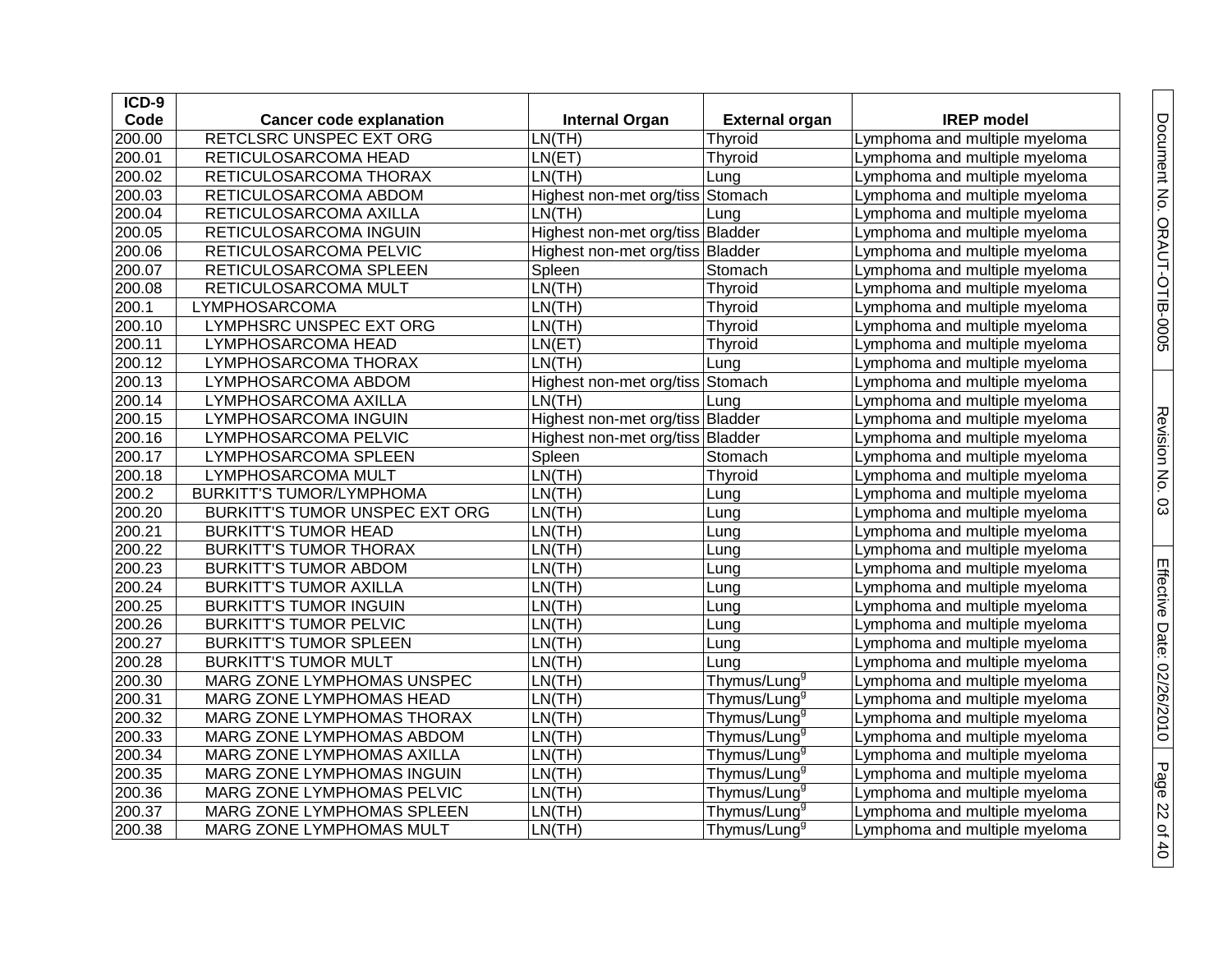| ICD-9 Code | Cancer code explanation | Internal Organ | External organ | IREP model |
|---|---|---|---|---|
| 200.00 | RETCLSRC UNSPEC EXT ORG | LN(TH) | Thyroid | Lymphoma and multiple myeloma |
| 200.01 | RETICULOSARCOMA HEAD | LN(ET) | Thyroid | Lymphoma and multiple myeloma |
| 200.02 | RETICULOSARCOMA THORAX | LN(TH) | Lung | Lymphoma and multiple myeloma |
| 200.03 | RETICULOSARCOMA ABDOM | Highest non-met org/tiss | Stomach | Lymphoma and multiple myeloma |
| 200.04 | RETICULOSARCOMA AXILLA | LN(TH) | Lung | Lymphoma and multiple myeloma |
| 200.05 | RETICULOSARCOMA INGUIN | Highest non-met org/tiss | Bladder | Lymphoma and multiple myeloma |
| 200.06 | RETICULOSARCOMA PELVIC | Highest non-met org/tiss | Bladder | Lymphoma and multiple myeloma |
| 200.07 | RETICULOSARCOMA SPLEEN | Spleen | Stomach | Lymphoma and multiple myeloma |
| 200.08 | RETICULOSARCOMA MULT | LN(TH) | Thyroid | Lymphoma and multiple myeloma |
| 200.1 | LYMPHOSARCOMA | LN(TH) | Thyroid | Lymphoma and multiple myeloma |
| 200.10 | LYMPHSRC UNSPEC EXT ORG | LN(TH) | Thyroid | Lymphoma and multiple myeloma |
| 200.11 | LYMPHOSARCOMA HEAD | LN(ET) | Thyroid | Lymphoma and multiple myeloma |
| 200.12 | LYMPHOSARCOMA THORAX | LN(TH) | Lung | Lymphoma and multiple myeloma |
| 200.13 | LYMPHOSARCOMA ABDOM | Highest non-met org/tiss | Stomach | Lymphoma and multiple myeloma |
| 200.14 | LYMPHOSARCOMA AXILLA | LN(TH) | Lung | Lymphoma and multiple myeloma |
| 200.15 | LYMPHOSARCOMA INGUIN | Highest non-met org/tiss | Bladder | Lymphoma and multiple myeloma |
| 200.16 | LYMPHOSARCOMA PELVIC | Highest non-met org/tiss | Bladder | Lymphoma and multiple myeloma |
| 200.17 | LYMPHOSARCOMA SPLEEN | Spleen | Stomach | Lymphoma and multiple myeloma |
| 200.18 | LYMPHOSARCOMA MULT | LN(TH) | Thyroid | Lymphoma and multiple myeloma |
| 200.2 | BURKITT'S TUMOR/LYMPHOMA | LN(TH) | Lung | Lymphoma and multiple myeloma |
| 200.20 | BURKITT'S TUMOR UNSPEC EXT ORG | LN(TH) | Lung | Lymphoma and multiple myeloma |
| 200.21 | BURKITT'S TUMOR HEAD | LN(TH) | Lung | Lymphoma and multiple myeloma |
| 200.22 | BURKITT'S TUMOR THORAX | LN(TH) | Lung | Lymphoma and multiple myeloma |
| 200.23 | BURKITT'S TUMOR ABDOM | LN(TH) | Lung | Lymphoma and multiple myeloma |
| 200.24 | BURKITT'S TUMOR AXILLA | LN(TH) | Lung | Lymphoma and multiple myeloma |
| 200.25 | BURKITT'S TUMOR INGUIN | LN(TH) | Lung | Lymphoma and multiple myeloma |
| 200.26 | BURKITT'S TUMOR PELVIC | LN(TH) | Lung | Lymphoma and multiple myeloma |
| 200.27 | BURKITT'S TUMOR SPLEEN | LN(TH) | Lung | Lymphoma and multiple myeloma |
| 200.28 | BURKITT'S TUMOR MULT | LN(TH) | Lung | Lymphoma and multiple myeloma |
| 200.30 | MARG ZONE LYMPHOMAS UNSPEC | LN(TH) | Thymus/Lung[g] | Lymphoma and multiple myeloma |
| 200.31 | MARG ZONE LYMPHOMAS HEAD | LN(TH) | Thymus/Lung[g] | Lymphoma and multiple myeloma |
| 200.32 | MARG ZONE LYMPHOMAS THORAX | LN(TH) | Thymus/Lung[g] | Lymphoma and multiple myeloma |
| 200.33 | MARG ZONE LYMPHOMAS ABDOM | LN(TH) | Thymus/Lung[g] | Lymphoma and multiple myeloma |
| 200.34 | MARG ZONE LYMPHOMAS AXILLA | LN(TH) | Thymus/Lung[g] | Lymphoma and multiple myeloma |
| 200.35 | MARG ZONE LYMPHOMAS INGUIN | LN(TH) | Thymus/Lung[g] | Lymphoma and multiple myeloma |
| 200.36 | MARG ZONE LYMPHOMAS PELVIC | LN(TH) | Thymus/Lung[g] | Lymphoma and multiple myeloma |
| 200.37 | MARG ZONE LYMPHOMAS SPLEEN | LN(TH) | Thymus/Lung[g] | Lymphoma and multiple myeloma |
| 200.38 | MARG ZONE LYMPHOMAS MULT | LN(TH) | Thymus/Lung[g] | Lymphoma and multiple myeloma |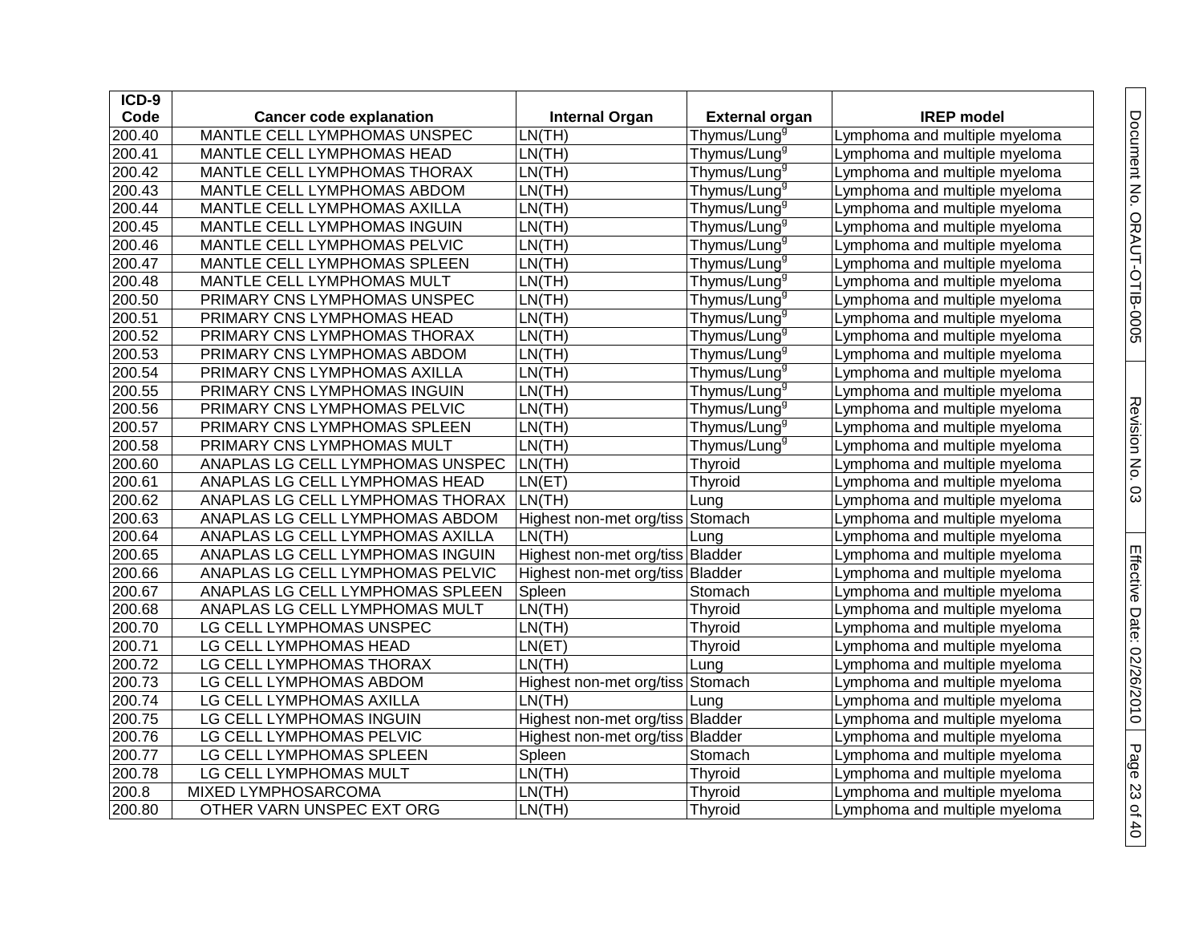| ICD-9 Code | Cancer code explanation | Internal Organ | External organ | IREP model |
|---|---|---|---|---|
| 200.40 | MANTLE CELL LYMPHOMAS UNSPEC | LN(TH) | Thymus/Lung[g] | Lymphoma and multiple myeloma |
| 200.41 | MANTLE CELL LYMPHOMAS HEAD | LN(TH) | Thymus/Lung[g] | Lymphoma and multiple myeloma |
| 200.42 | MANTLE CELL LYMPHOMAS THORAX | LN(TH) | Thymus/Lung[g] | Lymphoma and multiple myeloma |
| 200.43 | MANTLE CELL LYMPHOMAS ABDOM | LN(TH) | Thymus/Lung[g] | Lymphoma and multiple myeloma |
| 200.44 | MANTLE CELL LYMPHOMAS AXILLA | LN(TH) | Thymus/Lung[g] | Lymphoma and multiple myeloma |
| 200.45 | MANTLE CELL LYMPHOMAS INGUIN | LN(TH) | Thymus/Lung[g] | Lymphoma and multiple myeloma |
| 200.46 | MANTLE CELL LYMPHOMAS PELVIC | LN(TH) | Thymus/Lung[g] | Lymphoma and multiple myeloma |
| 200.47 | MANTLE CELL LYMPHOMAS SPLEEN | LN(TH) | Thymus/Lung[g] | Lymphoma and multiple myeloma |
| 200.48 | MANTLE CELL LYMPHOMAS MULT | LN(TH) | Thymus/Lung[g] | Lymphoma and multiple myeloma |
| 200.50 | PRIMARY CNS LYMPHOMAS UNSPEC | LN(TH) | Thymus/Lung[g] | Lymphoma and multiple myeloma |
| 200.51 | PRIMARY CNS LYMPHOMAS HEAD | LN(TH) | Thymus/Lung[g] | Lymphoma and multiple myeloma |
| 200.52 | PRIMARY CNS LYMPHOMAS THORAX | LN(TH) | Thymus/Lung[g] | Lymphoma and multiple myeloma |
| 200.53 | PRIMARY CNS LYMPHOMAS ABDOM | LN(TH) | Thymus/Lung[g] | Lymphoma and multiple myeloma |
| 200.54 | PRIMARY CNS LYMPHOMAS AXILLA | LN(TH) | Thymus/Lung[g] | Lymphoma and multiple myeloma |
| 200.55 | PRIMARY CNS LYMPHOMAS INGUIN | LN(TH) | Thymus/Lung[g] | Lymphoma and multiple myeloma |
| 200.56 | PRIMARY CNS LYMPHOMAS PELVIC | LN(TH) | Thymus/Lung[g] | Lymphoma and multiple myeloma |
| 200.57 | PRIMARY CNS LYMPHOMAS SPLEEN | LN(TH) | Thymus/Lung[g] | Lymphoma and multiple myeloma |
| 200.58 | PRIMARY CNS LYMPHOMAS MULT | LN(TH) | Thymus/Lung[g] | Lymphoma and multiple myeloma |
| 200.60 | ANAPLAS LG CELL LYMPHOMAS UNSPEC | LN(TH) | Thyroid | Lymphoma and multiple myeloma |
| 200.61 | ANAPLAS LG CELL LYMPHOMAS HEAD | LN(ET) | Thyroid | Lymphoma and multiple myeloma |
| 200.62 | ANAPLAS LG CELL LYMPHOMAS THORAX | LN(TH) | Lung | Lymphoma and multiple myeloma |
| 200.63 | ANAPLAS LG CELL LYMPHOMAS ABDOM | Highest non-met org/tiss | Stomach | Lymphoma and multiple myeloma |
| 200.64 | ANAPLAS LG CELL LYMPHOMAS AXILLA | LN(TH) | Lung | Lymphoma and multiple myeloma |
| 200.65 | ANAPLAS LG CELL LYMPHOMAS INGUIN | Highest non-met org/tiss | Bladder | Lymphoma and multiple myeloma |
| 200.66 | ANAPLAS LG CELL LYMPHOMAS PELVIC | Highest non-met org/tiss | Bladder | Lymphoma and multiple myeloma |
| 200.67 | ANAPLAS LG CELL LYMPHOMAS SPLEEN | Spleen | Stomach | Lymphoma and multiple myeloma |
| 200.68 | ANAPLAS LG CELL LYMPHOMAS MULT | LN(TH) | Thyroid | Lymphoma and multiple myeloma |
| 200.70 | LG CELL LYMPHOMAS UNSPEC | LN(TH) | Thyroid | Lymphoma and multiple myeloma |
| 200.71 | LG CELL LYMPHOMAS HEAD | LN(ET) | Thyroid | Lymphoma and multiple myeloma |
| 200.72 | LG CELL LYMPHOMAS THORAX | LN(TH) | Lung | Lymphoma and multiple myeloma |
| 200.73 | LG CELL LYMPHOMAS ABDOM | Highest non-met org/tiss | Stomach | Lymphoma and multiple myeloma |
| 200.74 | LG CELL LYMPHOMAS AXILLA | LN(TH) | Lung | Lymphoma and multiple myeloma |
| 200.75 | LG CELL LYMPHOMAS INGUIN | Highest non-met org/tiss | Bladder | Lymphoma and multiple myeloma |
| 200.76 | LG CELL LYMPHOMAS PELVIC | Highest non-met org/tiss | Bladder | Lymphoma and multiple myeloma |
| 200.77 | LG CELL LYMPHOMAS SPLEEN | Spleen | Stomach | Lymphoma and multiple myeloma |
| 200.78 | LG CELL LYMPHOMAS MULT | LN(TH) | Thyroid | Lymphoma and multiple myeloma |
| 200.8 | MIXED LYMPHOSARCOMA | LN(TH) | Thyroid | Lymphoma and multiple myeloma |
| 200.80 | OTHER VARN UNSPEC EXT ORG | LN(TH) | Thyroid | Lymphoma and multiple myeloma |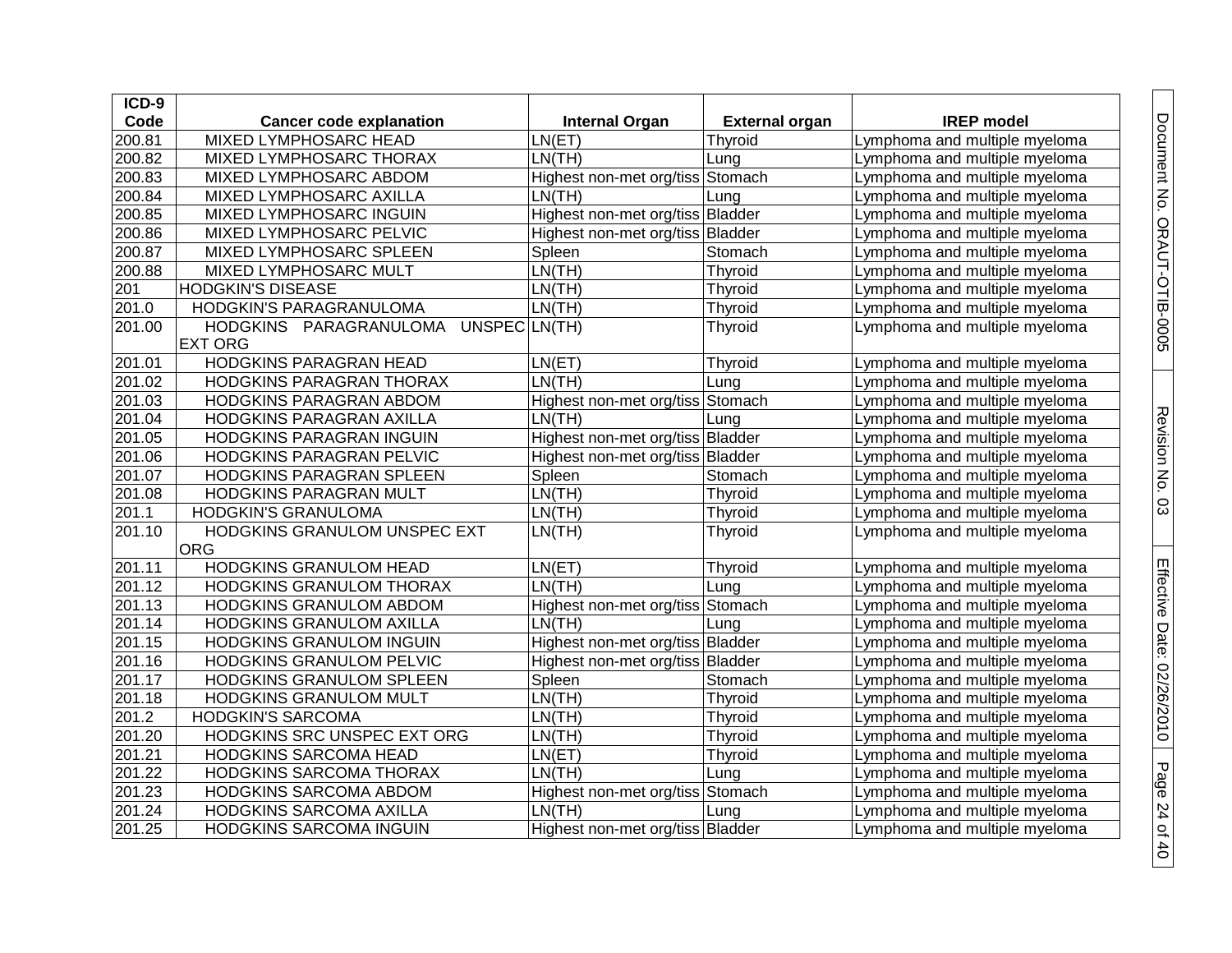| ICD-9 Code | Cancer code explanation | Internal Organ | External organ | IREP model |
|---|---|---|---|---|
| 200.81 | MIXED LYMPHOSARC HEAD | LN(ET) | Thyroid | Lymphoma and multiple myeloma |
| 200.82 | MIXED LYMPHOSARC THORAX | LN(TH) | Lung | Lymphoma and multiple myeloma |
| 200.83 | MIXED LYMPHOSARC ABDOM | Highest non-met org/tiss | Stomach | Lymphoma and multiple myeloma |
| 200.84 | MIXED LYMPHOSARC AXILLA | LN(TH) | Lung | Lymphoma and multiple myeloma |
| 200.85 | MIXED LYMPHOSARC INGUIN | Highest non-met org/tiss | Bladder | Lymphoma and multiple myeloma |
| 200.86 | MIXED LYMPHOSARC PELVIC | Highest non-met org/tiss | Bladder | Lymphoma and multiple myeloma |
| 200.87 | MIXED LYMPHOSARC SPLEEN | Spleen | Stomach | Lymphoma and multiple myeloma |
| 200.88 | MIXED LYMPHOSARC MULT | LN(TH) | Thyroid | Lymphoma and multiple myeloma |
| 201 | HODGKIN'S DISEASE | LN(TH) | Thyroid | Lymphoma and multiple myeloma |
| 201.0 | HODGKIN'S PARAGRANULOMA | LN(TH) | Thyroid | Lymphoma and multiple myeloma |
| 201.00 | HODGKINS PARAGRANULOMA UNSPEC EXT ORG | LN(TH) | Thyroid | Lymphoma and multiple myeloma |
| 201.01 | HODGKINS PARAGRAN HEAD | LN(ET) | Thyroid | Lymphoma and multiple myeloma |
| 201.02 | HODGKINS PARAGRAN THORAX | LN(TH) | Lung | Lymphoma and multiple myeloma |
| 201.03 | HODGKINS PARAGRAN ABDOM | Highest non-met org/tiss | Stomach | Lymphoma and multiple myeloma |
| 201.04 | HODGKINS PARAGRAN AXILLA | LN(TH) | Lung | Lymphoma and multiple myeloma |
| 201.05 | HODGKINS PARAGRAN INGUIN | Highest non-met org/tiss | Bladder | Lymphoma and multiple myeloma |
| 201.06 | HODGKINS PARAGRAN PELVIC | Highest non-met org/tiss | Bladder | Lymphoma and multiple myeloma |
| 201.07 | HODGKINS PARAGRAN SPLEEN | Spleen | Stomach | Lymphoma and multiple myeloma |
| 201.08 | HODGKINS PARAGRAN MULT | LN(TH) | Thyroid | Lymphoma and multiple myeloma |
| 201.1 | HODGKIN'S GRANULOMA | LN(TH) | Thyroid | Lymphoma and multiple myeloma |
| 201.10 | HODGKINS GRANULOM UNSPEC EXT ORG | LN(TH) | Thyroid | Lymphoma and multiple myeloma |
| 201.11 | HODGKINS GRANULOM HEAD | LN(ET) | Thyroid | Lymphoma and multiple myeloma |
| 201.12 | HODGKINS GRANULOM THORAX | LN(TH) | Lung | Lymphoma and multiple myeloma |
| 201.13 | HODGKINS GRANULOM ABDOM | Highest non-met org/tiss | Stomach | Lymphoma and multiple myeloma |
| 201.14 | HODGKINS GRANULOM AXILLA | LN(TH) | Lung | Lymphoma and multiple myeloma |
| 201.15 | HODGKINS GRANULOM INGUIN | Highest non-met org/tiss | Bladder | Lymphoma and multiple myeloma |
| 201.16 | HODGKINS GRANULOM PELVIC | Highest non-met org/tiss | Bladder | Lymphoma and multiple myeloma |
| 201.17 | HODGKINS GRANULOM SPLEEN | Spleen | Stomach | Lymphoma and multiple myeloma |
| 201.18 | HODGKINS GRANULOM MULT | LN(TH) | Thyroid | Lymphoma and multiple myeloma |
| 201.2 | HODGKIN'S SARCOMA | LN(TH) | Thyroid | Lymphoma and multiple myeloma |
| 201.20 | HODGKINS SRC UNSPEC EXT ORG | LN(TH) | Thyroid | Lymphoma and multiple myeloma |
| 201.21 | HODGKINS SARCOMA HEAD | LN(ET) | Thyroid | Lymphoma and multiple myeloma |
| 201.22 | HODGKINS SARCOMA THORAX | LN(TH) | Lung | Lymphoma and multiple myeloma |
| 201.23 | HODGKINS SARCOMA ABDOM | Highest non-met org/tiss | Stomach | Lymphoma and multiple myeloma |
| 201.24 | HODGKINS SARCOMA AXILLA | LN(TH) | Lung | Lymphoma and multiple myeloma |
| 201.25 | HODGKINS SARCOMA INGUIN | Highest non-met org/tiss | Bladder | Lymphoma and multiple myeloma |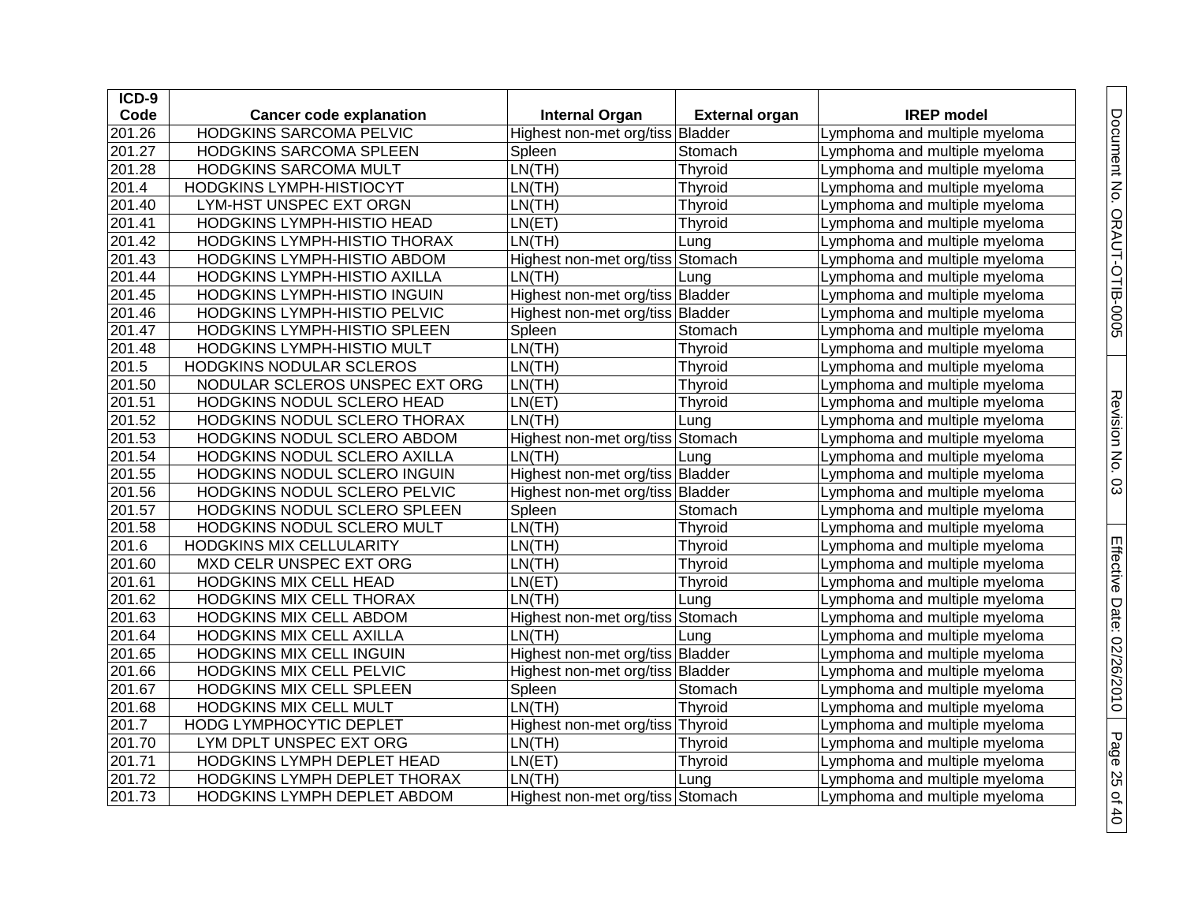| ICD-9 Code | Cancer code explanation | Internal Organ | External organ | IREP model |
|---|---|---|---|---|
| 201.26 | HODGKINS SARCOMA PELVIC | Highest non-met org/tiss | Bladder | Lymphoma and multiple myeloma |
| 201.27 | HODGKINS SARCOMA SPLEEN | Spleen | Stomach | Lymphoma and multiple myeloma |
| 201.28 | HODGKINS SARCOMA MULT | LN(TH) | Thyroid | Lymphoma and multiple myeloma |
| 201.4 | HODGKINS LYMPH-HISTIOCYT | LN(TH) | Thyroid | Lymphoma and multiple myeloma |
| 201.40 | LYM-HST UNSPEC EXT ORGN | LN(TH) | Thyroid | Lymphoma and multiple myeloma |
| 201.41 | HODGKINS LYMPH-HISTIO HEAD | LN(ET) | Thyroid | Lymphoma and multiple myeloma |
| 201.42 | HODGKINS LYMPH-HISTIO THORAX | LN(TH) | Lung | Lymphoma and multiple myeloma |
| 201.43 | HODGKINS LYMPH-HISTIO ABDOM | Highest non-met org/tiss | Stomach | Lymphoma and multiple myeloma |
| 201.44 | HODGKINS LYMPH-HISTIO AXILLA | LN(TH) | Lung | Lymphoma and multiple myeloma |
| 201.45 | HODGKINS LYMPH-HISTIO INGUIN | Highest non-met org/tiss | Bladder | Lymphoma and multiple myeloma |
| 201.46 | HODGKINS LYMPH-HISTIO PELVIC | Highest non-met org/tiss | Bladder | Lymphoma and multiple myeloma |
| 201.47 | HODGKINS LYMPH-HISTIO SPLEEN | Spleen | Stomach | Lymphoma and multiple myeloma |
| 201.48 | HODGKINS LYMPH-HISTIO MULT | LN(TH) | Thyroid | Lymphoma and multiple myeloma |
| 201.5 | HODGKINS NODULAR SCLEROS | LN(TH) | Thyroid | Lymphoma and multiple myeloma |
| 201.50 | NODULAR SCLEROS UNSPEC EXT ORG | LN(TH) | Thyroid | Lymphoma and multiple myeloma |
| 201.51 | HODGKINS NODUL SCLERO HEAD | LN(ET) | Thyroid | Lymphoma and multiple myeloma |
| 201.52 | HODGKINS NODUL SCLERO THORAX | LN(TH) | Lung | Lymphoma and multiple myeloma |
| 201.53 | HODGKINS NODUL SCLERO ABDOM | Highest non-met org/tiss | Stomach | Lymphoma and multiple myeloma |
| 201.54 | HODGKINS NODUL SCLERO AXILLA | LN(TH) | Lung | Lymphoma and multiple myeloma |
| 201.55 | HODGKINS NODUL SCLERO INGUIN | Highest non-met org/tiss | Bladder | Lymphoma and multiple myeloma |
| 201.56 | HODGKINS NODUL SCLERO PELVIC | Highest non-met org/tiss | Bladder | Lymphoma and multiple myeloma |
| 201.57 | HODGKINS NODUL SCLERO SPLEEN | Spleen | Stomach | Lymphoma and multiple myeloma |
| 201.58 | HODGKINS NODUL SCLERO MULT | LN(TH) | Thyroid | Lymphoma and multiple myeloma |
| 201.6 | HODGKINS MIX CELLULARITY | LN(TH) | Thyroid | Lymphoma and multiple myeloma |
| 201.60 | MXD CELR UNSPEC EXT ORG | LN(TH) | Thyroid | Lymphoma and multiple myeloma |
| 201.61 | HODGKINS MIX CELL HEAD | LN(ET) | Thyroid | Lymphoma and multiple myeloma |
| 201.62 | HODGKINS MIX CELL THORAX | LN(TH) | Lung | Lymphoma and multiple myeloma |
| 201.63 | HODGKINS MIX CELL ABDOM | Highest non-met org/tiss | Stomach | Lymphoma and multiple myeloma |
| 201.64 | HODGKINS MIX CELL AXILLA | LN(TH) | Lung | Lymphoma and multiple myeloma |
| 201.65 | HODGKINS MIX CELL INGUIN | Highest non-met org/tiss | Bladder | Lymphoma and multiple myeloma |
| 201.66 | HODGKINS MIX CELL PELVIC | Highest non-met org/tiss | Bladder | Lymphoma and multiple myeloma |
| 201.67 | HODGKINS MIX CELL SPLEEN | Spleen | Stomach | Lymphoma and multiple myeloma |
| 201.68 | HODGKINS MIX CELL MULT | LN(TH) | Thyroid | Lymphoma and multiple myeloma |
| 201.7 | HODG LYMPHOCYTIC DEPLET | Highest non-met org/tiss | Thyroid | Lymphoma and multiple myeloma |
| 201.70 | LYM DPLT UNSPEC EXT ORG | LN(TH) | Thyroid | Lymphoma and multiple myeloma |
| 201.71 | HODGKINS LYMPH DEPLET HEAD | LN(ET) | Thyroid | Lymphoma and multiple myeloma |
| 201.72 | HODGKINS LYMPH DEPLET THORAX | LN(TH) | Lung | Lymphoma and multiple myeloma |
| 201.73 | HODGKINS LYMPH DEPLET ABDOM | Highest non-met org/tiss | Stomach | Lymphoma and multiple myeloma |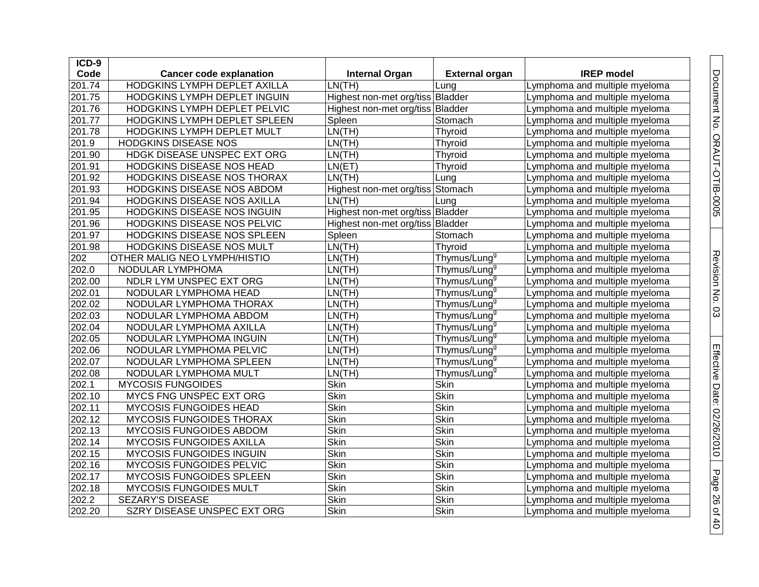| ICD-9 Code | Cancer code explanation | Internal Organ | External organ | IREP model |
|---|---|---|---|---|
| 201.74 | HODGKINS LYMPH DEPLET AXILLA | LN(TH) | Lung | Lymphoma and multiple myeloma |
| 201.75 | HODGKINS LYMPH DEPLET INGUIN | Highest non-met org/tiss | Bladder | Lymphoma and multiple myeloma |
| 201.76 | HODGKINS LYMPH DEPLET PELVIC | Highest non-met org/tiss | Bladder | Lymphoma and multiple myeloma |
| 201.77 | HODGKINS LYMPH DEPLET SPLEEN | Spleen | Stomach | Lymphoma and multiple myeloma |
| 201.78 | HODGKINS LYMPH DEPLET MULT | LN(TH) | Thyroid | Lymphoma and multiple myeloma |
| 201.9 | HODGKINS DISEASE NOS | LN(TH) | Thyroid | Lymphoma and multiple myeloma |
| 201.90 | HDGK DISEASE UNSPEC EXT ORG | LN(TH) | Thyroid | Lymphoma and multiple myeloma |
| 201.91 | HODGKINS DISEASE NOS HEAD | LN(ET) | Thyroid | Lymphoma and multiple myeloma |
| 201.92 | HODGKINS DISEASE NOS THORAX | LN(TH) | Lung | Lymphoma and multiple myeloma |
| 201.93 | HODGKINS DISEASE NOS ABDOM | Highest non-met org/tiss | Stomach | Lymphoma and multiple myeloma |
| 201.94 | HODGKINS DISEASE NOS AXILLA | LN(TH) | Lung | Lymphoma and multiple myeloma |
| 201.95 | HODGKINS DISEASE NOS INGUIN | Highest non-met org/tiss | Bladder | Lymphoma and multiple myeloma |
| 201.96 | HODGKINS DISEASE NOS PELVIC | Highest non-met org/tiss | Bladder | Lymphoma and multiple myeloma |
| 201.97 | HODGKINS DISEASE NOS SPLEEN | Spleen | Stomach | Lymphoma and multiple myeloma |
| 201.98 | HODGKINS DISEASE NOS MULT | LN(TH) | Thyroid | Lymphoma and multiple myeloma |
| 202 | OTHER MALIG NEO LYMPH/HISTIO | LN(TH) | Thymus/Lung[g] | Lymphoma and multiple myeloma |
| 202.0 | NODULAR LYMPHOMA | LN(TH) | Thymus/Lung[g] | Lymphoma and multiple myeloma |
| 202.00 | NDLR LYM UNSPEC EXT ORG | LN(TH) | Thymus/Lung[g] | Lymphoma and multiple myeloma |
| 202.01 | NODULAR LYMPHOMA HEAD | LN(TH) | Thymus/Lung[g] | Lymphoma and multiple myeloma |
| 202.02 | NODULAR LYMPHOMA THORAX | LN(TH) | Thymus/Lung[g] | Lymphoma and multiple myeloma |
| 202.03 | NODULAR LYMPHOMA ABDOM | LN(TH) | Thymus/Lung[g] | Lymphoma and multiple myeloma |
| 202.04 | NODULAR LYMPHOMA AXILLA | LN(TH) | Thymus/Lung[g] | Lymphoma and multiple myeloma |
| 202.05 | NODULAR LYMPHOMA INGUIN | LN(TH) | Thymus/Lung[g] | Lymphoma and multiple myeloma |
| 202.06 | NODULAR LYMPHOMA PELVIC | LN(TH) | Thymus/Lung[g] | Lymphoma and multiple myeloma |
| 202.07 | NODULAR LYMPHOMA SPLEEN | LN(TH) | Thymus/Lung[g] | Lymphoma and multiple myeloma |
| 202.08 | NODULAR LYMPHOMA MULT | LN(TH) | Thymus/Lung[g] | Lymphoma and multiple myeloma |
| 202.1 | MYCOSIS FUNGOIDES | Skin | Skin | Lymphoma and multiple myeloma |
| 202.10 | MYCS FNG UNSPEC EXT ORG | Skin | Skin | Lymphoma and multiple myeloma |
| 202.11 | MYCOSIS FUNGOIDES HEAD | Skin | Skin | Lymphoma and multiple myeloma |
| 202.12 | MYCOSIS FUNGOIDES THORAX | Skin | Skin | Lymphoma and multiple myeloma |
| 202.13 | MYCOSIS FUNGOIDES ABDOM | Skin | Skin | Lymphoma and multiple myeloma |
| 202.14 | MYCOSIS FUNGOIDES AXILLA | Skin | Skin | Lymphoma and multiple myeloma |
| 202.15 | MYCOSIS FUNGOIDES INGUIN | Skin | Skin | Lymphoma and multiple myeloma |
| 202.16 | MYCOSIS FUNGOIDES PELVIC | Skin | Skin | Lymphoma and multiple myeloma |
| 202.17 | MYCOSIS FUNGOIDES SPLEEN | Skin | Skin | Lymphoma and multiple myeloma |
| 202.18 | MYCOSIS FUNGOIDES MULT | Skin | Skin | Lymphoma and multiple myeloma |
| 202.2 | SEZARY'S DISEASE | Skin | Skin | Lymphoma and multiple myeloma |
| 202.20 | SZRY DISEASE UNSPEC EXT ORG | Skin | Skin | Lymphoma and multiple myeloma |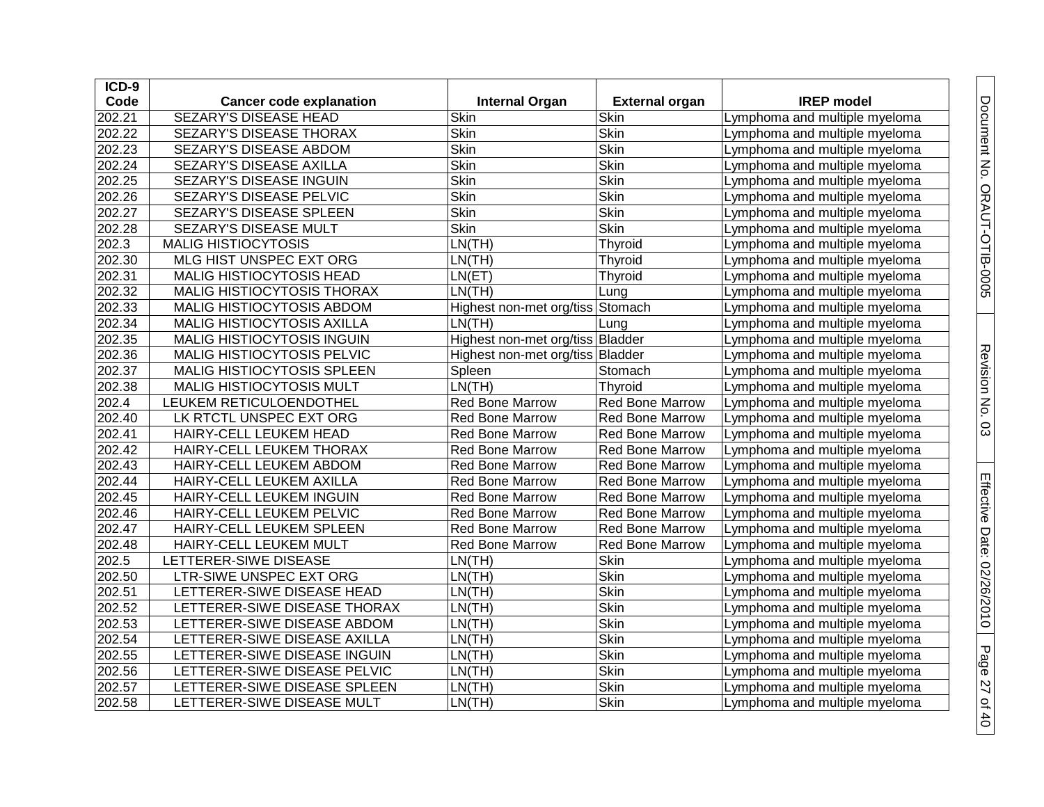| ICD-9 Code | Cancer code explanation | Internal Organ | External organ | IREP model |
|---|---|---|---|---|
| 202.21 | SEZARY'S DISEASE HEAD | Skin | Skin | Lymphoma and multiple myeloma |
| 202.22 | SEZARY'S DISEASE THORAX | Skin | Skin | Lymphoma and multiple myeloma |
| 202.23 | SEZARY'S DISEASE ABDOM | Skin | Skin | Lymphoma and multiple myeloma |
| 202.24 | SEZARY'S DISEASE AXILLA | Skin | Skin | Lymphoma and multiple myeloma |
| 202.25 | SEZARY'S DISEASE INGUIN | Skin | Skin | Lymphoma and multiple myeloma |
| 202.26 | SEZARY'S DISEASE PELVIC | Skin | Skin | Lymphoma and multiple myeloma |
| 202.27 | SEZARY'S DISEASE SPLEEN | Skin | Skin | Lymphoma and multiple myeloma |
| 202.28 | SEZARY'S DISEASE MULT | Skin | Skin | Lymphoma and multiple myeloma |
| 202.3 | MALIG HISTIOCYTOSIS | LN(TH) | Thyroid | Lymphoma and multiple myeloma |
| 202.30 | MLG HIST UNSPEC EXT ORG | LN(TH) | Thyroid | Lymphoma and multiple myeloma |
| 202.31 | MALIG HISTIOCYTOSIS HEAD | LN(ET) | Thyroid | Lymphoma and multiple myeloma |
| 202.32 | MALIG HISTIOCYTOSIS THORAX | LN(TH) | Lung | Lymphoma and multiple myeloma |
| 202.33 | MALIG HISTIOCYTOSIS ABDOM | Highest non-met org/tiss | Stomach | Lymphoma and multiple myeloma |
| 202.34 | MALIG HISTIOCYTOSIS AXILLA | LN(TH) | Lung | Lymphoma and multiple myeloma |
| 202.35 | MALIG HISTIOCYTOSIS INGUIN | Highest non-met org/tiss | Bladder | Lymphoma and multiple myeloma |
| 202.36 | MALIG HISTIOCYTOSIS PELVIC | Highest non-met org/tiss | Bladder | Lymphoma and multiple myeloma |
| 202.37 | MALIG HISTIOCYTOSIS SPLEEN | Spleen | Stomach | Lymphoma and multiple myeloma |
| 202.38 | MALIG HISTIOCYTOSIS MULT | LN(TH) | Thyroid | Lymphoma and multiple myeloma |
| 202.4 | LEUKEM RETICULOENDOTHEL | Red Bone Marrow | Red Bone Marrow | Lymphoma and multiple myeloma |
| 202.40 | LK RTCTL UNSPEC EXT ORG | Red Bone Marrow | Red Bone Marrow | Lymphoma and multiple myeloma |
| 202.41 | HAIRY-CELL LEUKEM HEAD | Red Bone Marrow | Red Bone Marrow | Lymphoma and multiple myeloma |
| 202.42 | HAIRY-CELL LEUKEM THORAX | Red Bone Marrow | Red Bone Marrow | Lymphoma and multiple myeloma |
| 202.43 | HAIRY-CELL LEUKEM ABDOM | Red Bone Marrow | Red Bone Marrow | Lymphoma and multiple myeloma |
| 202.44 | HAIRY-CELL LEUKEM AXILLA | Red Bone Marrow | Red Bone Marrow | Lymphoma and multiple myeloma |
| 202.45 | HAIRY-CELL LEUKEM INGUIN | Red Bone Marrow | Red Bone Marrow | Lymphoma and multiple myeloma |
| 202.46 | HAIRY-CELL LEUKEM PELVIC | Red Bone Marrow | Red Bone Marrow | Lymphoma and multiple myeloma |
| 202.47 | HAIRY-CELL LEUKEM SPLEEN | Red Bone Marrow | Red Bone Marrow | Lymphoma and multiple myeloma |
| 202.48 | HAIRY-CELL LEUKEM MULT | Red Bone Marrow | Red Bone Marrow | Lymphoma and multiple myeloma |
| 202.5 | LETTERER-SIWE DISEASE | LN(TH) | Skin | Lymphoma and multiple myeloma |
| 202.50 | LTR-SIWE UNSPEC EXT ORG | LN(TH) | Skin | Lymphoma and multiple myeloma |
| 202.51 | LETTERER-SIWE DISEASE HEAD | LN(TH) | Skin | Lymphoma and multiple myeloma |
| 202.52 | LETTERER-SIWE DISEASE THORAX | LN(TH) | Skin | Lymphoma and multiple myeloma |
| 202.53 | LETTERER-SIWE DISEASE ABDOM | LN(TH) | Skin | Lymphoma and multiple myeloma |
| 202.54 | LETTERER-SIWE DISEASE AXILLA | LN(TH) | Skin | Lymphoma and multiple myeloma |
| 202.55 | LETTERER-SIWE DISEASE INGUIN | LN(TH) | Skin | Lymphoma and multiple myeloma |
| 202.56 | LETTERER-SIWE DISEASE PELVIC | LN(TH) | Skin | Lymphoma and multiple myeloma |
| 202.57 | LETTERER-SIWE DISEASE SPLEEN | LN(TH) | Skin | Lymphoma and multiple myeloma |
| 202.58 | LETTERER-SIWE DISEASE MULT | LN(TH) | Skin | Lymphoma and multiple myeloma |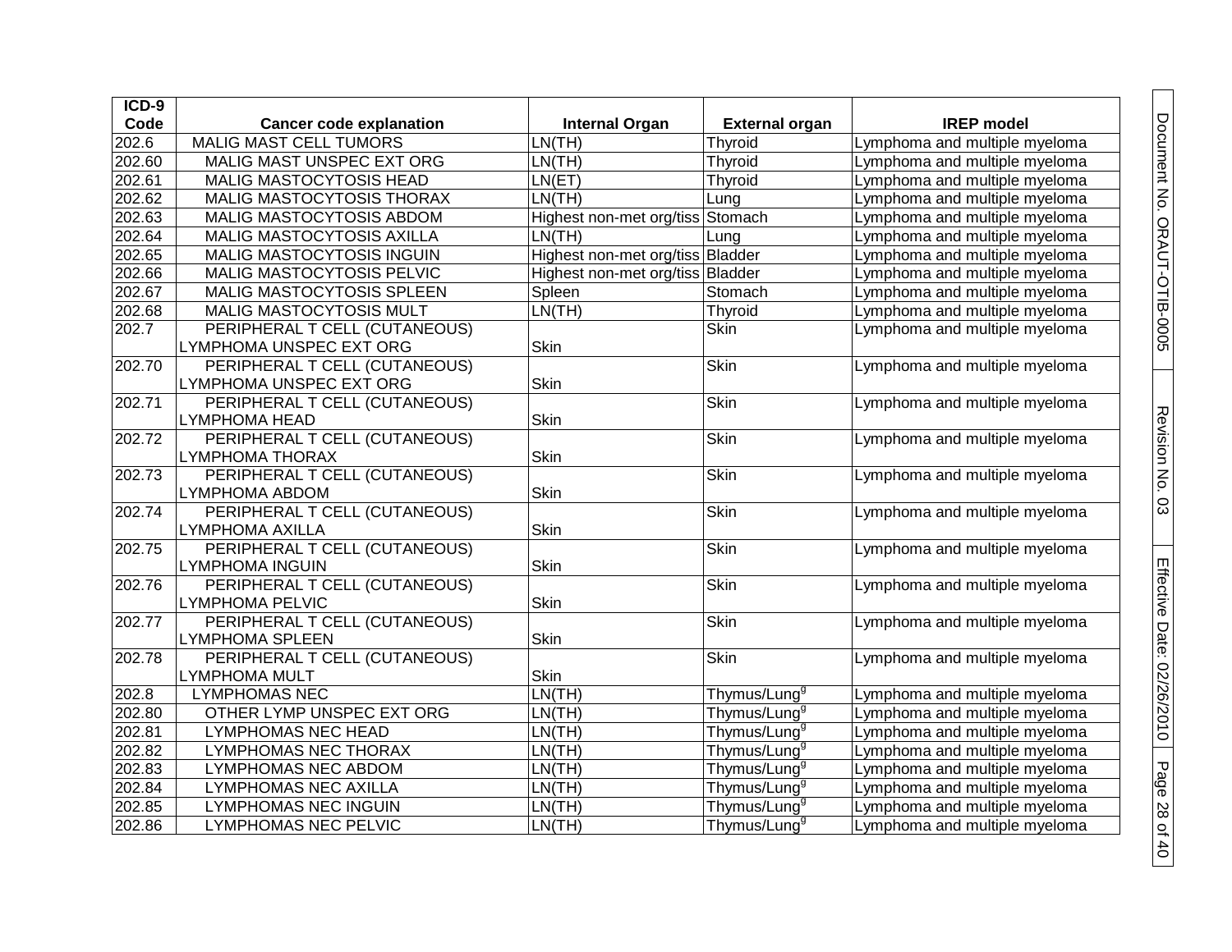| ICD-9 Code | Cancer code explanation | Internal Organ | External organ | IREP model |
|---|---|---|---|---|
| 202.6 | MALIG MAST CELL TUMORS | LN(TH) | Thyroid | Lymphoma and multiple myeloma |
| 202.60 | MALIG MAST UNSPEC EXT ORG | LN(TH) | Thyroid | Lymphoma and multiple myeloma |
| 202.61 | MALIG MASTOCYTOSIS HEAD | LN(ET) | Thyroid | Lymphoma and multiple myeloma |
| 202.62 | MALIG MASTOCYTOSIS THORAX | LN(TH) | Lung | Lymphoma and multiple myeloma |
| 202.63 | MALIG MASTOCYTOSIS ABDOM | Highest non-met org/tiss | Stomach | Lymphoma and multiple myeloma |
| 202.64 | MALIG MASTOCYTOSIS AXILLA | LN(TH) | Lung | Lymphoma and multiple myeloma |
| 202.65 | MALIG MASTOCYTOSIS INGUIN | Highest non-met org/tiss | Bladder | Lymphoma and multiple myeloma |
| 202.66 | MALIG MASTOCYTOSIS PELVIC | Highest non-met org/tiss | Bladder | Lymphoma and multiple myeloma |
| 202.67 | MALIG MASTOCYTOSIS SPLEEN | Spleen | Stomach | Lymphoma and multiple myeloma |
| 202.68 | MALIG MASTOCYTOSIS MULT | LN(TH) | Thyroid | Lymphoma and multiple myeloma |
| 202.7 | PERIPHERAL T CELL (CUTANEOUS) LYMPHOMA UNSPEC EXT ORG | Skin | Skin | Lymphoma and multiple myeloma |
| 202.70 | PERIPHERAL T CELL (CUTANEOUS) LYMPHOMA UNSPEC EXT ORG | Skin | Skin | Lymphoma and multiple myeloma |
| 202.71 | PERIPHERAL T CELL (CUTANEOUS) LYMPHOMA HEAD | Skin | Skin | Lymphoma and multiple myeloma |
| 202.72 | PERIPHERAL T CELL (CUTANEOUS) LYMPHOMA THORAX | Skin | Skin | Lymphoma and multiple myeloma |
| 202.73 | PERIPHERAL T CELL (CUTANEOUS) LYMPHOMA ABDOM | Skin | Skin | Lymphoma and multiple myeloma |
| 202.74 | PERIPHERAL T CELL (CUTANEOUS) LYMPHOMA AXILLA | Skin | Skin | Lymphoma and multiple myeloma |
| 202.75 | PERIPHERAL T CELL (CUTANEOUS) LYMPHOMA INGUIN | Skin | Skin | Lymphoma and multiple myeloma |
| 202.76 | PERIPHERAL T CELL (CUTANEOUS) LYMPHOMA PELVIC | Skin | Skin | Lymphoma and multiple myeloma |
| 202.77 | PERIPHERAL T CELL (CUTANEOUS) LYMPHOMA SPLEEN | Skin | Skin | Lymphoma and multiple myeloma |
| 202.78 | PERIPHERAL T CELL (CUTANEOUS) LYMPHOMA MULT | Skin | Skin | Lymphoma and multiple myeloma |
| 202.8 | LYMPHOMAS NEC | LN(TH) | Thymus/Lung[g] | Lymphoma and multiple myeloma |
| 202.80 | OTHER LYMP UNSPEC EXT ORG | LN(TH) | Thymus/Lung[g] | Lymphoma and multiple myeloma |
| 202.81 | LYMPHOMAS NEC HEAD | LN(TH) | Thymus/Lung[g] | Lymphoma and multiple myeloma |
| 202.82 | LYMPHOMAS NEC THORAX | LN(TH) | Thymus/Lung[g] | Lymphoma and multiple myeloma |
| 202.83 | LYMPHOMAS NEC ABDOM | LN(TH) | Thymus/Lung[g] | Lymphoma and multiple myeloma |
| 202.84 | LYMPHOMAS NEC AXILLA | LN(TH) | Thymus/Lung[g] | Lymphoma and multiple myeloma |
| 202.85 | LYMPHOMAS NEC INGUIN | LN(TH) | Thymus/Lung[g] | Lymphoma and multiple myeloma |
| 202.86 | LYMPHOMAS NEC PELVIC | LN(TH) | Thymus/Lung[g] | Lymphoma and multiple myeloma |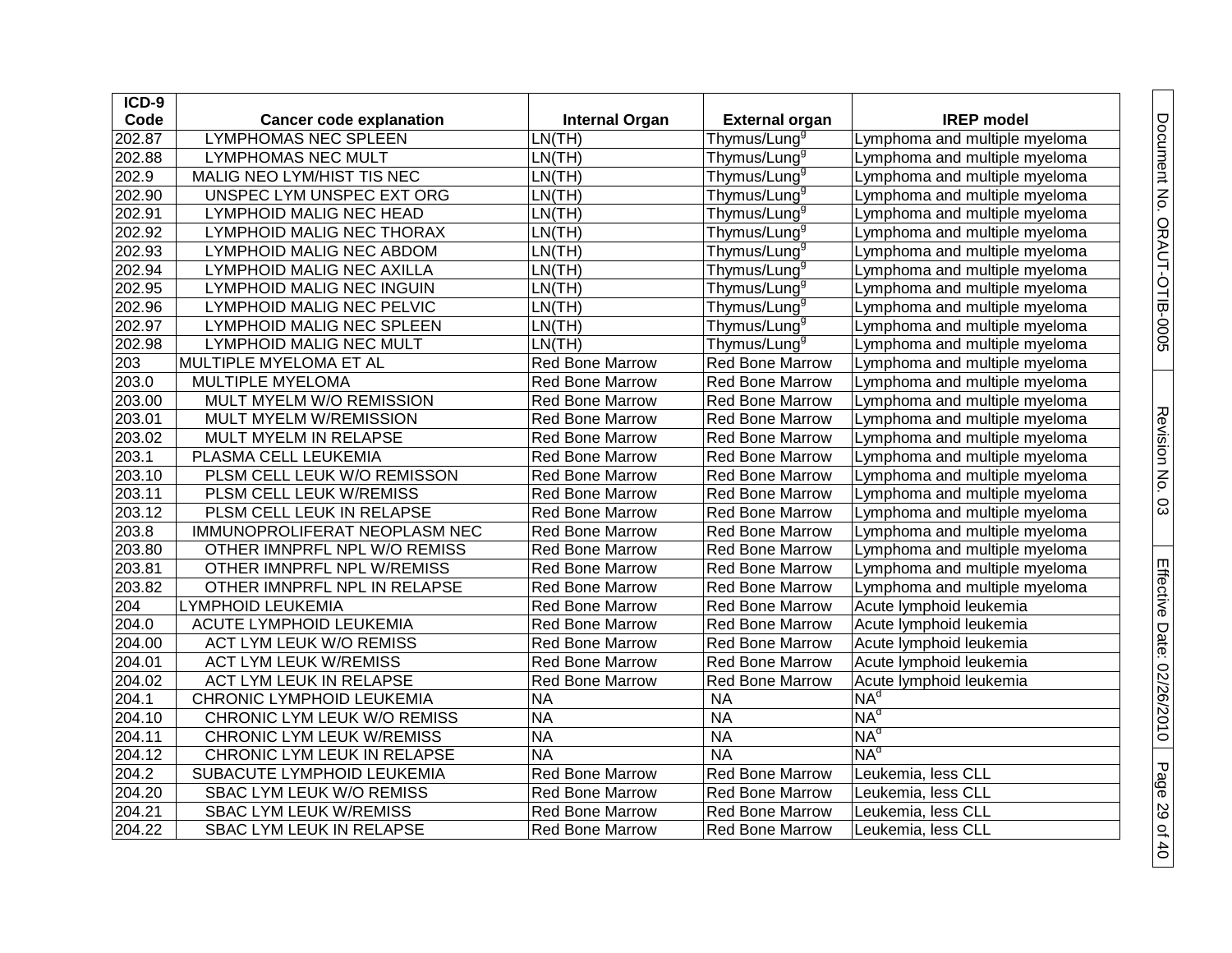| ICD-9 Code | Cancer code explanation | Internal Organ | External organ | IREP model |
|---|---|---|---|---|
| 202.87 | LYMPHOMAS NEC SPLEEN | LN(TH) | Thymus/Lung[g] | Lymphoma and multiple myeloma |
| 202.88 | LYMPHOMAS NEC MULT | LN(TH) | Thymus/Lung[g] | Lymphoma and multiple myeloma |
| 202.9 | MALIG NEO LYM/HIST TIS NEC | LN(TH) | Thymus/Lung[g] | Lymphoma and multiple myeloma |
| 202.90 | UNSPEC LYM UNSPEC EXT ORG | LN(TH) | Thymus/Lung[g] | Lymphoma and multiple myeloma |
| 202.91 | LYMPHOID MALIG NEC HEAD | LN(TH) | Thymus/Lung[g] | Lymphoma and multiple myeloma |
| 202.92 | LYMPHOID MALIG NEC THORAX | LN(TH) | Thymus/Lung[g] | Lymphoma and multiple myeloma |
| 202.93 | LYMPHOID MALIG NEC ABDOM | LN(TH) | Thymus/Lung[g] | Lymphoma and multiple myeloma |
| 202.94 | LYMPHOID MALIG NEC AXILLA | LN(TH) | Thymus/Lung[g] | Lymphoma and multiple myeloma |
| 202.95 | LYMPHOID MALIG NEC INGUIN | LN(TH) | Thymus/Lung[g] | Lymphoma and multiple myeloma |
| 202.96 | LYMPHOID MALIG NEC PELVIC | LN(TH) | Thymus/Lung[g] | Lymphoma and multiple myeloma |
| 202.97 | LYMPHOID MALIG NEC SPLEEN | LN(TH) | Thymus/Lung[g] | Lymphoma and multiple myeloma |
| 202.98 | LYMPHOID MALIG NEC MULT | LN(TH) | Thymus/Lung[g] | Lymphoma and multiple myeloma |
| 203 | MULTIPLE MYELOMA ET AL | Red Bone Marrow | Red Bone Marrow | Lymphoma and multiple myeloma |
| 203.0 | MULTIPLE MYELOMA | Red Bone Marrow | Red Bone Marrow | Lymphoma and multiple myeloma |
| 203.00 | MULT MYELM W/O REMISSION | Red Bone Marrow | Red Bone Marrow | Lymphoma and multiple myeloma |
| 203.01 | MULT MYELM W/REMISSION | Red Bone Marrow | Red Bone Marrow | Lymphoma and multiple myeloma |
| 203.02 | MULT MYELM IN RELAPSE | Red Bone Marrow | Red Bone Marrow | Lymphoma and multiple myeloma |
| 203.1 | PLASMA CELL LEUKEMIA | Red Bone Marrow | Red Bone Marrow | Lymphoma and multiple myeloma |
| 203.10 | PLSM CELL LEUK W/O REMISSON | Red Bone Marrow | Red Bone Marrow | Lymphoma and multiple myeloma |
| 203.11 | PLSM CELL LEUK W/REMISS | Red Bone Marrow | Red Bone Marrow | Lymphoma and multiple myeloma |
| 203.12 | PLSM CELL LEUK IN RELAPSE | Red Bone Marrow | Red Bone Marrow | Lymphoma and multiple myeloma |
| 203.8 | IMMUNOPROLIFERAT NEOPLASM NEC | Red Bone Marrow | Red Bone Marrow | Lymphoma and multiple myeloma |
| 203.80 | OTHER IMNPRFL NPL W/O REMISS | Red Bone Marrow | Red Bone Marrow | Lymphoma and multiple myeloma |
| 203.81 | OTHER IMNPRFL NPL W/REMISS | Red Bone Marrow | Red Bone Marrow | Lymphoma and multiple myeloma |
| 203.82 | OTHER IMNPRFL NPL IN RELAPSE | Red Bone Marrow | Red Bone Marrow | Lymphoma and multiple myeloma |
| 204 | LYMPHOID LEUKEMIA | Red Bone Marrow | Red Bone Marrow | Acute lymphoid leukemia |
| 204.0 | ACUTE LYMPHOID LEUKEMIA | Red Bone Marrow | Red Bone Marrow | Acute lymphoid leukemia |
| 204.00 | ACT LYM LEUK W/O REMISS | Red Bone Marrow | Red Bone Marrow | Acute lymphoid leukemia |
| 204.01 | ACT LYM LEUK W/REMISS | Red Bone Marrow | Red Bone Marrow | Acute lymphoid leukemia |
| 204.02 | ACT LYM LEUK IN RELAPSE | Red Bone Marrow | Red Bone Marrow | Acute lymphoid leukemia |
| 204.1 | CHRONIC LYMPHOID LEUKEMIA | NA | NA | NA[d] |
| 204.10 | CHRONIC LYM LEUK W/O REMISS | NA | NA | NA[d] |
| 204.11 | CHRONIC LYM LEUK W/REMISS | NA | NA | NA[d] |
| 204.12 | CHRONIC LYM LEUK IN RELAPSE | NA | NA | NA[d] |
| 204.2 | SUBACUTE LYMPHOID LEUKEMIA | Red Bone Marrow | Red Bone Marrow | Leukemia, less CLL |
| 204.20 | SBAC LYM LEUK W/O REMISS | Red Bone Marrow | Red Bone Marrow | Leukemia, less CLL |
| 204.21 | SBAC LYM LEUK W/REMISS | Red Bone Marrow | Red Bone Marrow | Leukemia, less CLL |
| 204.22 | SBAC LYM LEUK IN RELAPSE | Red Bone Marrow | Red Bone Marrow | Leukemia, less CLL |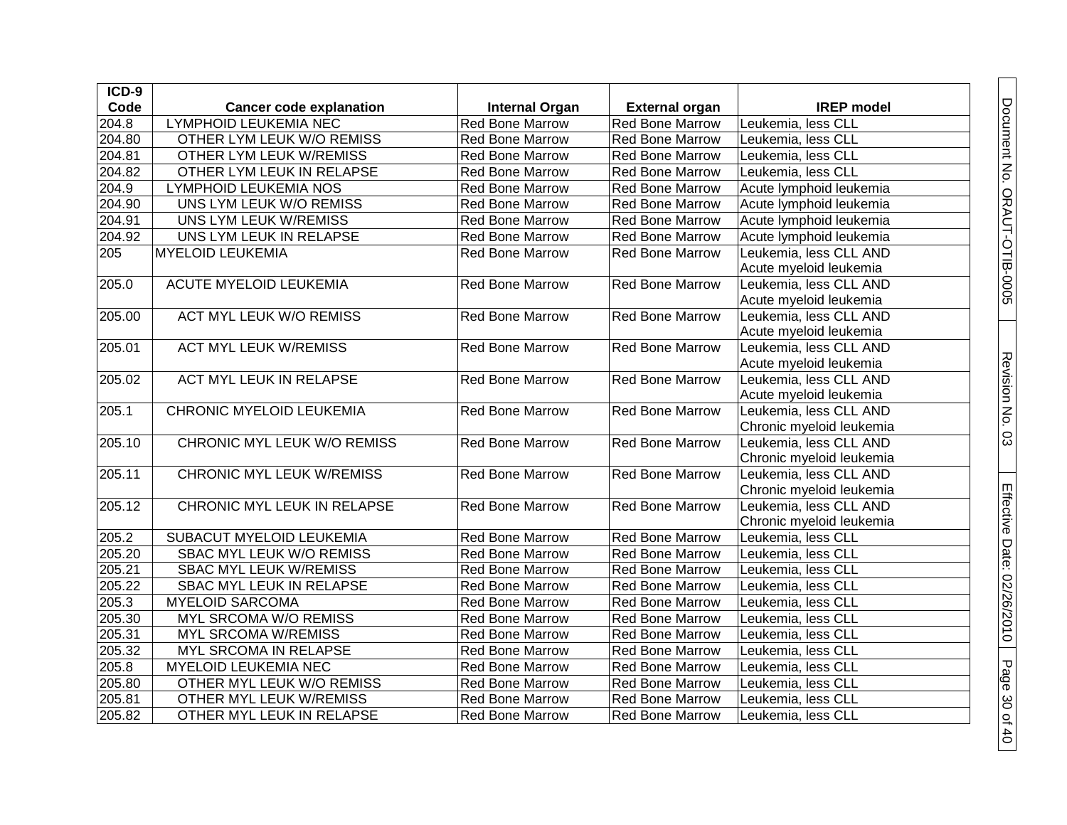| ICD-9 Code | Cancer code explanation | Internal Organ | External organ | IREP model |
|---|---|---|---|---|
| 204.8 | LYMPHOID LEUKEMIA NEC | Red Bone Marrow | Red Bone Marrow | Leukemia, less CLL |
| 204.80 | OTHER LYM LEUK W/O REMISS | Red Bone Marrow | Red Bone Marrow | Leukemia, less CLL |
| 204.81 | OTHER LYM LEUK W/REMISS | Red Bone Marrow | Red Bone Marrow | Leukemia, less CLL |
| 204.82 | OTHER LYM LEUK IN RELAPSE | Red Bone Marrow | Red Bone Marrow | Leukemia, less CLL |
| 204.9 | LYMPHOID LEUKEMIA NOS | Red Bone Marrow | Red Bone Marrow | Acute lymphoid leukemia |
| 204.90 | UNS LYM LEUK W/O REMISS | Red Bone Marrow | Red Bone Marrow | Acute lymphoid leukemia |
| 204.91 | UNS LYM LEUK W/REMISS | Red Bone Marrow | Red Bone Marrow | Acute lymphoid leukemia |
| 204.92 | UNS LYM LEUK IN RELAPSE | Red Bone Marrow | Red Bone Marrow | Acute lymphoid leukemia |
| 205 | MYELOID LEUKEMIA | Red Bone Marrow | Red Bone Marrow | Leukemia, less CLL AND Acute myeloid leukemia |
| 205.0 | ACUTE MYELOID LEUKEMIA | Red Bone Marrow | Red Bone Marrow | Leukemia, less CLL AND Acute myeloid leukemia |
| 205.00 | ACT MYL LEUK W/O REMISS | Red Bone Marrow | Red Bone Marrow | Leukemia, less CLL AND Acute myeloid leukemia |
| 205.01 | ACT MYL LEUK W/REMISS | Red Bone Marrow | Red Bone Marrow | Leukemia, less CLL AND Acute myeloid leukemia |
| 205.02 | ACT MYL LEUK IN RELAPSE | Red Bone Marrow | Red Bone Marrow | Leukemia, less CLL AND Acute myeloid leukemia |
| 205.1 | CHRONIC MYELOID LEUKEMIA | Red Bone Marrow | Red Bone Marrow | Leukemia, less CLL AND Chronic myeloid leukemia |
| 205.10 | CHRONIC MYL LEUK W/O REMISS | Red Bone Marrow | Red Bone Marrow | Leukemia, less CLL AND Chronic myeloid leukemia |
| 205.11 | CHRONIC MYL LEUK W/REMISS | Red Bone Marrow | Red Bone Marrow | Leukemia, less CLL AND Chronic myeloid leukemia |
| 205.12 | CHRONIC MYL LEUK IN RELAPSE | Red Bone Marrow | Red Bone Marrow | Leukemia, less CLL AND Chronic myeloid leukemia |
| 205.2 | SUBACUT MYELOID LEUKEMIA | Red Bone Marrow | Red Bone Marrow | Leukemia, less CLL |
| 205.20 | SBAC MYL LEUK W/O REMISS | Red Bone Marrow | Red Bone Marrow | Leukemia, less CLL |
| 205.21 | SBAC MYL LEUK W/REMISS | Red Bone Marrow | Red Bone Marrow | Leukemia, less CLL |
| 205.22 | SBAC MYL LEUK IN RELAPSE | Red Bone Marrow | Red Bone Marrow | Leukemia, less CLL |
| 205.3 | MYELOID SARCOMA | Red Bone Marrow | Red Bone Marrow | Leukemia, less CLL |
| 205.30 | MYL SRCOMA W/O REMISS | Red Bone Marrow | Red Bone Marrow | Leukemia, less CLL |
| 205.31 | MYL SRCOMA W/REMISS | Red Bone Marrow | Red Bone Marrow | Leukemia, less CLL |
| 205.32 | MYL SRCOMA IN RELAPSE | Red Bone Marrow | Red Bone Marrow | Leukemia, less CLL |
| 205.8 | MYELOID LEUKEMIA NEC | Red Bone Marrow | Red Bone Marrow | Leukemia, less CLL |
| 205.80 | OTHER MYL LEUK W/O REMISS | Red Bone Marrow | Red Bone Marrow | Leukemia, less CLL |
| 205.81 | OTHER MYL LEUK W/REMISS | Red Bone Marrow | Red Bone Marrow | Leukemia, less CLL |
| 205.82 | OTHER MYL LEUK IN RELAPSE | Red Bone Marrow | Red Bone Marrow | Leukemia, less CLL |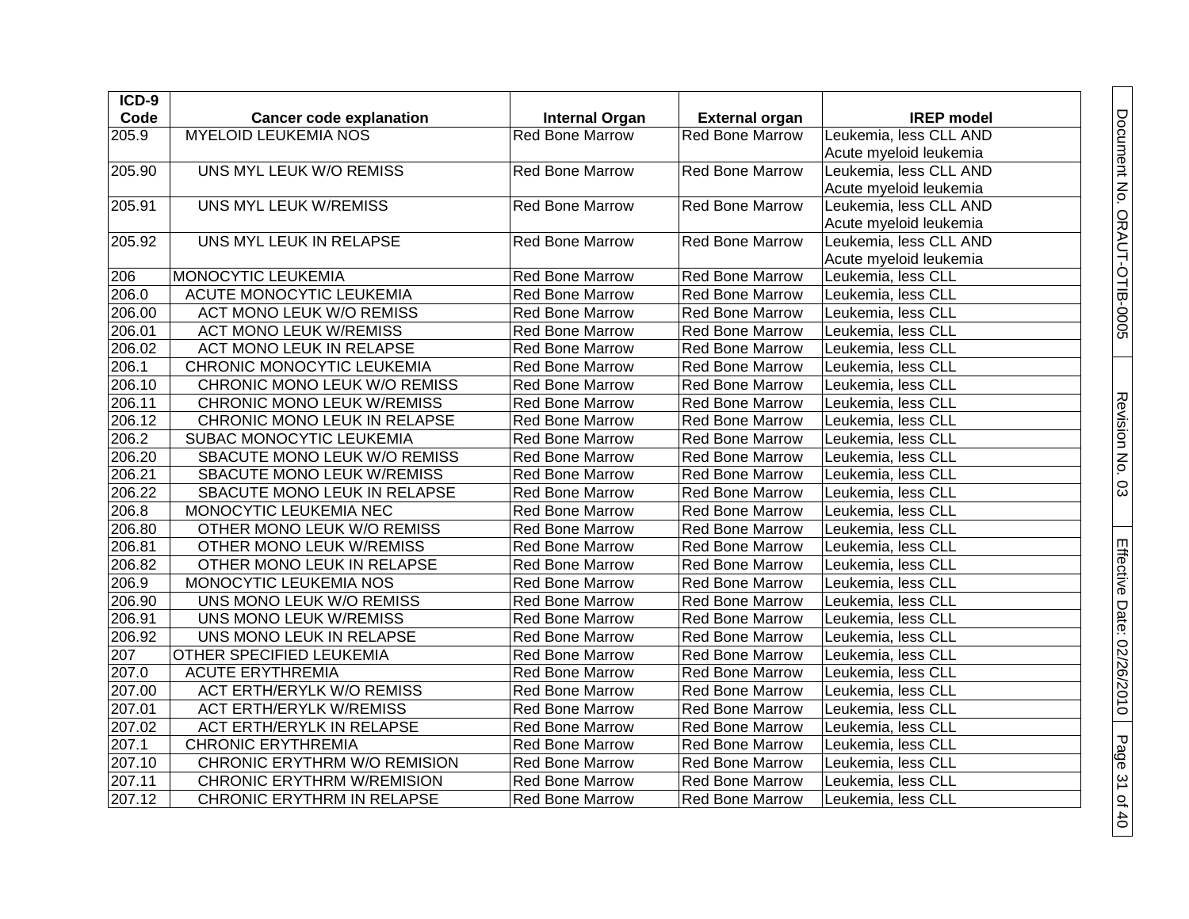| ICD-9 Code | Cancer code explanation | Internal Organ | External organ | IREP model |
|---|---|---|---|---|
| 205.9 | MYELOID LEUKEMIA NOS | Red Bone Marrow | Red Bone Marrow | Leukemia, less CLL AND Acute myeloid leukemia |
| 205.90 | UNS MYL LEUK W/O REMISS | Red Bone Marrow | Red Bone Marrow | Leukemia, less CLL AND Acute myeloid leukemia |
| 205.91 | UNS MYL LEUK W/REMISS | Red Bone Marrow | Red Bone Marrow | Leukemia, less CLL AND Acute myeloid leukemia |
| 205.92 | UNS MYL LEUK IN RELAPSE | Red Bone Marrow | Red Bone Marrow | Leukemia, less CLL AND Acute myeloid leukemia |
| 206 | MONOCYTIC LEUKEMIA | Red Bone Marrow | Red Bone Marrow | Leukemia, less CLL |
| 206.0 | ACUTE MONOCYTIC LEUKEMIA | Red Bone Marrow | Red Bone Marrow | Leukemia, less CLL |
| 206.00 | ACT MONO LEUK W/O REMISS | Red Bone Marrow | Red Bone Marrow | Leukemia, less CLL |
| 206.01 | ACT MONO LEUK W/REMISS | Red Bone Marrow | Red Bone Marrow | Leukemia, less CLL |
| 206.02 | ACT MONO LEUK IN RELAPSE | Red Bone Marrow | Red Bone Marrow | Leukemia, less CLL |
| 206.1 | CHRONIC MONOCYTIC LEUKEMIA | Red Bone Marrow | Red Bone Marrow | Leukemia, less CLL |
| 206.10 | CHRONIC MONO LEUK W/O REMISS | Red Bone Marrow | Red Bone Marrow | Leukemia, less CLL |
| 206.11 | CHRONIC MONO LEUK W/REMISS | Red Bone Marrow | Red Bone Marrow | Leukemia, less CLL |
| 206.12 | CHRONIC MONO LEUK IN RELAPSE | Red Bone Marrow | Red Bone Marrow | Leukemia, less CLL |
| 206.2 | SUBAC MONOCYTIC LEUKEMIA | Red Bone Marrow | Red Bone Marrow | Leukemia, less CLL |
| 206.20 | SBACUTE MONO LEUK W/O REMISS | Red Bone Marrow | Red Bone Marrow | Leukemia, less CLL |
| 206.21 | SBACUTE MONO LEUK W/REMISS | Red Bone Marrow | Red Bone Marrow | Leukemia, less CLL |
| 206.22 | SBACUTE MONO LEUK IN RELAPSE | Red Bone Marrow | Red Bone Marrow | Leukemia, less CLL |
| 206.8 | MONOCYTIC LEUKEMIA NEC | Red Bone Marrow | Red Bone Marrow | Leukemia, less CLL |
| 206.80 | OTHER MONO LEUK W/O REMISS | Red Bone Marrow | Red Bone Marrow | Leukemia, less CLL |
| 206.81 | OTHER MONO LEUK W/REMISS | Red Bone Marrow | Red Bone Marrow | Leukemia, less CLL |
| 206.82 | OTHER MONO LEUK IN RELAPSE | Red Bone Marrow | Red Bone Marrow | Leukemia, less CLL |
| 206.9 | MONOCYTIC LEUKEMIA NOS | Red Bone Marrow | Red Bone Marrow | Leukemia, less CLL |
| 206.90 | UNS MONO LEUK W/O REMISS | Red Bone Marrow | Red Bone Marrow | Leukemia, less CLL |
| 206.91 | UNS MONO LEUK W/REMISS | Red Bone Marrow | Red Bone Marrow | Leukemia, less CLL |
| 206.92 | UNS MONO LEUK IN RELAPSE | Red Bone Marrow | Red Bone Marrow | Leukemia, less CLL |
| 207 | OTHER SPECIFIED LEUKEMIA | Red Bone Marrow | Red Bone Marrow | Leukemia, less CLL |
| 207.0 | ACUTE ERYTHREMIA | Red Bone Marrow | Red Bone Marrow | Leukemia, less CLL |
| 207.00 | ACT ERTH/ERYLK W/O REMISS | Red Bone Marrow | Red Bone Marrow | Leukemia, less CLL |
| 207.01 | ACT ERTH/ERYLK W/REMISS | Red Bone Marrow | Red Bone Marrow | Leukemia, less CLL |
| 207.02 | ACT ERTH/ERYLK IN RELAPSE | Red Bone Marrow | Red Bone Marrow | Leukemia, less CLL |
| 207.1 | CHRONIC ERYTHREMIA | Red Bone Marrow | Red Bone Marrow | Leukemia, less CLL |
| 207.10 | CHRONIC ERYTHRM W/O REMISION | Red Bone Marrow | Red Bone Marrow | Leukemia, less CLL |
| 207.11 | CHRONIC ERYTHRM W/REMISION | Red Bone Marrow | Red Bone Marrow | Leukemia, less CLL |
| 207.12 | CHRONIC ERYTHRM IN RELAPSE | Red Bone Marrow | Red Bone Marrow | Leukemia, less CLL |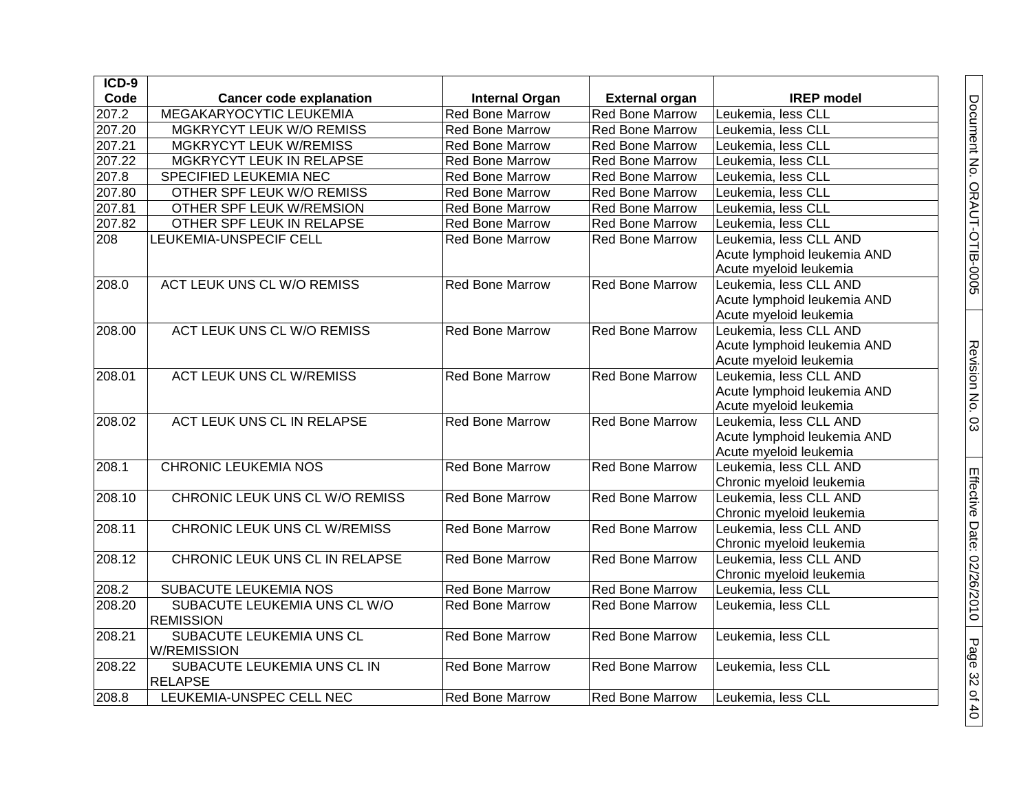| ICD-9 Code | Cancer code explanation | Internal Organ | External organ | IREP model |
|---|---|---|---|---|
| 207.2 | MEGAKARYOCYTIC LEUKEMIA | Red Bone Marrow | Red Bone Marrow | Leukemia, less CLL |
| 207.20 | MGKRYCYT LEUK W/O REMISS | Red Bone Marrow | Red Bone Marrow | Leukemia, less CLL |
| 207.21 | MGKRYCYT LEUK W/REMISS | Red Bone Marrow | Red Bone Marrow | Leukemia, less CLL |
| 207.22 | MGKRYCYT LEUK IN RELAPSE | Red Bone Marrow | Red Bone Marrow | Leukemia, less CLL |
| 207.8 | SPECIFIED LEUKEMIA NEC | Red Bone Marrow | Red Bone Marrow | Leukemia, less CLL |
| 207.80 | OTHER SPF LEUK W/O REMISS | Red Bone Marrow | Red Bone Marrow | Leukemia, less CLL |
| 207.81 | OTHER SPF LEUK W/REMSION | Red Bone Marrow | Red Bone Marrow | Leukemia, less CLL |
| 207.82 | OTHER SPF LEUK IN RELAPSE | Red Bone Marrow | Red Bone Marrow | Leukemia, less CLL |
| 208 | LEUKEMIA-UNSPECIF CELL | Red Bone Marrow | Red Bone Marrow | Leukemia, less CLL AND Acute lymphoid leukemia AND Acute myeloid leukemia |
| 208.0 | ACT LEUK UNS CL W/O REMISS | Red Bone Marrow | Red Bone Marrow | Leukemia, less CLL AND Acute lymphoid leukemia AND Acute myeloid leukemia |
| 208.00 | ACT LEUK UNS CL W/O REMISS | Red Bone Marrow | Red Bone Marrow | Leukemia, less CLL AND Acute lymphoid leukemia AND Acute myeloid leukemia |
| 208.01 | ACT LEUK UNS CL W/REMISS | Red Bone Marrow | Red Bone Marrow | Leukemia, less CLL AND Acute lymphoid leukemia AND Acute myeloid leukemia |
| 208.02 | ACT LEUK UNS CL IN RELAPSE | Red Bone Marrow | Red Bone Marrow | Leukemia, less CLL AND Acute lymphoid leukemia AND Acute myeloid leukemia |
| 208.1 | CHRONIC LEUKEMIA NOS | Red Bone Marrow | Red Bone Marrow | Leukemia, less CLL AND Chronic myeloid leukemia |
| 208.10 | CHRONIC LEUK UNS CL W/O REMISS | Red Bone Marrow | Red Bone Marrow | Leukemia, less CLL AND Chronic myeloid leukemia |
| 208.11 | CHRONIC LEUK UNS CL W/REMISS | Red Bone Marrow | Red Bone Marrow | Leukemia, less CLL AND Chronic myeloid leukemia |
| 208.12 | CHRONIC LEUK UNS CL IN RELAPSE | Red Bone Marrow | Red Bone Marrow | Leukemia, less CLL AND Chronic myeloid leukemia |
| 208.2 | SUBACUTE LEUKEMIA NOS | Red Bone Marrow | Red Bone Marrow | Leukemia, less CLL |
| 208.20 | SUBACUTE LEUKEMIA UNS CL W/O REMISSION | Red Bone Marrow | Red Bone Marrow | Leukemia, less CLL |
| 208.21 | SUBACUTE LEUKEMIA UNS CL W/REMISSION | Red Bone Marrow | Red Bone Marrow | Leukemia, less CLL |
| 208.22 | SUBACUTE LEUKEMIA UNS CL IN RELAPSE | Red Bone Marrow | Red Bone Marrow | Leukemia, less CLL |
| 208.8 | LEUKEMIA-UNSPEC CELL NEC | Red Bone Marrow | Red Bone Marrow | Leukemia, less CLL |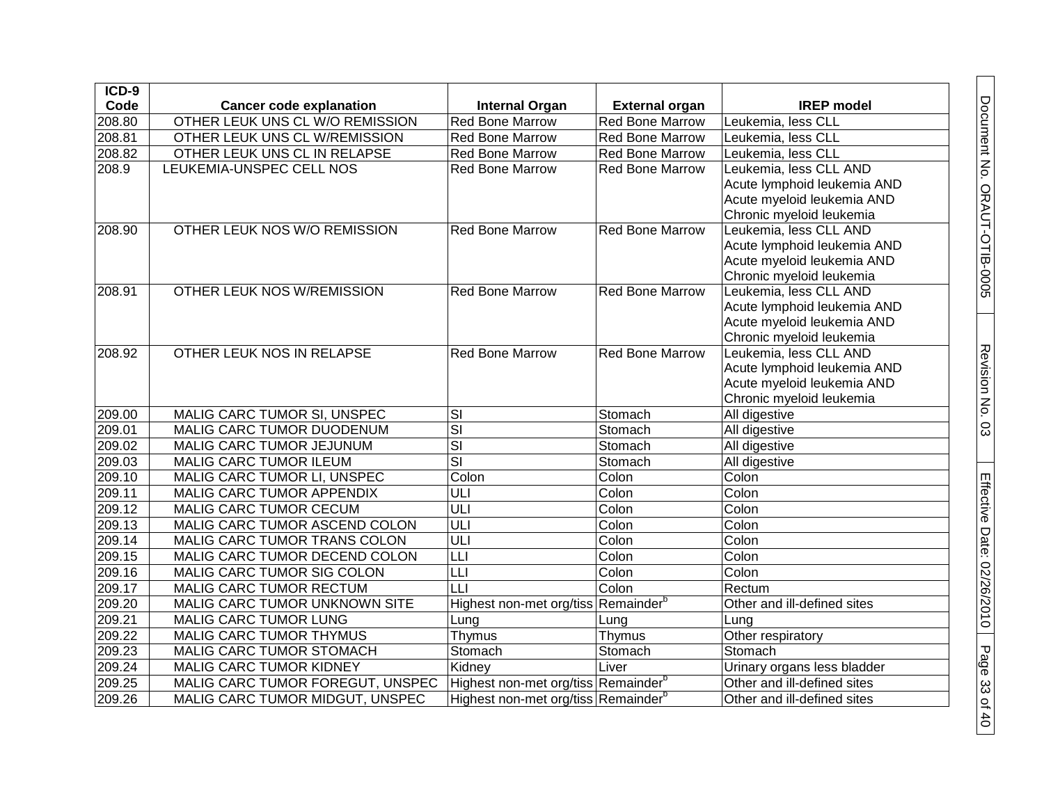| ICD-9 Code | Cancer code explanation | Internal Organ | External organ | IREP model |
|---|---|---|---|---|
| 208.80 | OTHER LEUK UNS CL W/O REMISSION | Red Bone Marrow | Red Bone Marrow | Leukemia, less CLL |
| 208.81 | OTHER LEUK UNS CL W/REMISSION | Red Bone Marrow | Red Bone Marrow | Leukemia, less CLL |
| 208.82 | OTHER LEUK UNS CL IN RELAPSE | Red Bone Marrow | Red Bone Marrow | Leukemia, less CLL |
| 208.9 | LEUKEMIA-UNSPEC CELL NOS | Red Bone Marrow | Red Bone Marrow | Leukemia, less CLL AND Acute lymphoid leukemia AND Acute myeloid leukemia AND Chronic myeloid leukemia |
| 208.90 | OTHER LEUK NOS W/O REMISSION | Red Bone Marrow | Red Bone Marrow | Leukemia, less CLL AND Acute lymphoid leukemia AND Acute myeloid leukemia AND Chronic myeloid leukemia |
| 208.91 | OTHER LEUK NOS W/REMISSION | Red Bone Marrow | Red Bone Marrow | Leukemia, less CLL AND Acute lymphoid leukemia AND Acute myeloid leukemia AND Chronic myeloid leukemia |
| 208.92 | OTHER LEUK NOS IN RELAPSE | Red Bone Marrow | Red Bone Marrow | Leukemia, less CLL AND Acute lymphoid leukemia AND Acute myeloid leukemia AND Chronic myeloid leukemia |
| 209.00 | MALIG CARC TUMOR SI, UNSPEC | SI | Stomach | All digestive |
| 209.01 | MALIG CARC TUMOR DUODENUM | SI | Stomach | All digestive |
| 209.02 | MALIG CARC TUMOR JEJUNUM | SI | Stomach | All digestive |
| 209.03 | MALIG CARC TUMOR ILEUM | SI | Stomach | All digestive |
| 209.10 | MALIG CARC TUMOR LI, UNSPEC | Colon | Colon | Colon |
| 209.11 | MALIG CARC TUMOR APPENDIX | ULI | Colon | Colon |
| 209.12 | MALIG CARC TUMOR CECUM | ULI | Colon | Colon |
| 209.13 | MALIG CARC TUMOR ASCEND COLON | ULI | Colon | Colon |
| 209.14 | MALIG CARC TUMOR TRANS COLON | ULI | Colon | Colon |
| 209.15 | MALIG CARC TUMOR DECEND COLON | LLI | Colon | Colon |
| 209.16 | MALIG CARC TUMOR SIG COLON | LLI | Colon | Colon |
| 209.17 | MALIG CARC TUMOR RECTUM | LLI | Colon | Rectum |
| 209.20 | MALIG CARC TUMOR UNKNOWN SITE | Highest non-met org/tiss | Remainder[b] | Other and ill-defined sites |
| 209.21 | MALIG CARC TUMOR LUNG | Lung | Lung | Lung |
| 209.22 | MALIG CARC TUMOR THYMUS | Thymus | Thymus | Other respiratory |
| 209.23 | MALIG CARC TUMOR STOMACH | Stomach | Stomach | Stomach |
| 209.24 | MALIG CARC TUMOR KIDNEY | Kidney | Liver | Urinary organs less bladder |
| 209.25 | MALIG CARC TUMOR FOREGUT, UNSPEC | Highest non-met org/tiss | Remainder[b] | Other and ill-defined sites |
| 209.26 | MALIG CARC TUMOR MIDGUT, UNSPEC | Highest non-met org/tiss | Remainder[b] | Other and ill-defined sites |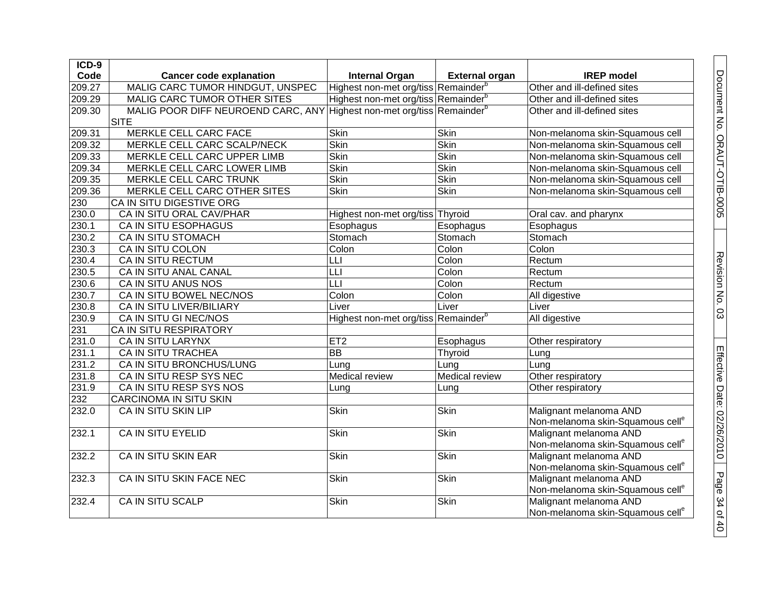| ICD-9 Code | Cancer code explanation | Internal Organ | External organ | IREP model |
|---|---|---|---|---|
| 209.27 | MALIG CARC TUMOR HINDGUT, UNSPEC | Highest non-met org/tiss | Remainder[b] | Other and ill-defined sites |
| 209.29 | MALIG CARC TUMOR OTHER SITES | Highest non-met org/tiss | Remainder[b] | Other and ill-defined sites |
| 209.30 | MALIG POOR DIFF NEUROEND CARC, ANY SITE | Highest non-met org/tiss | Remainder[b] | Other and ill-defined sites |
| 209.31 | MERKLE CELL CARC FACE | Skin | Skin | Non-melanoma skin-Squamous cell |
| 209.32 | MERKLE CELL CARC SCALP/NECK | Skin | Skin | Non-melanoma skin-Squamous cell |
| 209.33 | MERKLE CELL CARC UPPER LIMB | Skin | Skin | Non-melanoma skin-Squamous cell |
| 209.34 | MERKLE CELL CARC LOWER LIMB | Skin | Skin | Non-melanoma skin-Squamous cell |
| 209.35 | MERKLE CELL CARC TRUNK | Skin | Skin | Non-melanoma skin-Squamous cell |
| 209.36 | MERKLE CELL CARC OTHER SITES | Skin | Skin | Non-melanoma skin-Squamous cell |
| 230 | CA IN SITU DIGESTIVE ORG | | | |
| 230.0 | CA IN SITU ORAL CAV/PHAR | Highest non-met org/tiss | Thyroid | Oral cav. and pharynx |
| 230.1 | CA IN SITU ESOPHAGUS | Esophagus | Esophagus | Esophagus |
| 230.2 | CA IN SITU STOMACH | Stomach | Stomach | Stomach |
| 230.3 | CA IN SITU COLON | Colon | Colon | Colon |
| 230.4 | CA IN SITU RECTUM | LLI | Colon | Rectum |
| 230.5 | CA IN SITU ANAL CANAL | LLI | Colon | Rectum |
| 230.6 | CA IN SITU ANUS NOS | LLI | Colon | Rectum |
| 230.7 | CA IN SITU BOWEL NEC/NOS | Colon | Colon | All digestive |
| 230.8 | CA IN SITU LIVER/BILIARY | Liver | Liver | Liver |
| 230.9 | CA IN SITU GI NEC/NOS | Highest non-met org/tiss | Remainder[b] | All digestive |
| 231 | CA IN SITU RESPIRATORY | | | |
| 231.0 | CA IN SITU LARYNX | ET2 | Esophagus | Other respiratory |
| 231.1 | CA IN SITU TRACHEA | BB | Thyroid | Lung |
| 231.2 | CA IN SITU BRONCHUS/LUNG | Lung | Lung | Lung |
| 231.8 | CA IN SITU RESP SYS NEC | Medical review | Medical review | Other respiratory |
| 231.9 | CA IN SITU RESP SYS NOS | Lung | Lung | Other respiratory |
| 232 | CARCINOMA IN SITU SKIN | | | |
| 232.0 | CA IN SITU SKIN LIP | Skin | Skin | Malignant melanoma AND Non-melanoma skin-Squamous cell[e] |
| 232.1 | CA IN SITU EYELID | Skin | Skin | Malignant melanoma AND Non-melanoma skin-Squamous cell[e] |
| 232.2 | CA IN SITU SKIN EAR | Skin | Skin | Malignant melanoma AND Non-melanoma skin-Squamous cell[e] |
| 232.3 | CA IN SITU SKIN FACE NEC | Skin | Skin | Malignant melanoma AND Non-melanoma skin-Squamous cell[e] |
| 232.4 | CA IN SITU SCALP | Skin | Skin | Malignant melanoma AND Non-melanoma skin-Squamous cell[e] |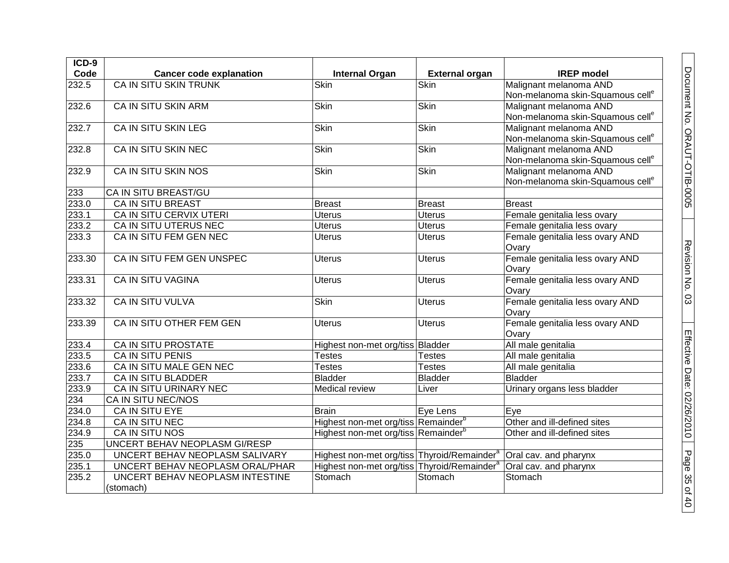| ICD-9 Code | Cancer code explanation | Internal Organ | External organ | IREP model |
|---|---|---|---|---|
| 232.5 | CA IN SITU SKIN TRUNK | Skin | Skin | Malignant melanoma AND Non-melanoma skin-Squamous cell[e] |
| 232.6 | CA IN SITU SKIN ARM | Skin | Skin | Malignant melanoma AND Non-melanoma skin-Squamous cell[e] |
| 232.7 | CA IN SITU SKIN LEG | Skin | Skin | Malignant melanoma AND Non-melanoma skin-Squamous cell[e] |
| 232.8 | CA IN SITU SKIN NEC | Skin | Skin | Malignant melanoma AND Non-melanoma skin-Squamous cell[e] |
| 232.9 | CA IN SITU SKIN NOS | Skin | Skin | Malignant melanoma AND Non-melanoma skin-Squamous cell[e] |
| 233 | CA IN SITU BREAST/GU | | | |
| 233.0 | CA IN SITU BREAST | Breast | Breast | Breast |
| 233.1 | CA IN SITU CERVIX UTERI | Uterus | Uterus | Female genitalia less ovary |
| 233.2 | CA IN SITU UTERUS NEC | Uterus | Uterus | Female genitalia less ovary |
| 233.3 | CA IN SITU FEM GEN NEC | Uterus | Uterus | Female genitalia less ovary AND Ovary |
| 233.30 | CA IN SITU FEM GEN UNSPEC | Uterus | Uterus | Female genitalia less ovary AND Ovary |
| 233.31 | CA IN SITU VAGINA | Uterus | Uterus | Female genitalia less ovary AND Ovary |
| 233.32 | CA IN SITU VULVA | Skin | Uterus | Female genitalia less ovary AND Ovary |
| 233.39 | CA IN SITU OTHER FEM GEN | Uterus | Uterus | Female genitalia less ovary AND Ovary |
| 233.4 | CA IN SITU PROSTATE | Highest non-met org/tiss | Bladder | All male genitalia |
| 233.5 | CA IN SITU PENIS | Testes | Testes | All male genitalia |
| 233.6 | CA IN SITU MALE GEN NEC | Testes | Testes | All male genitalia |
| 233.7 | CA IN SITU BLADDER | Bladder | Bladder | Bladder |
| 233.9 | CA IN SITU URINARY NEC | Medical review | Liver | Urinary organs less bladder |
| 234 | CA IN SITU NEC/NOS | | | |
| 234.0 | CA IN SITU EYE | Brain | Eye Lens | Eye |
| 234.8 | CA IN SITU NEC | Highest non-met org/tiss | Remainder[b] | Other and ill-defined sites |
| 234.9 | CA IN SITU NOS | Highest non-met org/tiss | Remainder[b] | Other and ill-defined sites |
| 235 | UNCERT BEHAV NEOPLASM GI/RESP | | | |
| 235.0 | UNCERT BEHAV NEOPLASM SALIVARY | Highest non-met org/tiss | Thyroid/Remainder[a] | Oral cav. and pharynx |
| 235.1 | UNCERT BEHAV NEOPLASM ORAL/PHAR | Highest non-met org/tiss | Thyroid/Remainder[a] | Oral cav. and pharynx |
| 235.2 | UNCERT BEHAV NEOPLASM INTESTINE (stomach) | Stomach | Stomach | Stomach |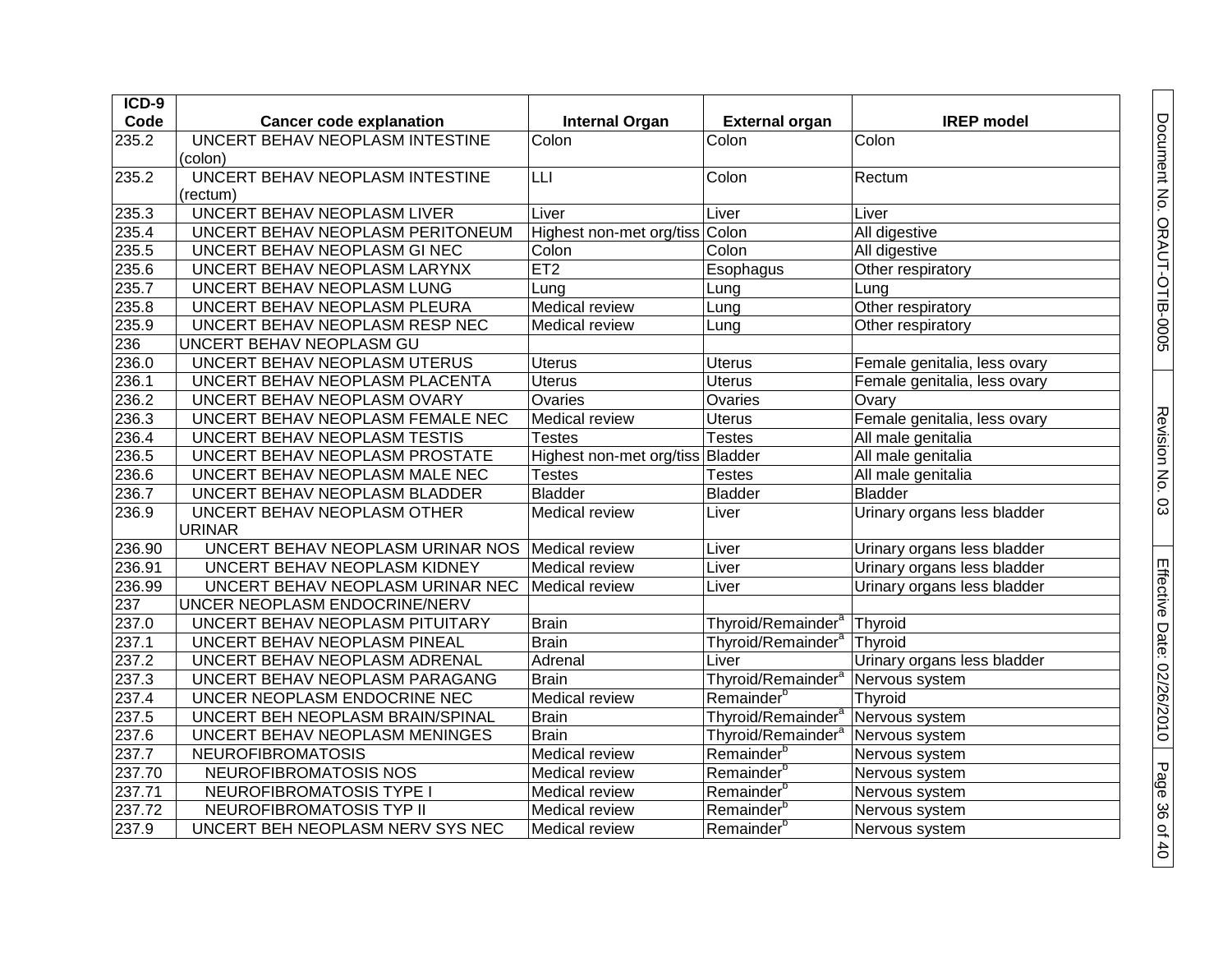| ICD-9 Code | Cancer code explanation | Internal Organ | External organ | IREP model |
|---|---|---|---|---|
| 235.2 | UNCERT BEHAV NEOPLASM INTESTINE (colon) | Colon | Colon | Colon |
| 235.2 | UNCERT BEHAV NEOPLASM INTESTINE (rectum) | LLI | Colon | Rectum |
| 235.3 | UNCERT BEHAV NEOPLASM LIVER | Liver | Liver | Liver |
| 235.4 | UNCERT BEHAV NEOPLASM PERITONEUM | Highest non-met org/tiss | Colon | All digestive |
| 235.5 | UNCERT BEHAV NEOPLASM GI NEC | Colon | Colon | All digestive |
| 235.6 | UNCERT BEHAV NEOPLASM LARYNX | ET2 | Esophagus | Other respiratory |
| 235.7 | UNCERT BEHAV NEOPLASM LUNG | Lung | Lung | Lung |
| 235.8 | UNCERT BEHAV NEOPLASM PLEURA | Medical review | Lung | Other respiratory |
| 235.9 | UNCERT BEHAV NEOPLASM RESP NEC | Medical review | Lung | Other respiratory |
| 236 | UNCERT BEHAV NEOPLASM GU | | | |
| 236.0 | UNCERT BEHAV NEOPLASM UTERUS | Uterus | Uterus | Female genitalia, less ovary |
| 236.1 | UNCERT BEHAV NEOPLASM PLACENTA | Uterus | Uterus | Female genitalia, less ovary |
| 236.2 | UNCERT BEHAV NEOPLASM OVARY | Ovaries | Ovaries | Ovary |
| 236.3 | UNCERT BEHAV NEOPLASM FEMALE NEC | Medical review | Uterus | Female genitalia, less ovary |
| 236.4 | UNCERT BEHAV NEOPLASM TESTIS | Testes | Testes | All male genitalia |
| 236.5 | UNCERT BEHAV NEOPLASM PROSTATE | Highest non-met org/tiss | Bladder | All male genitalia |
| 236.6 | UNCERT BEHAV NEOPLASM MALE NEC | Testes | Testes | All male genitalia |
| 236.7 | UNCERT BEHAV NEOPLASM BLADDER | Bladder | Bladder | Bladder |
| 236.9 | UNCERT BEHAV NEOPLASM OTHER URINAR | Medical review | Liver | Urinary organs less bladder |
| 236.90 | UNCERT BEHAV NEOPLASM URINAR NOS | Medical review | Liver | Urinary organs less bladder |
| 236.91 | UNCERT BEHAV NEOPLASM KIDNEY | Medical review | Liver | Urinary organs less bladder |
| 236.99 | UNCERT BEHAV NEOPLASM URINAR NEC | Medical review | Liver | Urinary organs less bladder |
| 237 | UNCER NEOPLASM ENDOCRINE/NERV | | | |
| 237.0 | UNCERT BEHAV NEOPLASM PITUITARY | Brain | Thyroid/Remainder[a] | Thyroid |
| 237.1 | UNCERT BEHAV NEOPLASM PINEAL | Brain | Thyroid/Remainder[a] | Thyroid |
| 237.2 | UNCERT BEHAV NEOPLASM ADRENAL | Adrenal | Liver | Urinary organs less bladder |
| 237.3 | UNCERT BEHAV NEOPLASM PARAGANG | Brain | Thyroid/Remainder[a] | Nervous system |
| 237.4 | UNCER NEOPLASM ENDOCRINE NEC | Medical review | Remainder[b] | Thyroid |
| 237.5 | UNCERT BEH NEOPLASM BRAIN/SPINAL | Brain | Thyroid/Remainder[a] | Nervous system |
| 237.6 | UNCERT BEHAV NEOPLASM MENINGES | Brain | Thyroid/Remainder[a] | Nervous system |
| 237.7 | NEUROFIBROMATOSIS | Medical review | Remainder[b] | Nervous system |
| 237.70 | NEUROFIBROMATOSIS NOS | Medical review | Remainder[b] | Nervous system |
| 237.71 | NEUROFIBROMATOSIS TYPE I | Medical review | Remainder[b] | Nervous system |
| 237.72 | NEUROFIBROMATOSIS TYP II | Medical review | Remainder[b] | Nervous system |
| 237.9 | UNCERT BEH NEOPLASM NERV SYS NEC | Medical review | Remainder[b] | Nervous system |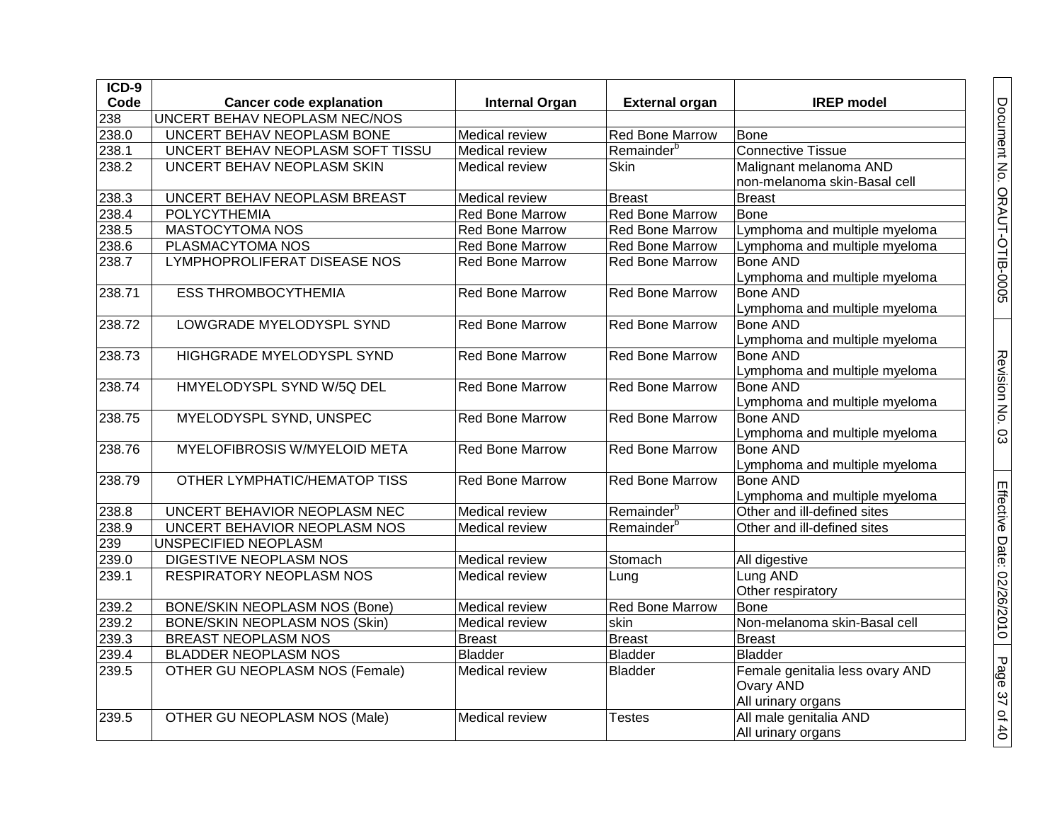| ICD-9 Code | Cancer code explanation | Internal Organ | External organ | IREP model |
|---|---|---|---|---|
| 238 | UNCERT BEHAV NEOPLASM NEC/NOS | | | |
| 238.0 | UNCERT BEHAV NEOPLASM BONE | Medical review | Red Bone Marrow | Bone |
| 238.1 | UNCERT BEHAV NEOPLASM SOFT TISSU | Medical review | Remainder[b] | Connective Tissue |
| 238.2 | UNCERT BEHAV NEOPLASM SKIN | Medical review | Skin | Malignant melanoma AND non-melanoma skin-Basal cell |
| 238.3 | UNCERT BEHAV NEOPLASM BREAST | Medical review | Breast | Breast |
| 238.4 | POLYCYTHEMIA | Red Bone Marrow | Red Bone Marrow | Bone |
| 238.5 | MASTOCYTOMA NOS | Red Bone Marrow | Red Bone Marrow | Lymphoma and multiple myeloma |
| 238.6 | PLASMACYTOMA NOS | Red Bone Marrow | Red Bone Marrow | Lymphoma and multiple myeloma |
| 238.7 | LYMPHOPROLIFERAT DISEASE NOS | Red Bone Marrow | Red Bone Marrow | Bone AND Lymphoma and multiple myeloma |
| 238.71 | ESS THROMBOCYTHEMIA | Red Bone Marrow | Red Bone Marrow | Bone AND Lymphoma and multiple myeloma |
| 238.72 | LOWGRADE MYELODYSPL SYND | Red Bone Marrow | Red Bone Marrow | Bone AND Lymphoma and multiple myeloma |
| 238.73 | HIGHGRADE MYELODYSPL SYND | Red Bone Marrow | Red Bone Marrow | Bone AND Lymphoma and multiple myeloma |
| 238.74 | HMYELODYSPL SYND W/5Q DEL | Red Bone Marrow | Red Bone Marrow | Bone AND Lymphoma and multiple myeloma |
| 238.75 | MYELODYSPL SYND, UNSPEC | Red Bone Marrow | Red Bone Marrow | Bone AND Lymphoma and multiple myeloma |
| 238.76 | MYELOFIBROSIS W/MYELOID META | Red Bone Marrow | Red Bone Marrow | Bone AND Lymphoma and multiple myeloma |
| 238.79 | OTHER LYMPHATIC/HEMATOP TISS | Red Bone Marrow | Red Bone Marrow | Bone AND Lymphoma and multiple myeloma |
| 238.8 | UNCERT BEHAVIOR NEOPLASM NEC | Medical review | Remainder[b] | Other and ill-defined sites |
| 238.9 | UNCERT BEHAVIOR NEOPLASM NOS | Medical review | Remainder[b] | Other and ill-defined sites |
| 239 | UNSPECIFIED NEOPLASM | | | |
| 239.0 | DIGESTIVE NEOPLASM NOS | Medical review | Stomach | All digestive |
| 239.1 | RESPIRATORY NEOPLASM NOS | Medical review | Lung | Lung AND Other respiratory |
| 239.2 | BONE/SKIN NEOPLASM NOS (Bone) | Medical review | Red Bone Marrow | Bone |
| 239.2 | BONE/SKIN NEOPLASM NOS (Skin) | Medical review | skin | Non-melanoma skin-Basal cell |
| 239.3 | BREAST NEOPLASM NOS | Breast | Breast | Breast |
| 239.4 | BLADDER NEOPLASM NOS | Bladder | Bladder | Bladder |
| 239.5 | OTHER GU NEOPLASM NOS (Female) | Medical review | Bladder | Female genitalia less ovary AND Ovary AND All urinary organs |
| 239.5 | OTHER GU NEOPLASM NOS (Male) | Medical review | Testes | All male genitalia AND All urinary organs |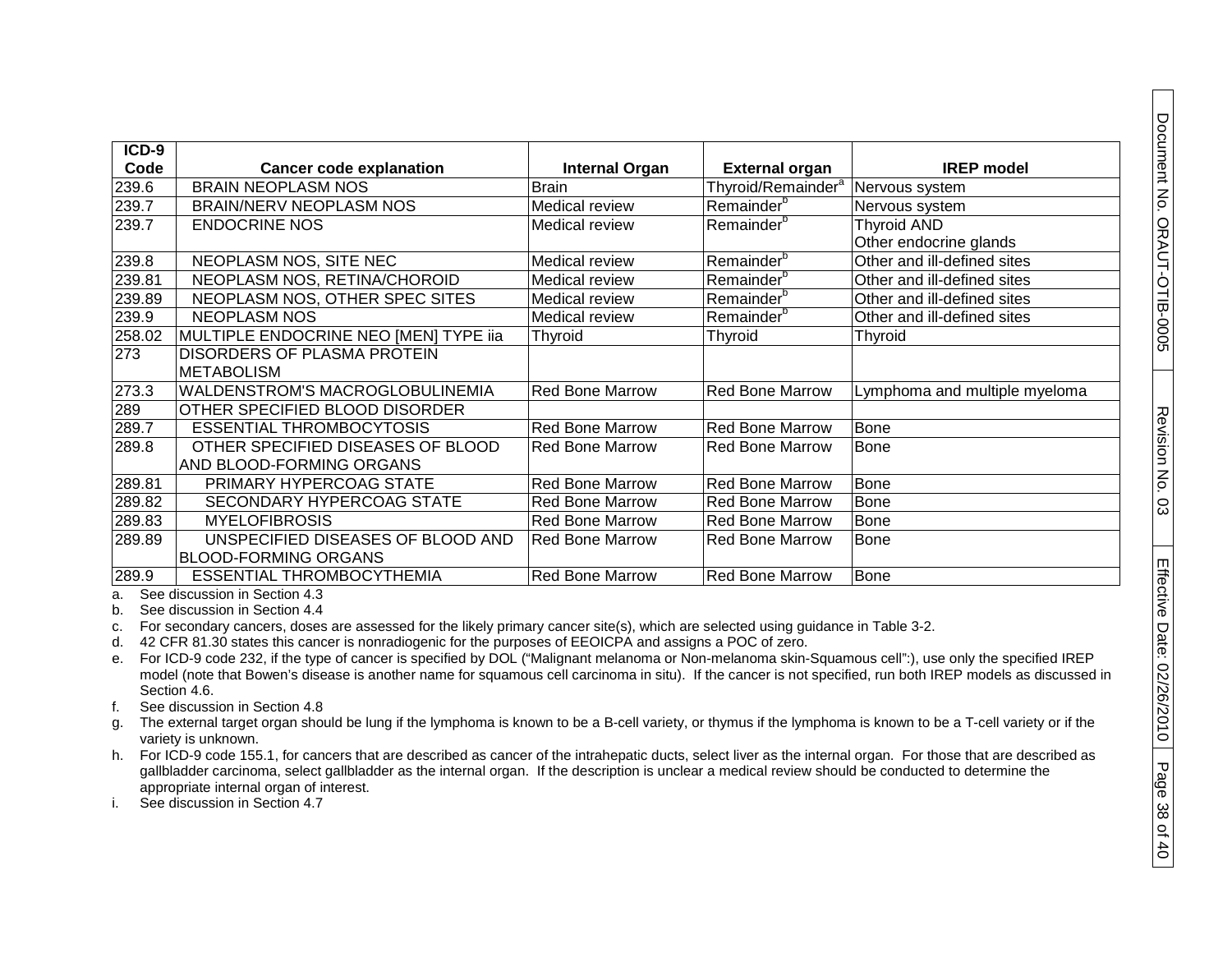| ICD-9 Code | Cancer code explanation | Internal Organ | External organ | IREP model |
|---|---|---|---|---|
| 239.6 | BRAIN NEOPLASM NOS | Brain | Thyroid/Remainder[a] | Nervous system |
| 239.7 | BRAIN/NERV NEOPLASM NOS | Medical review | Remainder[b] | Nervous system |
| 239.7 | ENDOCRINE NOS | Medical review | Remainder[b] | Thyroid AND Other endocrine glands |
| 239.8 | NEOPLASM NOS, SITE NEC | Medical review | Remainder[b] | Other and ill-defined sites |
| 239.81 | NEOPLASM NOS, RETINA/CHOROID | Medical review | Remainder[b] | Other and ill-defined sites |
| 239.89 | NEOPLASM NOS, OTHER SPEC SITES | Medical review | Remainder[b] | Other and ill-defined sites |
| 239.9 | NEOPLASM NOS | Medical review | Remainder[b] | Other and ill-defined sites |
| 258.02 | MULTIPLE ENDOCRINE NEO [MEN] TYPE iia | Thyroid | Thyroid | Thyroid |
| 273 | DISORDERS OF PLASMA PROTEIN METABOLISM | | | |
| 273.3 | WALDENSTROM'S MACROGLOBULINEMIA | Red Bone Marrow | Red Bone Marrow | Lymphoma and multiple myeloma |
| 289 | OTHER SPECIFIED BLOOD DISORDER | | | |
| 289.7 | ESSENTIAL THROMBOCYTOSIS | Red Bone Marrow | Red Bone Marrow | Bone |
| 289.8 | OTHER SPECIFIED DISEASES OF BLOOD AND BLOOD-FORMING ORGANS | Red Bone Marrow | Red Bone Marrow | Bone |
| 289.81 | PRIMARY HYPERCOAG STATE | Red Bone Marrow | Red Bone Marrow | Bone |
| 289.82 | SECONDARY HYPERCOAG STATE | Red Bone Marrow | Red Bone Marrow | Bone |
| 289.83 | MYELOFIBROSIS | Red Bone Marrow | Red Bone Marrow | Bone |
| 289.89 | UNSPECIFIED DISEASES OF BLOOD AND BLOOD-FORMING ORGANS | Red Bone Marrow | Red Bone Marrow | Bone |
| 289.9 | ESSENTIAL THROMBOCYTHEMIA | Red Bone Marrow | Red Bone Marrow | Bone |

a. See discussion in Section 4.3

b. See discussion in Section 4.4

c. For secondary cancers, doses are assessed for the likely primary cancer site(s), which are selected using guidance in Table 3-2.

d. 42 CFR 81.30 states this cancer is nonradiogenic for the purposes of EEOICPA and assigns a POC of zero.

e. For ICD-9 code 232, if the type of cancer is specified by DOL ("Malignant melanoma or Non-melanoma skin-Squamous cell":), use only the specified IREP model (note that Bowen's disease is another name for squamous cell carcinoma in situ). If the cancer is not specified, run both IREP models as discussed in Section 4.6.

f. See discussion in Section 4.8

g. The external target organ should be lung if the lymphoma is known to be a B-cell variety, or thymus if the lymphoma is known to be a T-cell variety or if the variety is unknown.

h. For ICD-9 code 155.1, for cancers that are described as cancer of the intrahepatic ducts, select liver as the internal organ. For those that are described as gallbladder carcinoma, select gallbladder as the internal organ. If the description is unclear a medical review should be conducted to determine the appropriate internal organ of interest.

i. See discussion in Section 4.7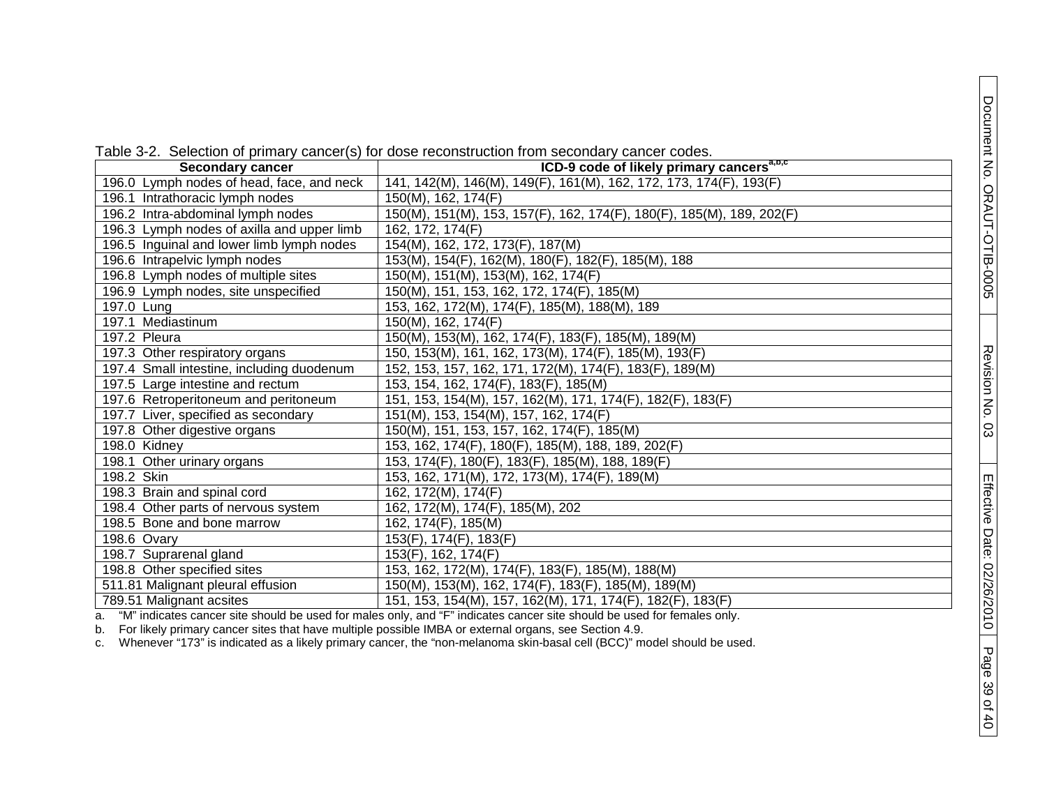Table 3-2. Selection of primary cancer(s) for dose reconstruction from secondary cancer codes.

| Secondary cancer | ICD-9 code of likely primary cancers[a,b,c] |
|---|---|
| 196.0 Lymph nodes of head, face, and neck | 141, 142(M), 146(M), 149(F), 161(M), 162, 172, 173, 174(F), 193(F) |
| 196.1 Intrathoracic lymph nodes | 150(M), 162, 174(F) |
| 196.2 Intra-abdominal lymph nodes | 150(M), 151(M), 153, 157(F), 162, 174(F), 180(F), 185(M), 189, 202(F) |
| 196.3 Lymph nodes of axilla and upper limb | 162, 172, 174(F) |
| 196.5 Inguinal and lower limb lymph nodes | 154(M), 162, 172, 173(F), 187(M) |
| 196.6 Intrapelvic lymph nodes | 153(M), 154(F), 162(M), 180(F), 182(F), 185(M), 188 |
| 196.8 Lymph nodes of multiple sites | 150(M), 151(M), 153(M), 162, 174(F) |
| 196.9 Lymph nodes, site unspecified | 150(M), 151, 153, 162, 172, 174(F), 185(M) |
| 197.0 Lung | 153, 162, 172(M), 174(F), 185(M), 188(M), 189 |
| 197.1 Mediastinum | 150(M), 162, 174(F) |
| 197.2 Pleura | 150(M), 153(M), 162, 174(F), 183(F), 185(M), 189(M) |
| 197.3 Other respiratory organs | 150, 153(M), 161, 162, 173(M), 174(F), 185(M), 193(F) |
| 197.4 Small intestine, including duodenum | 152, 153, 157, 162, 171, 172(M), 174(F), 183(F), 189(M) |
| 197.5 Large intestine and rectum | 153, 154, 162, 174(F), 183(F), 185(M) |
| 197.6 Retroperitoneum and peritoneum | 151, 153, 154(M), 157, 162(M), 171, 174(F), 182(F), 183(F) |
| 197.7 Liver, specified as secondary | 151(M), 153, 154(M), 157, 162, 174(F) |
| 197.8 Other digestive organs | 150(M), 151, 153, 157, 162, 174(F), 185(M) |
| 198.0 Kidney | 153, 162, 174(F), 180(F), 185(M), 188, 189, 202(F) |
| 198.1 Other urinary organs | 153, 174(F), 180(F), 183(F), 185(M), 188, 189(F) |
| 198.2 Skin | 153, 162, 171(M), 172, 173(M), 174(F), 189(M) |
| 198.3 Brain and spinal cord | 162, 172(M), 174(F) |
| 198.4 Other parts of nervous system | 162, 172(M), 174(F), 185(M), 202 |
| 198.5 Bone and bone marrow | 162, 174(F), 185(M) |
| 198.6 Ovary | 153(F), 174(F), 183(F) |
| 198.7 Suprarenal gland | 153(F), 162, 174(F) |
| 198.8 Other specified sites | 153, 162, 172(M), 174(F), 183(F), 185(M), 188(M) |
| 511.81 Malignant pleural effusion | 150(M), 153(M), 162, 174(F), 183(F), 185(M), 189(M) |
| 789.51 Malignant acsites | 151, 153, 154(M), 157, 162(M), 171, 174(F), 182(F), 183(F) |

a. "M" indicates cancer site should be used for males only, and "F" indicates cancer site should be used for females only.

b. For likely primary cancer sites that have multiple possible IMBA or external organs, see Section 4.9.

c. Whenever "173" is indicated as a likely primary cancer, the "non-melanoma skin-basal cell (BCC)" model should be used.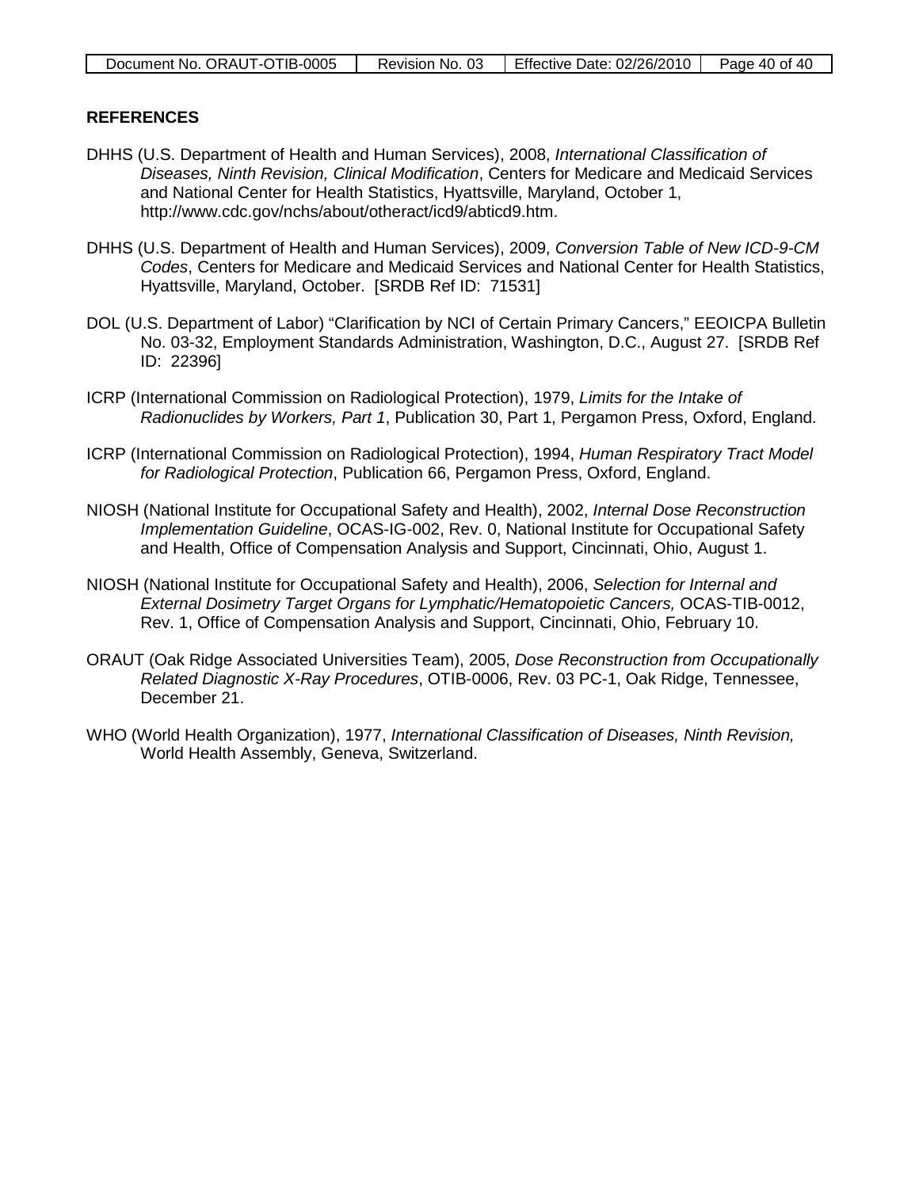## REFERENCES

DHHS (U.S. Department of Health and Human Services), 2008, *International Classification of Diseases, Ninth Revision, Clinical Modification*, Centers for Medicare and Medicaid Services and National Center for Health Statistics, Hyattsville, Maryland, October 1, http://www.cdc.gov/nchs/about/otheract/icd9/abticd9.htm.

DHHS (U.S. Department of Health and Human Services), 2009, *Conversion Table of New ICD-9-CM Codes*, Centers for Medicare and Medicaid Services and National Center for Health Statistics, Hyattsville, Maryland, October. [SRDB Ref ID: 71531]

DOL (U.S. Department of Labor) "Clarification by NCI of Certain Primary Cancers," EEOICPA Bulletin No. 03-32, Employment Standards Administration, Washington, D.C., August 27. [SRDB Ref ID: 22396]

ICRP (International Commission on Radiological Protection), 1979, *Limits for the Intake of Radionuclides by Workers, Part 1*, Publication 30, Part 1, Pergamon Press, Oxford, England.

ICRP (International Commission on Radiological Protection), 1994, *Human Respiratory Tract Model for Radiological Protection*, Publication 66, Pergamon Press, Oxford, England.

NIOSH (National Institute for Occupational Safety and Health), 2002, *Internal Dose Reconstruction Implementation Guideline*, OCAS-IG-002, Rev. 0, National Institute for Occupational Safety and Health, Office of Compensation Analysis and Support, Cincinnati, Ohio, August 1.

NIOSH (National Institute for Occupational Safety and Health), 2006, *Selection for Internal and External Dosimetry Target Organs for Lymphatic/Hematopoietic Cancers,* OCAS-TIB-0012, Rev. 1, Office of Compensation Analysis and Support, Cincinnati, Ohio, February 10.

ORAUT (Oak Ridge Associated Universities Team), 2005, *Dose Reconstruction from Occupationally Related Diagnostic X-Ray Procedures*, OTIB-0006, Rev. 03 PC-1, Oak Ridge, Tennessee, December 21.

WHO (World Health Organization), 1977, *International Classification of Diseases, Ninth Revision,* World Health Assembly, Geneva, Switzerland.